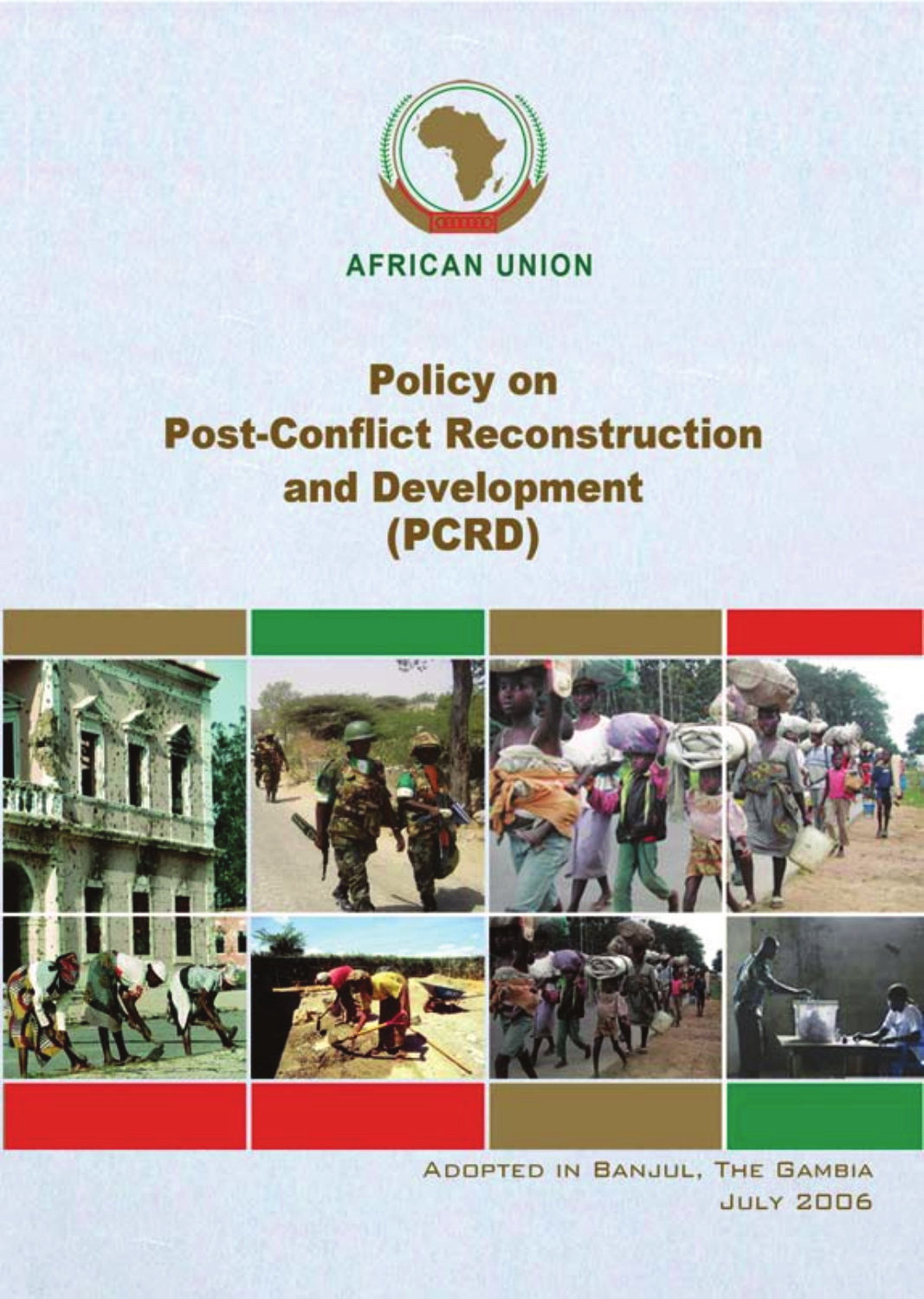AFRICAN UNION

# Policy on Post-Conflict Reconstruction and Development (PCRD)

ADOPTED IN BANJUL, THE GAMBIA
JULY 2006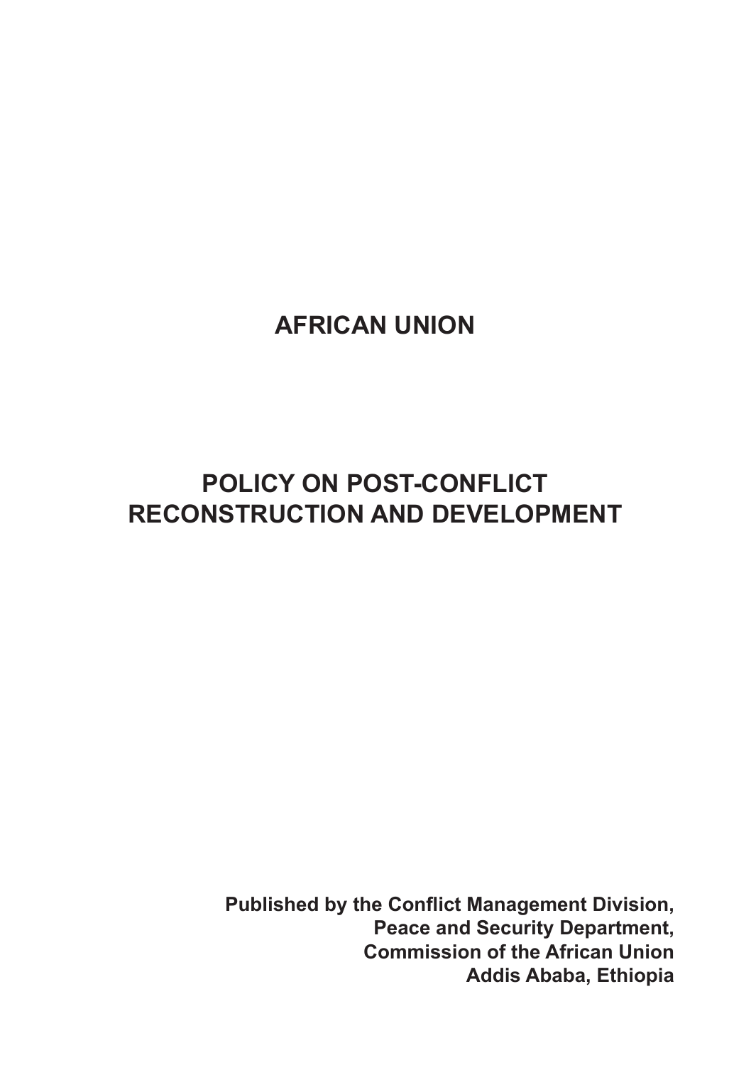# AFRICAN UNION

# POLICY ON POST-CONFLICT RECONSTRUCTION AND DEVELOPMENT

**Published by the Conflict Management Division,**
**Peace and Security Department,**
**Commission of the African Union**
**Addis Ababa, Ethiopia**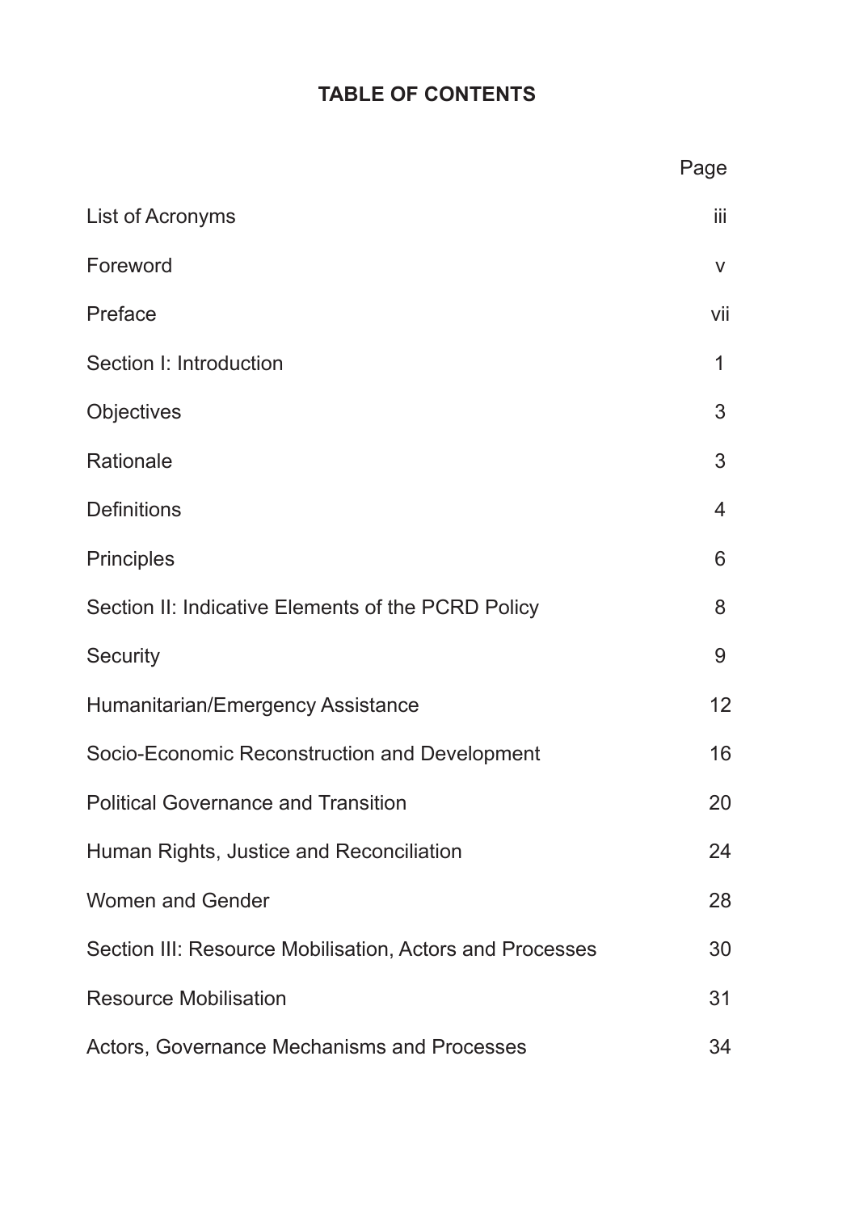# TABLE OF CONTENTS

| | Page |
|---|---|
| List of Acronyms | iii |
| Foreword | v |
| Preface | vii |
| Section I: Introduction | 1 |
| Objectives | 3 |
| Rationale | 3 |
| Definitions | 4 |
| Principles | 6 |
| Section II: Indicative Elements of the PCRD Policy | 8 |
| Security | 9 |
| Humanitarian/Emergency Assistance | 12 |
| Socio-Economic Reconstruction and Development | 16 |
| Political Governance and Transition | 20 |
| Human Rights, Justice and Reconciliation | 24 |
| Women and Gender | 28 |
| Section III: Resource Mobilisation, Actors and Processes | 30 |
| Resource Mobilisation | 31 |
| Actors, Governance Mechanisms and Processes | 34 |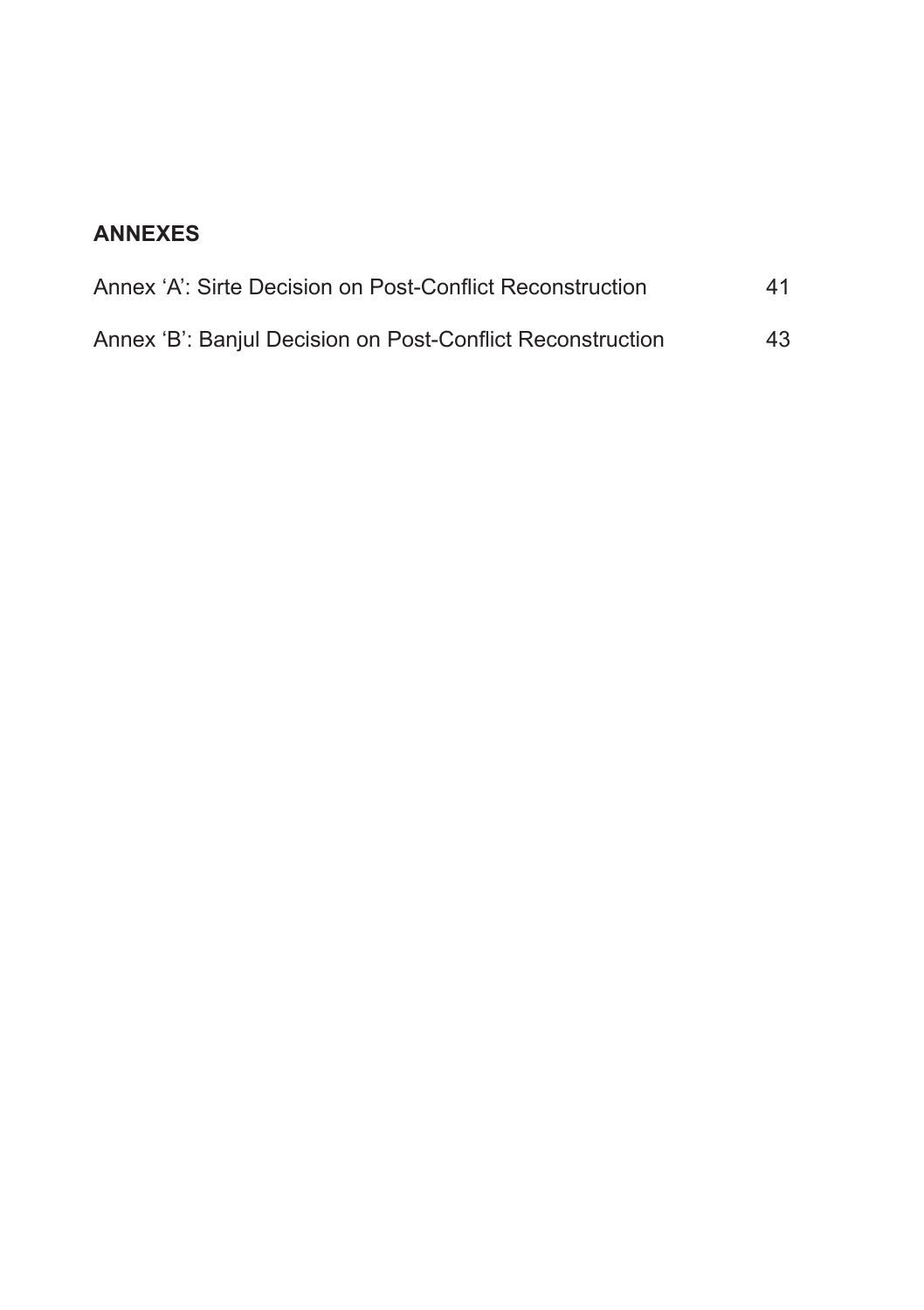## ANNEXES

| | |
|---|---|
| Annex 'A': Sirte Decision on Post-Conflict Reconstruction | 41 |
| Annex 'B': Banjul Decision on Post-Conflict Reconstruction | 43 |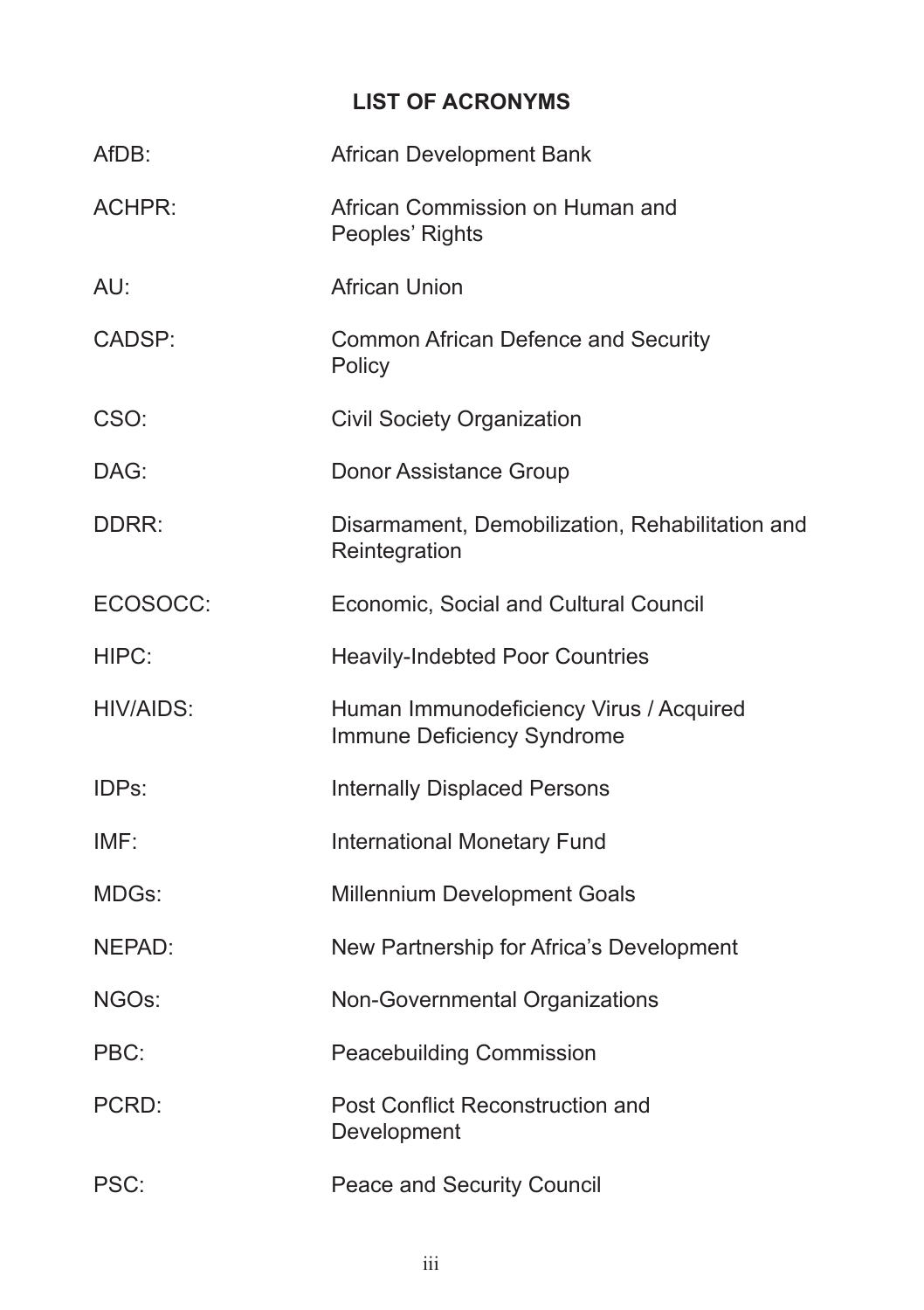## LIST OF ACRONYMS

| | |
|---|---|
| AfDB: | African Development Bank |
| ACHPR: | African Commission on Human and Peoples' Rights |
| AU: | African Union |
| CADSP: | Common African Defence and Security Policy |
| CSO: | Civil Society Organization |
| DAG: | Donor Assistance Group |
| DDRR: | Disarmament, Demobilization, Rehabilitation and Reintegration |
| ECOSOCC: | Economic, Social and Cultural Council |
| HIPC: | Heavily-Indebted Poor Countries |
| HIV/AIDS: | Human Immunodeficiency Virus / Acquired Immune Deficiency Syndrome |
| IDPs: | Internally Displaced Persons |
| IMF: | International Monetary Fund |
| MDGs: | Millennium Development Goals |
| NEPAD: | New Partnership for Africa's Development |
| NGOs: | Non-Governmental Organizations |
| PBC: | Peacebuilding Commission |
| PCRD: | Post Conflict Reconstruction and Development |
| PSC: | Peace and Security Council |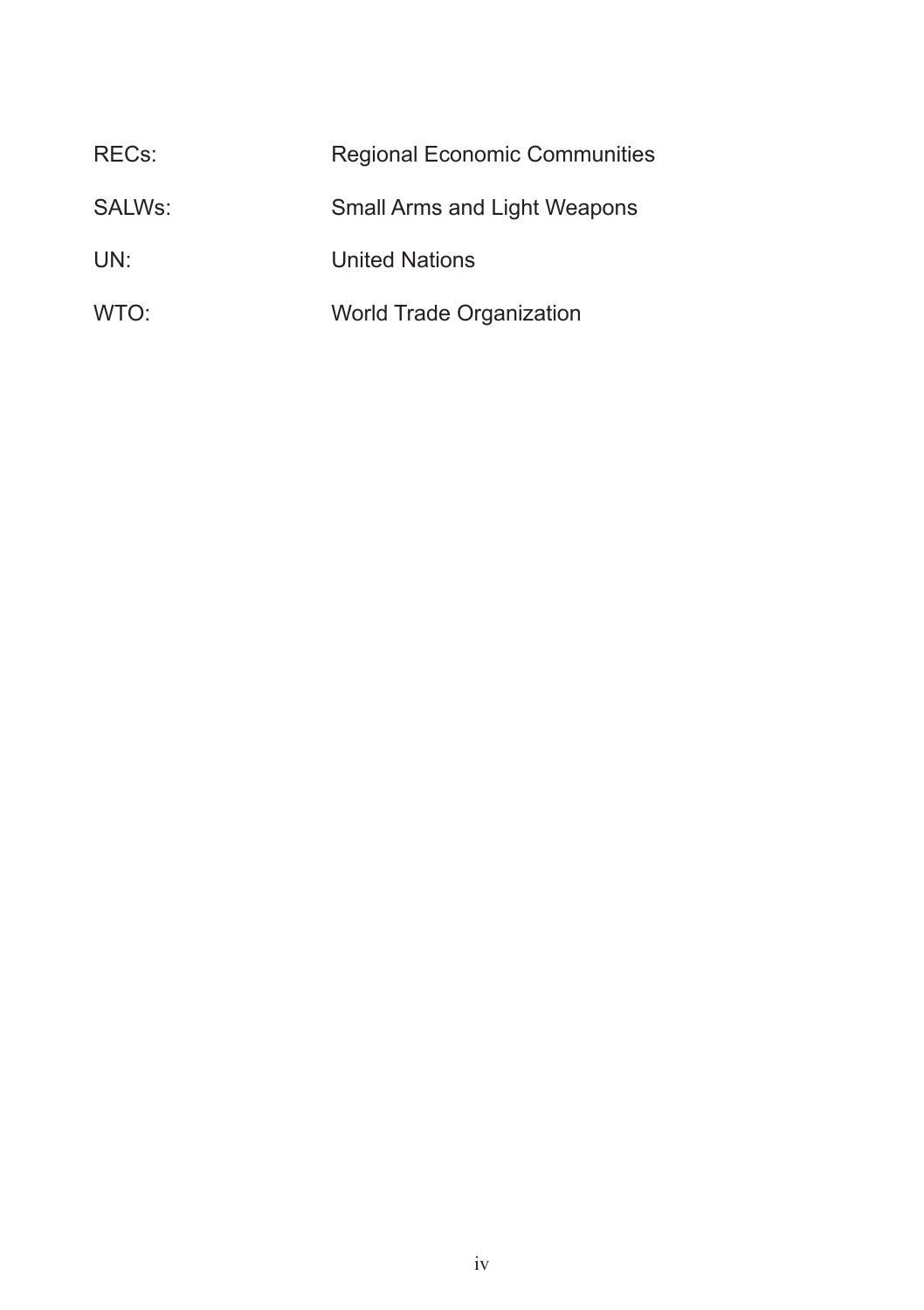| | |
|---|---|
| RECs: | Regional Economic Communities |
| SALWs: | Small Arms and Light Weapons |
| UN: | United Nations |
| WTO: | World Trade Organization |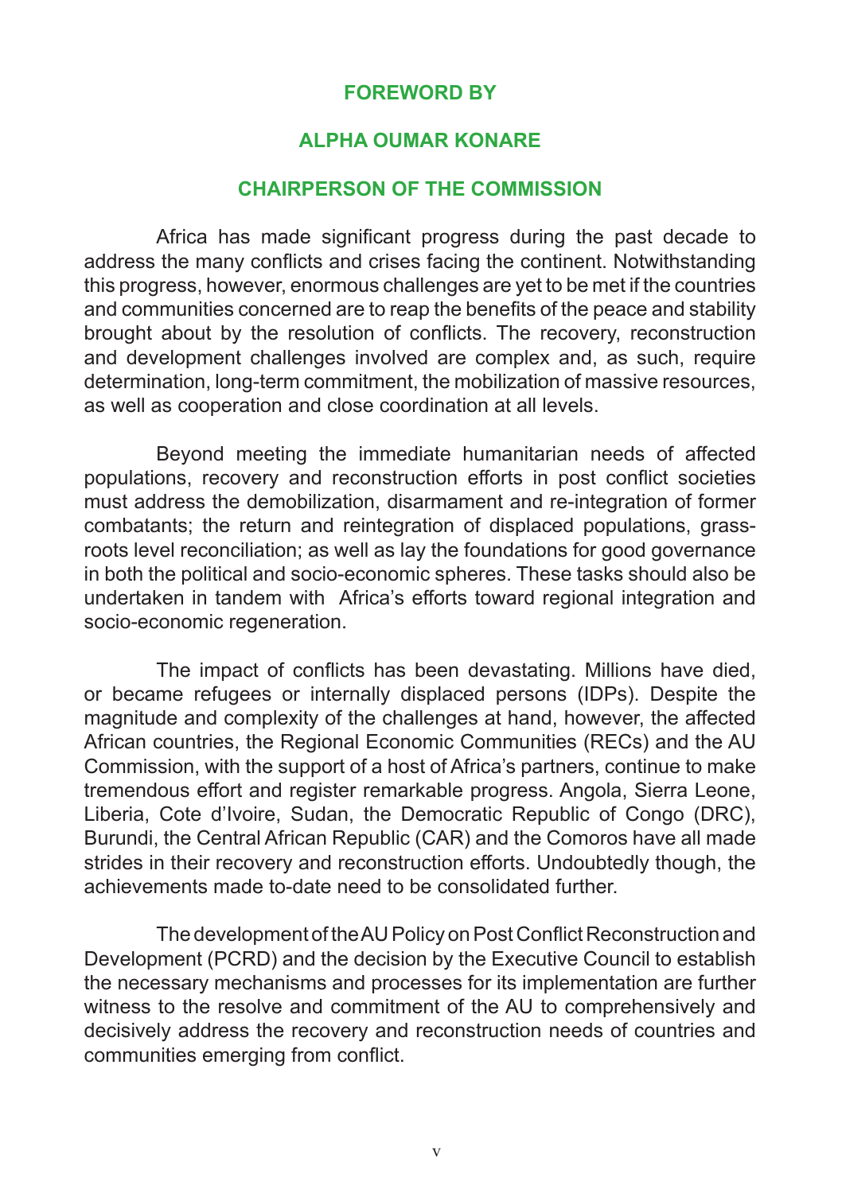## FOREWORD BY

## ALPHA OUMAR KONARE

## CHAIRPERSON OF THE COMMISSION

Africa has made significant progress during the past decade to address the many conflicts and crises facing the continent. Notwithstanding this progress, however, enormous challenges are yet to be met if the countries and communities concerned are to reap the benefits of the peace and stability brought about by the resolution of conflicts. The recovery, reconstruction and development challenges involved are complex and, as such, require determination, long-term commitment, the mobilization of massive resources, as well as cooperation and close coordination at all levels.

Beyond meeting the immediate humanitarian needs of affected populations, recovery and reconstruction efforts in post conflict societies must address the demobilization, disarmament and re-integration of former combatants; the return and reintegration of displaced populations, grass-roots level reconciliation; as well as lay the foundations for good governance in both the political and socio-economic spheres. These tasks should also be undertaken in tandem with Africa's efforts toward regional integration and socio-economic regeneration.

The impact of conflicts has been devastating. Millions have died, or became refugees or internally displaced persons (IDPs). Despite the magnitude and complexity of the challenges at hand, however, the affected African countries, the Regional Economic Communities (RECs) and the AU Commission, with the support of a host of Africa's partners, continue to make tremendous effort and register remarkable progress. Angola, Sierra Leone, Liberia, Cote d'Ivoire, Sudan, the Democratic Republic of Congo (DRC), Burundi, the Central African Republic (CAR) and the Comoros have all made strides in their recovery and reconstruction efforts. Undoubtedly though, the achievements made to-date need to be consolidated further.

The development of the AU Policy on Post Conflict Reconstruction and Development (PCRD) and the decision by the Executive Council to establish the necessary mechanisms and processes for its implementation are further witness to the resolve and commitment of the AU to comprehensively and decisively address the recovery and reconstruction needs of countries and communities emerging from conflict.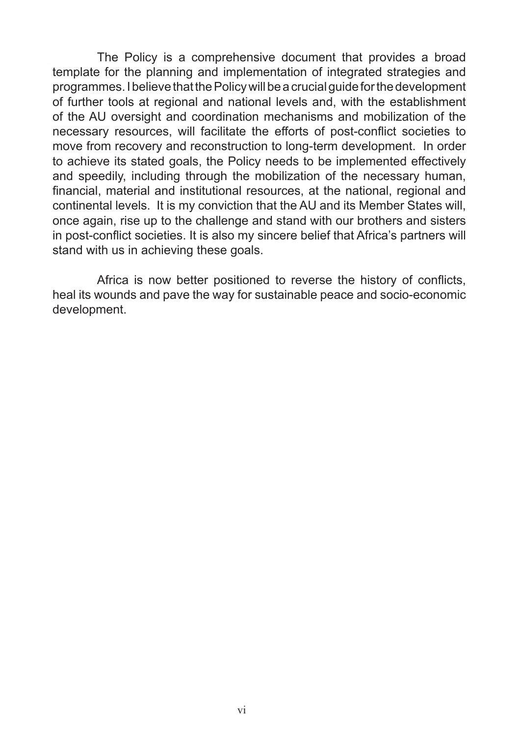The Policy is a comprehensive document that provides a broad template for the planning and implementation of integrated strategies and programmes. I believe that the Policy will be a crucial guide for the development of further tools at regional and national levels and, with the establishment of the AU oversight and coordination mechanisms and mobilization of the necessary resources, will facilitate the efforts of post-conflict societies to move from recovery and reconstruction to long-term development. In order to achieve its stated goals, the Policy needs to be implemented effectively and speedily, including through the mobilization of the necessary human, financial, material and institutional resources, at the national, regional and continental levels. It is my conviction that the AU and its Member States will, once again, rise up to the challenge and stand with our brothers and sisters in post-conflict societies. It is also my sincere belief that Africa's partners will stand with us in achieving these goals.

Africa is now better positioned to reverse the history of conflicts, heal its wounds and pave the way for sustainable peace and socio-economic development.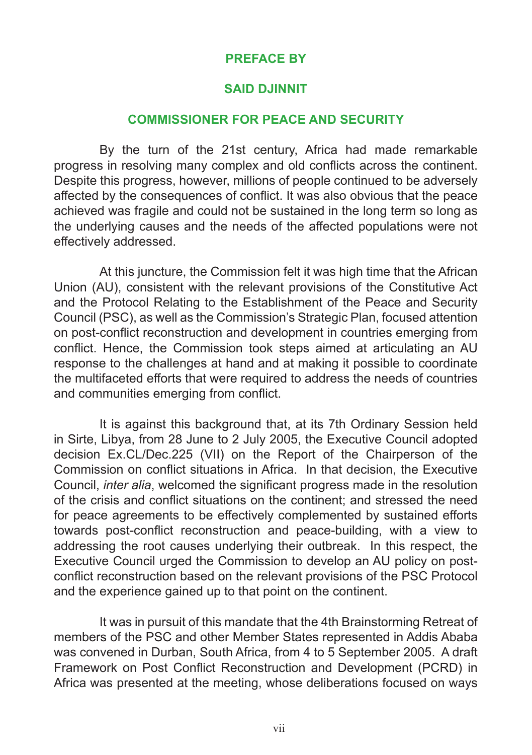## PREFACE BY

## SAID DJINNIT

## COMMISSIONER FOR PEACE AND SECURITY

By the turn of the 21st century, Africa had made remarkable progress in resolving many complex and old conflicts across the continent. Despite this progress, however, millions of people continued to be adversely affected by the consequences of conflict. It was also obvious that the peace achieved was fragile and could not be sustained in the long term so long as the underlying causes and the needs of the affected populations were not effectively addressed.

At this juncture, the Commission felt it was high time that the African Union (AU), consistent with the relevant provisions of the Constitutive Act and the Protocol Relating to the Establishment of the Peace and Security Council (PSC), as well as the Commission's Strategic Plan, focused attention on post-conflict reconstruction and development in countries emerging from conflict. Hence, the Commission took steps aimed at articulating an AU response to the challenges at hand and at making it possible to coordinate the multifaceted efforts that were required to address the needs of countries and communities emerging from conflict.

It is against this background that, at its 7th Ordinary Session held in Sirte, Libya, from 28 June to 2 July 2005, the Executive Council adopted decision Ex.CL/Dec.225 (VII) on the Report of the Chairperson of the Commission on conflict situations in Africa. In that decision, the Executive Council, *inter alia*, welcomed the significant progress made in the resolution of the crisis and conflict situations on the continent; and stressed the need for peace agreements to be effectively complemented by sustained efforts towards post-conflict reconstruction and peace-building, with a view to addressing the root causes underlying their outbreak. In this respect, the Executive Council urged the Commission to develop an AU policy on post-conflict reconstruction based on the relevant provisions of the PSC Protocol and the experience gained up to that point on the continent.

It was in pursuit of this mandate that the 4th Brainstorming Retreat of members of the PSC and other Member States represented in Addis Ababa was convened in Durban, South Africa, from 4 to 5 September 2005. A draft Framework on Post Conflict Reconstruction and Development (PCRD) in Africa was presented at the meeting, whose deliberations focused on ways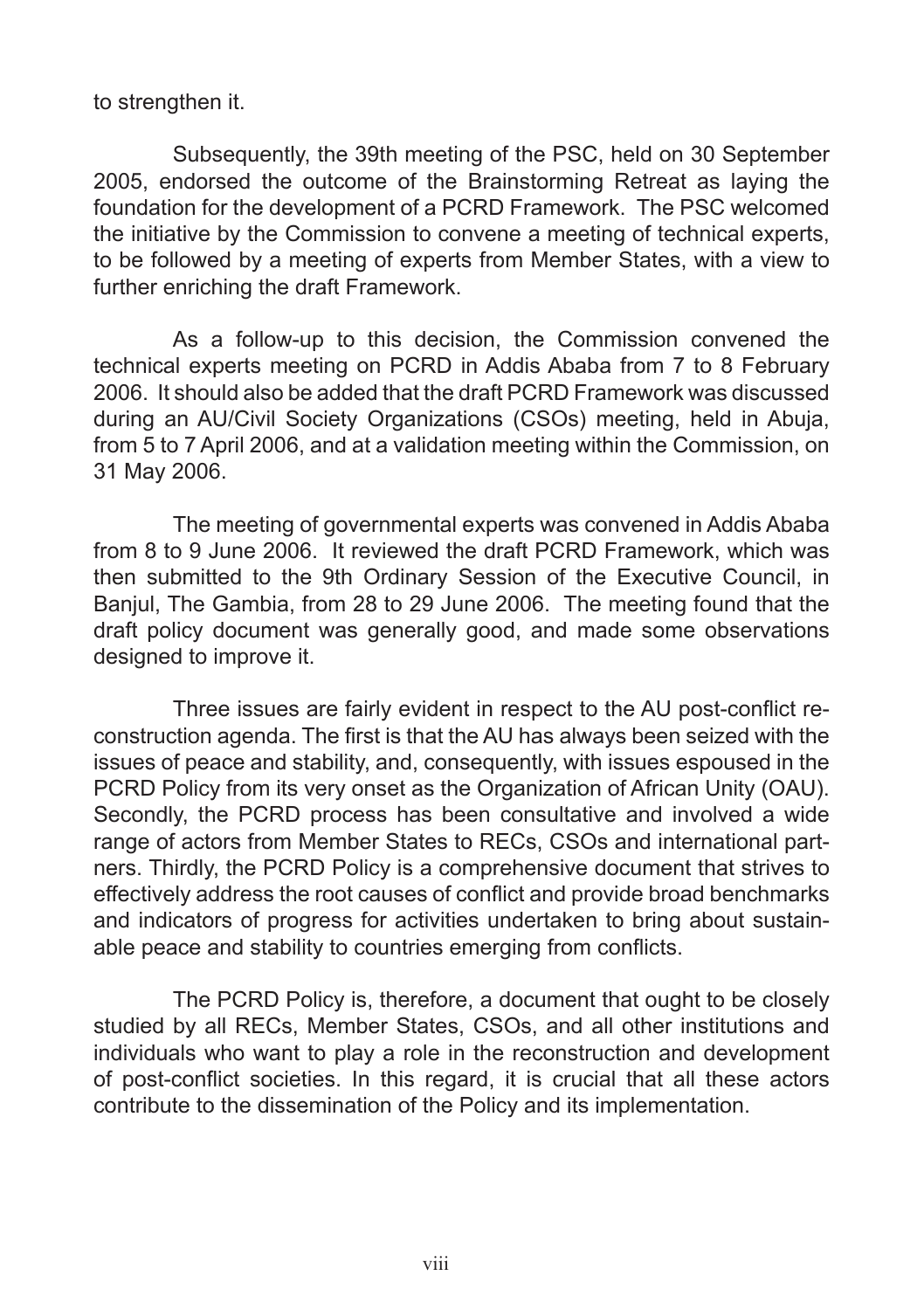to strengthen it.

Subsequently, the 39th meeting of the PSC, held on 30 September 2005, endorsed the outcome of the Brainstorming Retreat as laying the foundation for the development of a PCRD Framework. The PSC welcomed the initiative by the Commission to convene a meeting of technical experts, to be followed by a meeting of experts from Member States, with a view to further enriching the draft Framework.

As a follow-up to this decision, the Commission convened the technical experts meeting on PCRD in Addis Ababa from 7 to 8 February 2006. It should also be added that the draft PCRD Framework was discussed during an AU/Civil Society Organizations (CSOs) meeting, held in Abuja, from 5 to 7 April 2006, and at a validation meeting within the Commission, on 31 May 2006.

The meeting of governmental experts was convened in Addis Ababa from 8 to 9 June 2006. It reviewed the draft PCRD Framework, which was then submitted to the 9th Ordinary Session of the Executive Council, in Banjul, The Gambia, from 28 to 29 June 2006. The meeting found that the draft policy document was generally good, and made some observations designed to improve it.

Three issues are fairly evident in respect to the AU post-conflict reconstruction agenda. The first is that the AU has always been seized with the issues of peace and stability, and, consequently, with issues espoused in the PCRD Policy from its very onset as the Organization of African Unity (OAU). Secondly, the PCRD process has been consultative and involved a wide range of actors from Member States to RECs, CSOs and international partners. Thirdly, the PCRD Policy is a comprehensive document that strives to effectively address the root causes of conflict and provide broad benchmarks and indicators of progress for activities undertaken to bring about sustainable peace and stability to countries emerging from conflicts.

The PCRD Policy is, therefore, a document that ought to be closely studied by all RECs, Member States, CSOs, and all other institutions and individuals who want to play a role in the reconstruction and development of post-conflict societies. In this regard, it is crucial that all these actors contribute to the dissemination of the Policy and its implementation.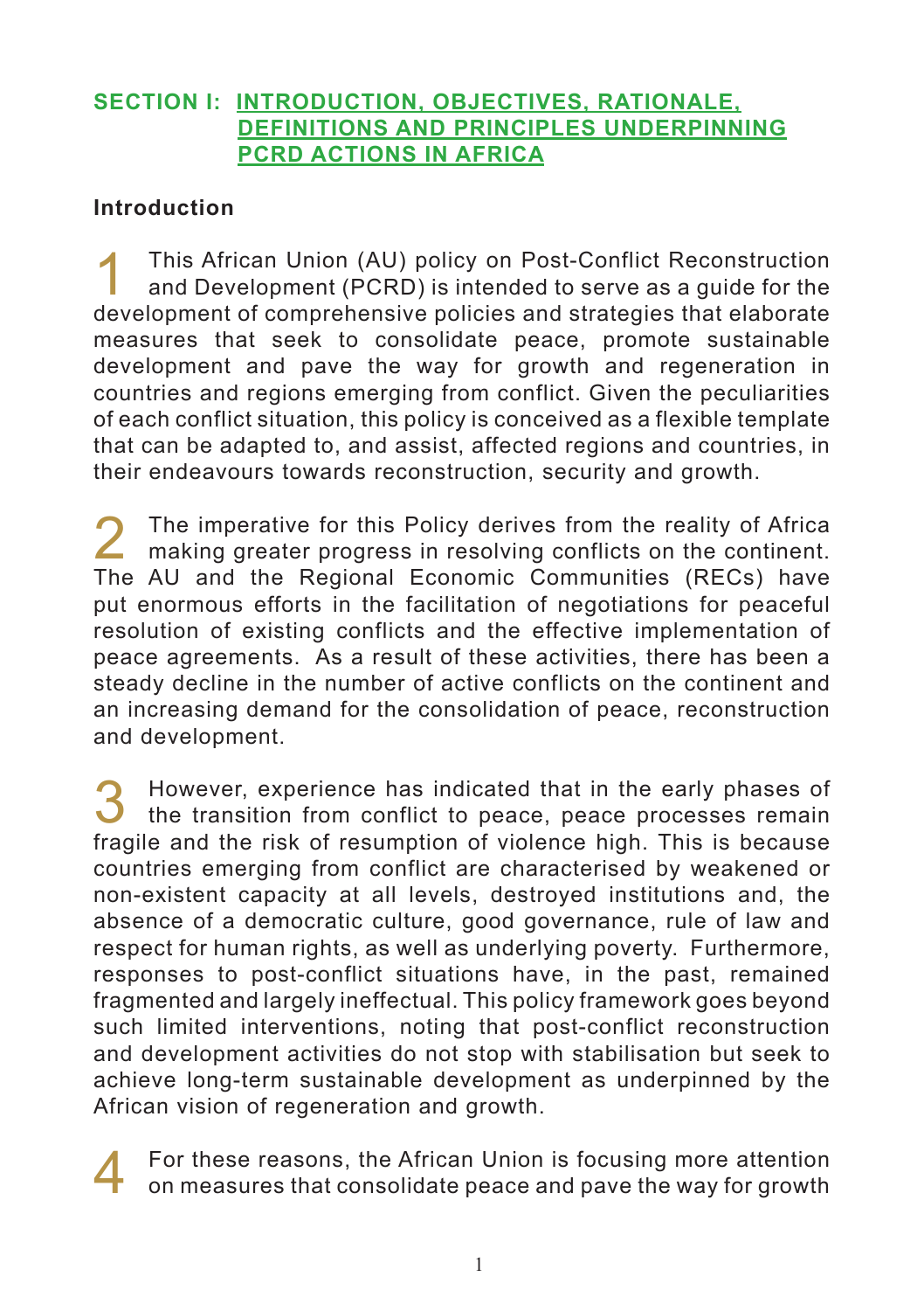## SECTION I: INTRODUCTION, OBJECTIVES, RATIONALE, DEFINITIONS AND PRINCIPLES UNDERPINNING PCRD ACTIONS IN AFRICA

### Introduction

1 This African Union (AU) policy on Post-Conflict Reconstruction and Development (PCRD) is intended to serve as a guide for the development of comprehensive policies and strategies that elaborate measures that seek to consolidate peace, promote sustainable development and pave the way for growth and regeneration in countries and regions emerging from conflict. Given the peculiarities of each conflict situation, this policy is conceived as a flexible template that can be adapted to, and assist, affected regions and countries, in their endeavours towards reconstruction, security and growth.

2 The imperative for this Policy derives from the reality of Africa making greater progress in resolving conflicts on the continent. The AU and the Regional Economic Communities (RECs) have put enormous efforts in the facilitation of negotiations for peaceful resolution of existing conflicts and the effective implementation of peace agreements. As a result of these activities, there has been a steady decline in the number of active conflicts on the continent and an increasing demand for the consolidation of peace, reconstruction and development.

3 However, experience has indicated that in the early phases of the transition from conflict to peace, peace processes remain fragile and the risk of resumption of violence high. This is because countries emerging from conflict are characterised by weakened or non-existent capacity at all levels, destroyed institutions and, the absence of a democratic culture, good governance, rule of law and respect for human rights, as well as underlying poverty. Furthermore, responses to post-conflict situations have, in the past, remained fragmented and largely ineffectual. This policy framework goes beyond such limited interventions, noting that post-conflict reconstruction and development activities do not stop with stabilisation but seek to achieve long-term sustainable development as underpinned by the African vision of regeneration and growth.

4 For these reasons, the African Union is focusing more attention on measures that consolidate peace and pave the way for growth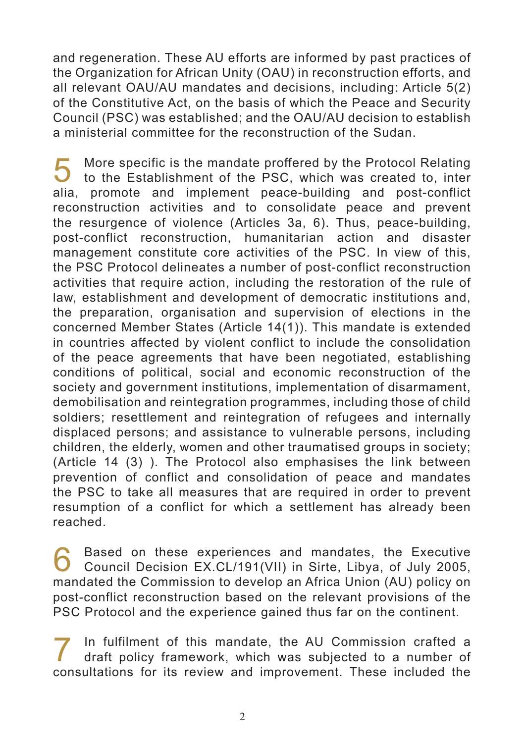and regeneration. These AU efforts are informed by past practices of the Organization for African Unity (OAU) in reconstruction efforts, and all relevant OAU/AU mandates and decisions, including: Article 5(2) of the Constitutive Act, on the basis of which the Peace and Security Council (PSC) was established; and the OAU/AU decision to establish a ministerial committee for the reconstruction of the Sudan.

5 More specific is the mandate proffered by the Protocol Relating to the Establishment of the PSC, which was created to, inter alia, promote and implement peace-building and post-conflict reconstruction activities and to consolidate peace and prevent the resurgence of violence (Articles 3a, 6). Thus, peace-building, post-conflict reconstruction, humanitarian action and disaster management constitute core activities of the PSC. In view of this, the PSC Protocol delineates a number of post-conflict reconstruction activities that require action, including the restoration of the rule of law, establishment and development of democratic institutions and, the preparation, organisation and supervision of elections in the concerned Member States (Article 14(1)). This mandate is extended in countries affected by violent conflict to include the consolidation of the peace agreements that have been negotiated, establishing conditions of political, social and economic reconstruction of the society and government institutions, implementation of disarmament, demobilisation and reintegration programmes, including those of child soldiers; resettlement and reintegration of refugees and internally displaced persons; and assistance to vulnerable persons, including children, the elderly, women and other traumatised groups in society; (Article 14 (3) ). The Protocol also emphasises the link between prevention of conflict and consolidation of peace and mandates the PSC to take all measures that are required in order to prevent resumption of a conflict for which a settlement has already been reached.

6 Based on these experiences and mandates, the Executive Council Decision EX.CL/191(VII) in Sirte, Libya, of July 2005, mandated the Commission to develop an Africa Union (AU) policy on post-conflict reconstruction based on the relevant provisions of the PSC Protocol and the experience gained thus far on the continent.

7 In fulfilment of this mandate, the AU Commission crafted a draft policy framework, which was subjected to a number of consultations for its review and improvement. These included the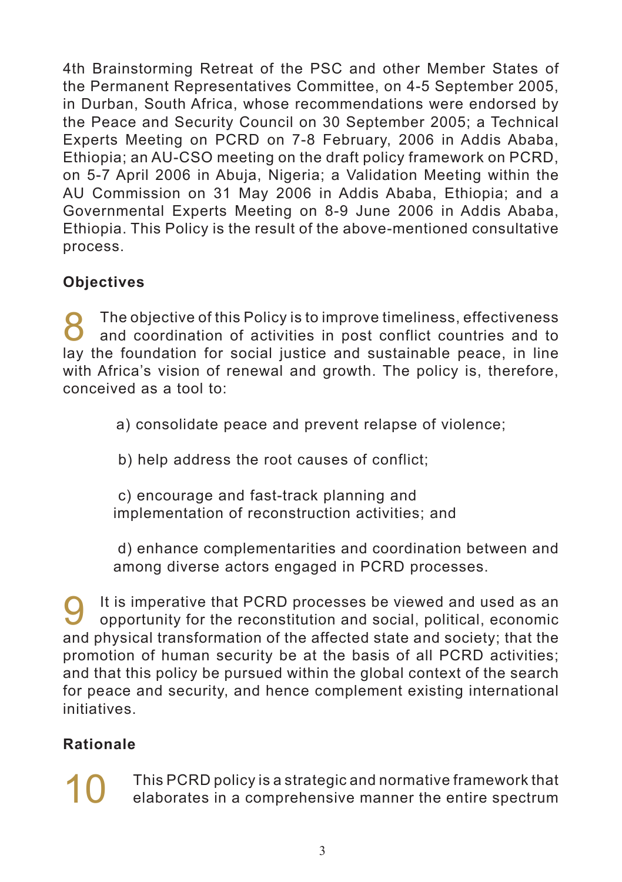4th Brainstorming Retreat of the PSC and other Member States of the Permanent Representatives Committee, on 4-5 September 2005, in Durban, South Africa, whose recommendations were endorsed by the Peace and Security Council on 30 September 2005; a Technical Experts Meeting on PCRD on 7-8 February, 2006 in Addis Ababa, Ethiopia; an AU-CSO meeting on the draft policy framework on PCRD, on 5-7 April 2006 in Abuja, Nigeria; a Validation Meeting within the AU Commission on 31 May 2006 in Addis Ababa, Ethiopia; and a Governmental Experts Meeting on 8-9 June 2006 in Addis Ababa, Ethiopia. This Policy is the result of the above-mentioned consultative process.

## Objectives

8 The objective of this Policy is to improve timeliness, effectiveness and coordination of activities in post conflict countries and to lay the foundation for social justice and sustainable peace, in line with Africa's vision of renewal and growth. The policy is, therefore, conceived as a tool to:

a) consolidate peace and prevent relapse of violence;

b) help address the root causes of conflict;

c) encourage and fast-track planning and implementation of reconstruction activities; and

d) enhance complementarities and coordination between and among diverse actors engaged in PCRD processes.

9 It is imperative that PCRD processes be viewed and used as an opportunity for the reconstitution and social, political, economic and physical transformation of the affected state and society; that the promotion of human security be at the basis of all PCRD activities; and that this policy be pursued within the global context of the search for peace and security, and hence complement existing international initiatives.

## Rationale

10 This PCRD policy is a strategic and normative framework that elaborates in a comprehensive manner the entire spectrum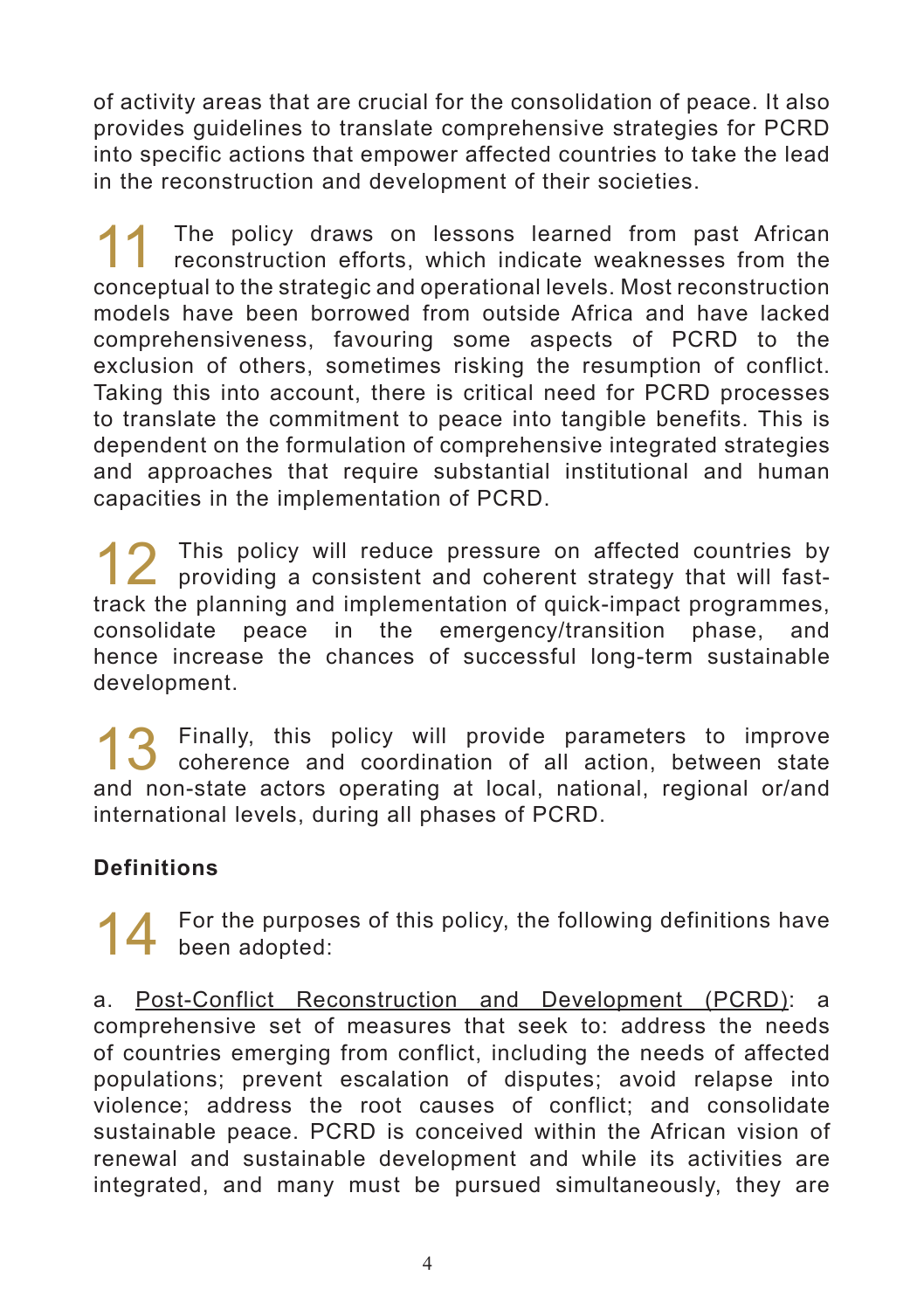of activity areas that are crucial for the consolidation of peace. It also provides guidelines to translate comprehensive strategies for PCRD into specific actions that empower affected countries to take the lead in the reconstruction and development of their societies.

11 The policy draws on lessons learned from past African reconstruction efforts, which indicate weaknesses from the conceptual to the strategic and operational levels. Most reconstruction models have been borrowed from outside Africa and have lacked comprehensiveness, favouring some aspects of PCRD to the exclusion of others, sometimes risking the resumption of conflict. Taking this into account, there is critical need for PCRD processes to translate the commitment to peace into tangible benefits. This is dependent on the formulation of comprehensive integrated strategies and approaches that require substantial institutional and human capacities in the implementation of PCRD.

12 This policy will reduce pressure on affected countries by providing a consistent and coherent strategy that will fast-track the planning and implementation of quick-impact programmes, consolidate peace in the emergency/transition phase, and hence increase the chances of successful long-term sustainable development.

13 Finally, this policy will provide parameters to improve coherence and coordination of all action, between state and non-state actors operating at local, national, regional or/and international levels, during all phases of PCRD.

**Definitions**

14 For the purposes of this policy, the following definitions have been adopted:

a. <u>Post-Conflict Reconstruction and Development (PCRD)</u>: a comprehensive set of measures that seek to: address the needs of countries emerging from conflict, including the needs of affected populations; prevent escalation of disputes; avoid relapse into violence; address the root causes of conflict; and consolidate sustainable peace. PCRD is conceived within the African vision of renewal and sustainable development and while its activities are integrated, and many must be pursued simultaneously, they are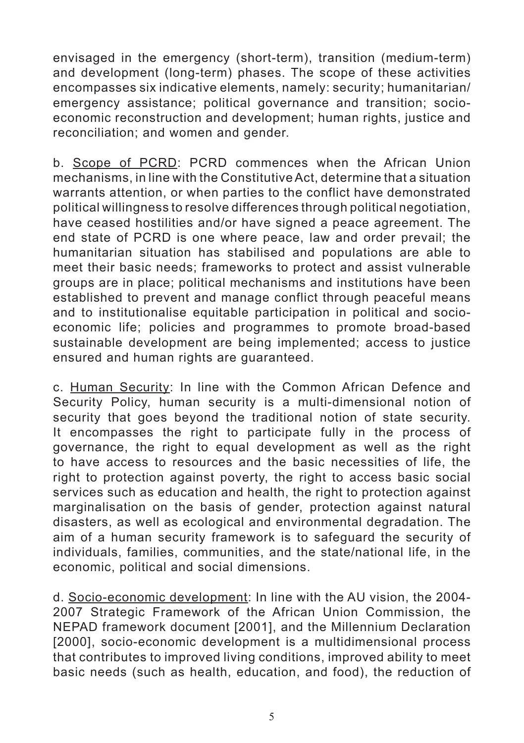envisaged in the emergency (short-term), transition (medium-term) and development (long-term) phases. The scope of these activities encompasses six indicative elements, namely: security; humanitarian/ emergency assistance; political governance and transition; socio-economic reconstruction and development; human rights, justice and reconciliation; and women and gender.

b. Scope of PCRD: PCRD commences when the African Union mechanisms, in line with the Constitutive Act, determine that a situation warrants attention, or when parties to the conflict have demonstrated political willingness to resolve differences through political negotiation, have ceased hostilities and/or have signed a peace agreement. The end state of PCRD is one where peace, law and order prevail; the humanitarian situation has stabilised and populations are able to meet their basic needs; frameworks to protect and assist vulnerable groups are in place; political mechanisms and institutions have been established to prevent and manage conflict through peaceful means and to institutionalise equitable participation in political and socio-economic life; policies and programmes to promote broad-based sustainable development are being implemented; access to justice ensured and human rights are guaranteed.

c. Human Security: In line with the Common African Defence and Security Policy, human security is a multi-dimensional notion of security that goes beyond the traditional notion of state security. It encompasses the right to participate fully in the process of governance, the right to equal development as well as the right to have access to resources and the basic necessities of life, the right to protection against poverty, the right to access basic social services such as education and health, the right to protection against marginalisation on the basis of gender, protection against natural disasters, as well as ecological and environmental degradation. The aim of a human security framework is to safeguard the security of individuals, families, communities, and the state/national life, in the economic, political and social dimensions.

d. Socio-economic development: In line with the AU vision, the 2004-2007 Strategic Framework of the African Union Commission, the NEPAD framework document [2001], and the Millennium Declaration [2000], socio-economic development is a multidimensional process that contributes to improved living conditions, improved ability to meet basic needs (such as health, education, and food), the reduction of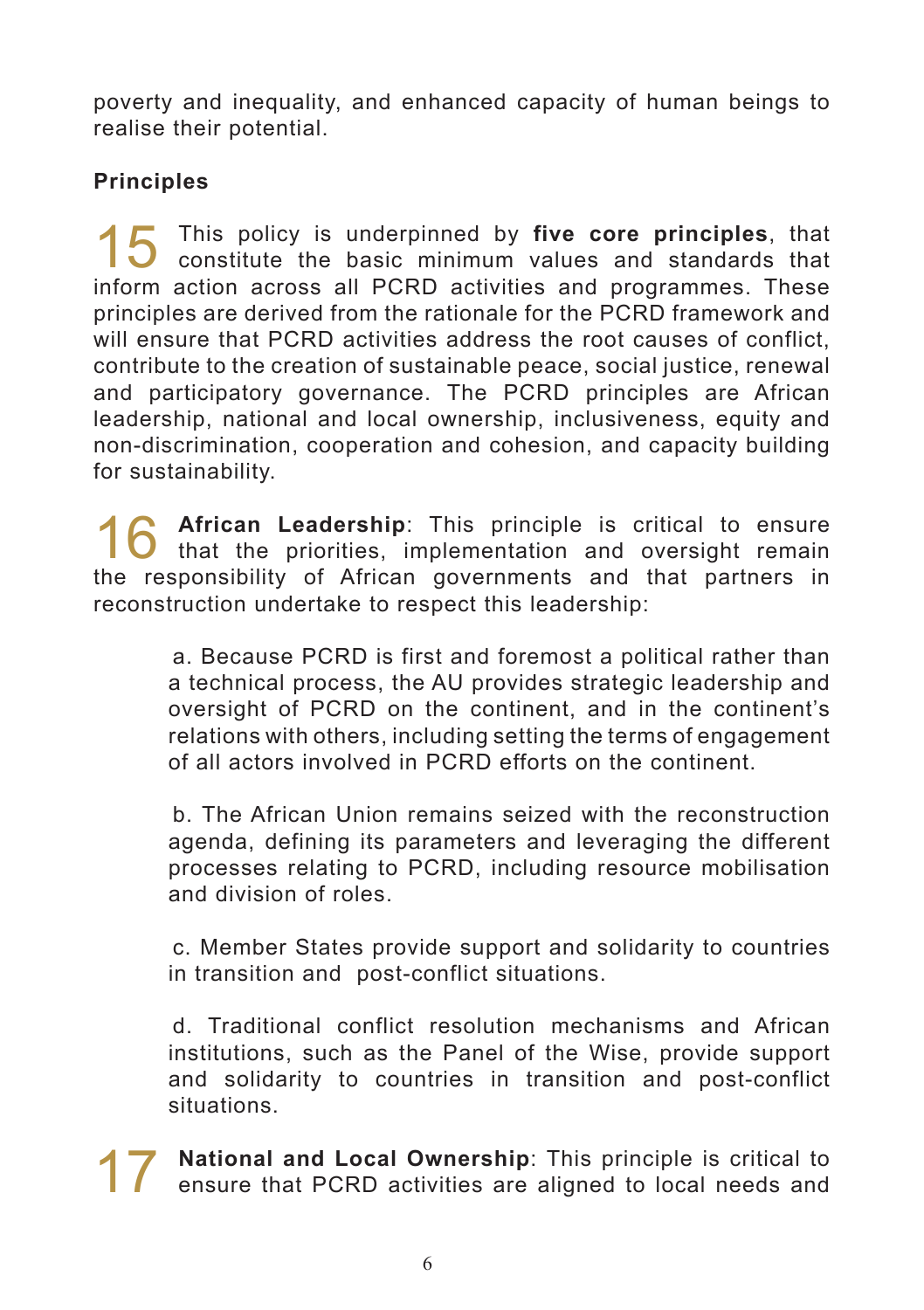poverty and inequality, and enhanced capacity of human beings to realise their potential.

**Principles**

15 This policy is underpinned by **five core principles**, that constitute the basic minimum values and standards that inform action across all PCRD activities and programmes. These principles are derived from the rationale for the PCRD framework and will ensure that PCRD activities address the root causes of conflict, contribute to the creation of sustainable peace, social justice, renewal and participatory governance. The PCRD principles are African leadership, national and local ownership, inclusiveness, equity and non-discrimination, cooperation and cohesion, and capacity building for sustainability.

16 **African Leadership**: This principle is critical to ensure that the priorities, implementation and oversight remain the responsibility of African governments and that partners in reconstruction undertake to respect this leadership:

a. Because PCRD is first and foremost a political rather than a technical process, the AU provides strategic leadership and oversight of PCRD on the continent, and in the continent's relations with others, including setting the terms of engagement of all actors involved in PCRD efforts on the continent.

b. The African Union remains seized with the reconstruction agenda, defining its parameters and leveraging the different processes relating to PCRD, including resource mobilisation and division of roles.

c. Member States provide support and solidarity to countries in transition and post-conflict situations.

d. Traditional conflict resolution mechanisms and African institutions, such as the Panel of the Wise, provide support and solidarity to countries in transition and post-conflict situations.

17 **National and Local Ownership**: This principle is critical to ensure that PCRD activities are aligned to local needs and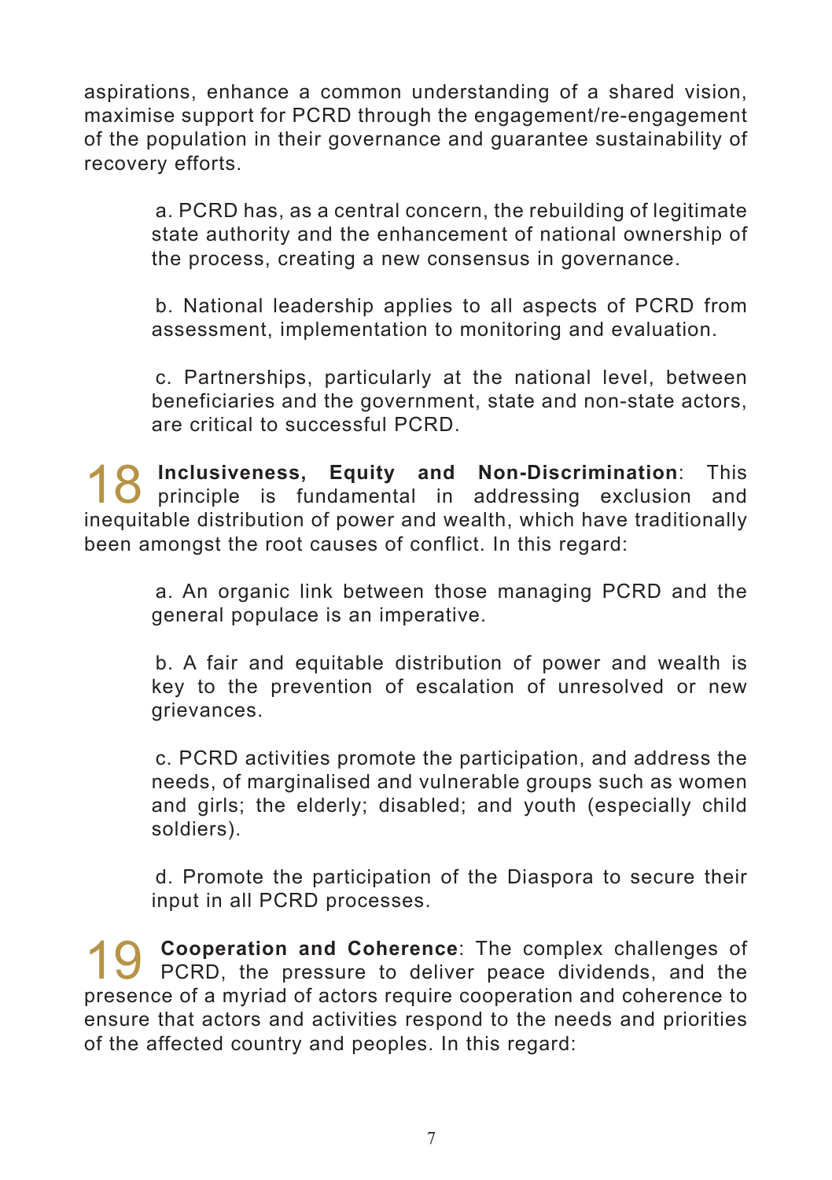aspirations, enhance a common understanding of a shared vision, maximise support for PCRD through the engagement/re-engagement of the population in their governance and guarantee sustainability of recovery efforts.

a. PCRD has, as a central concern, the rebuilding of legitimate state authority and the enhancement of national ownership of the process, creating a new consensus in governance.

b. National leadership applies to all aspects of PCRD from assessment, implementation to monitoring and evaluation.

c. Partnerships, particularly at the national level, between beneficiaries and the government, state and non-state actors, are critical to successful PCRD.

18 **Inclusiveness, Equity and Non-Discrimination**: This principle is fundamental in addressing exclusion and inequitable distribution of power and wealth, which have traditionally been amongst the root causes of conflict. In this regard:

a. An organic link between those managing PCRD and the general populace is an imperative.

b. A fair and equitable distribution of power and wealth is key to the prevention of escalation of unresolved or new grievances.

c. PCRD activities promote the participation, and address the needs, of marginalised and vulnerable groups such as women and girls; the elderly; disabled; and youth (especially child soldiers).

d. Promote the participation of the Diaspora to secure their input in all PCRD processes.

19 **Cooperation and Coherence**: The complex challenges of PCRD, the pressure to deliver peace dividends, and the presence of a myriad of actors require cooperation and coherence to ensure that actors and activities respond to the needs and priorities of the affected country and peoples. In this regard: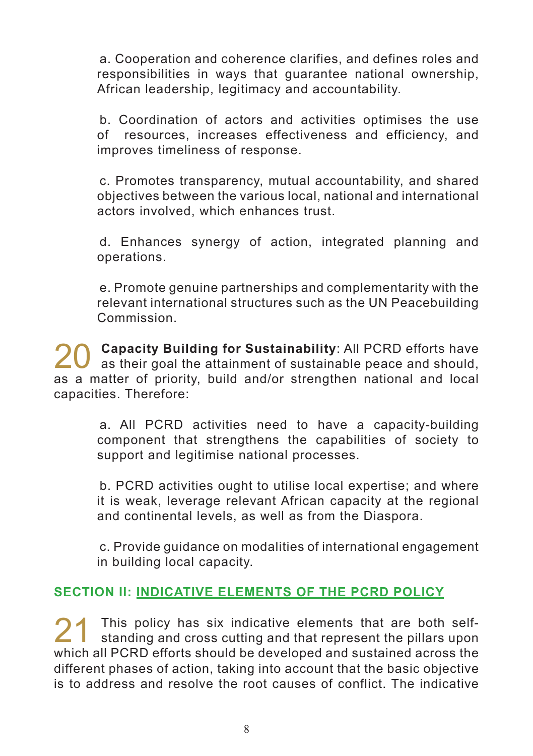a. Cooperation and coherence clarifies, and defines roles and responsibilities in ways that guarantee national ownership, African leadership, legitimacy and accountability.

b. Coordination of actors and activities optimises the use of resources, increases effectiveness and efficiency, and improves timeliness of response.

c. Promotes transparency, mutual accountability, and shared objectives between the various local, national and international actors involved, which enhances trust.

d. Enhances synergy of action, integrated planning and operations.

e. Promote genuine partnerships and complementarity with the relevant international structures such as the UN Peacebuilding Commission.

20 **Capacity Building for Sustainability**: All PCRD efforts have as their goal the attainment of sustainable peace and should, as a matter of priority, build and/or strengthen national and local capacities. Therefore:

a. All PCRD activities need to have a capacity-building component that strengthens the capabilities of society to support and legitimise national processes.

b. PCRD activities ought to utilise local expertise; and where it is weak, leverage relevant African capacity at the regional and continental levels, as well as from the Diaspora.

c. Provide guidance on modalities of international engagement in building local capacity.

## SECTION II: INDICATIVE ELEMENTS OF THE PCRD POLICY

21 This policy has six indicative elements that are both self-standing and cross cutting and that represent the pillars upon which all PCRD efforts should be developed and sustained across the different phases of action, taking into account that the basic objective is to address and resolve the root causes of conflict. The indicative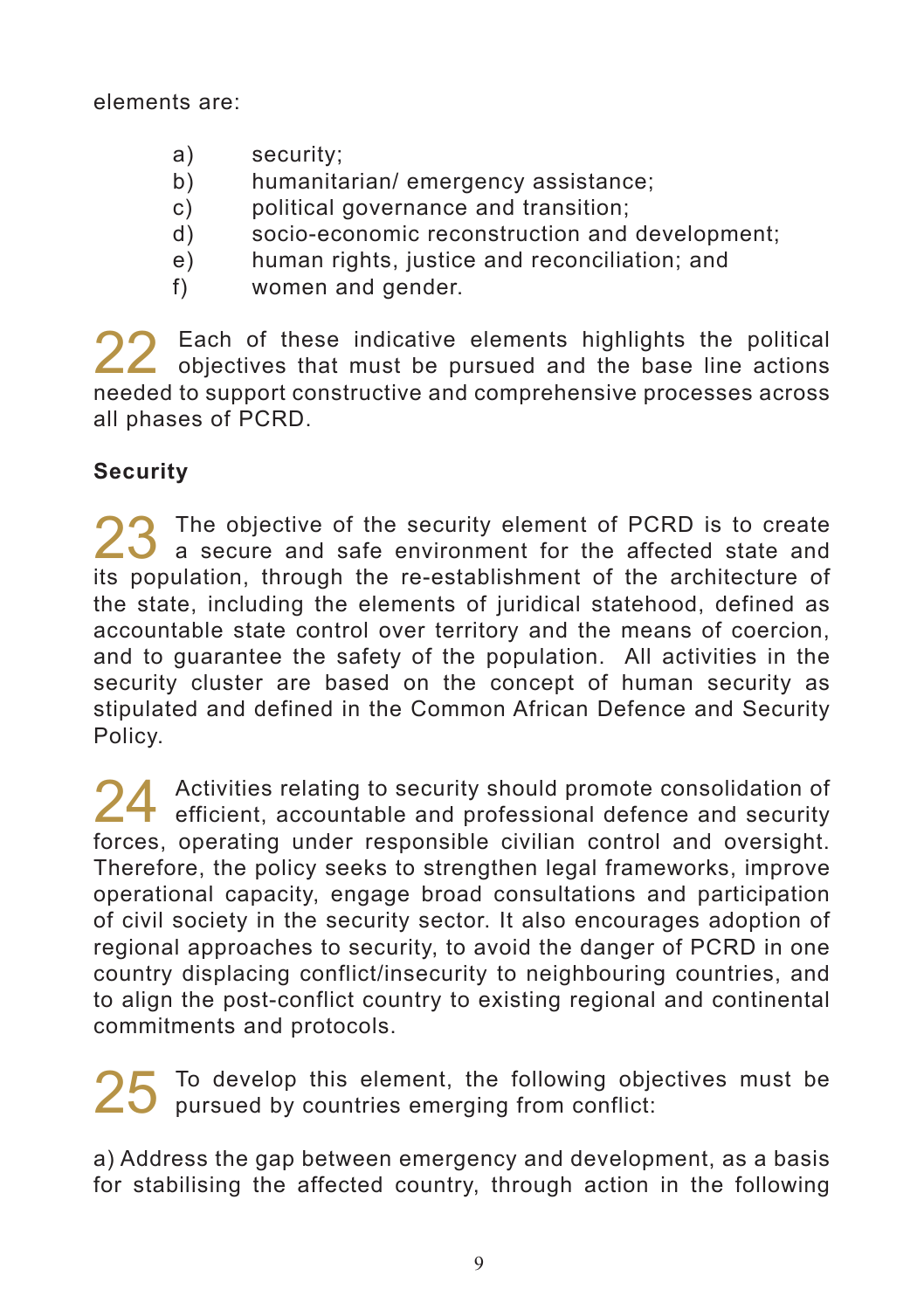elements are:

- a) security;
- b) humanitarian/ emergency assistance;
- c) political governance and transition;
- d) socio-economic reconstruction and development;
- e) human rights, justice and reconciliation; and
- f) women and gender.

22 Each of these indicative elements highlights the political objectives that must be pursued and the base line actions needed to support constructive and comprehensive processes across all phases of PCRD.

**Security**

23 The objective of the security element of PCRD is to create a secure and safe environment for the affected state and its population, through the re-establishment of the architecture of the state, including the elements of juridical statehood, defined as accountable state control over territory and the means of coercion, and to guarantee the safety of the population. All activities in the security cluster are based on the concept of human security as stipulated and defined in the Common African Defence and Security Policy.

24 Activities relating to security should promote consolidation of efficient, accountable and professional defence and security forces, operating under responsible civilian control and oversight. Therefore, the policy seeks to strengthen legal frameworks, improve operational capacity, engage broad consultations and participation of civil society in the security sector. It also encourages adoption of regional approaches to security, to avoid the danger of PCRD in one country displacing conflict/insecurity to neighbouring countries, and to align the post-conflict country to existing regional and continental commitments and protocols.

25 To develop this element, the following objectives must be pursued by countries emerging from conflict:

a) Address the gap between emergency and development, as a basis for stabilising the affected country, through action in the following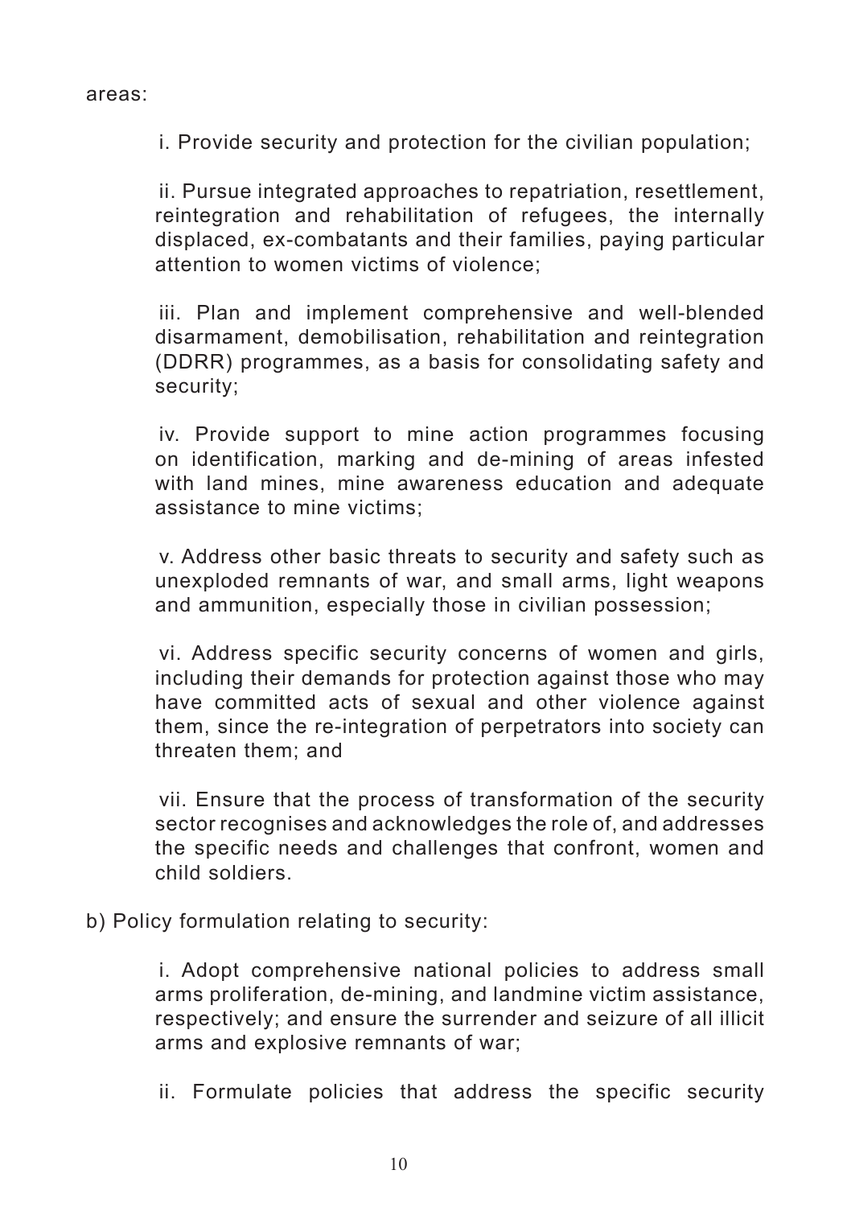areas:

i. Provide security and protection for the civilian population;

ii. Pursue integrated approaches to repatriation, resettlement, reintegration and rehabilitation of refugees, the internally displaced, ex-combatants and their families, paying particular attention to women victims of violence;

iii. Plan and implement comprehensive and well-blended disarmament, demobilisation, rehabilitation and reintegration (DDRR) programmes, as a basis for consolidating safety and security;

iv. Provide support to mine action programmes focusing on identification, marking and de-mining of areas infested with land mines, mine awareness education and adequate assistance to mine victims;

v. Address other basic threats to security and safety such as unexploded remnants of war, and small arms, light weapons and ammunition, especially those in civilian possession;

vi. Address specific security concerns of women and girls, including their demands for protection against those who may have committed acts of sexual and other violence against them, since the re-integration of perpetrators into society can threaten them; and

vii. Ensure that the process of transformation of the security sector recognises and acknowledges the role of, and addresses the specific needs and challenges that confront, women and child soldiers.

b) Policy formulation relating to security:

i. Adopt comprehensive national policies to address small arms proliferation, de-mining, and landmine victim assistance, respectively; and ensure the surrender and seizure of all illicit arms and explosive remnants of war;

ii. Formulate policies that address the specific security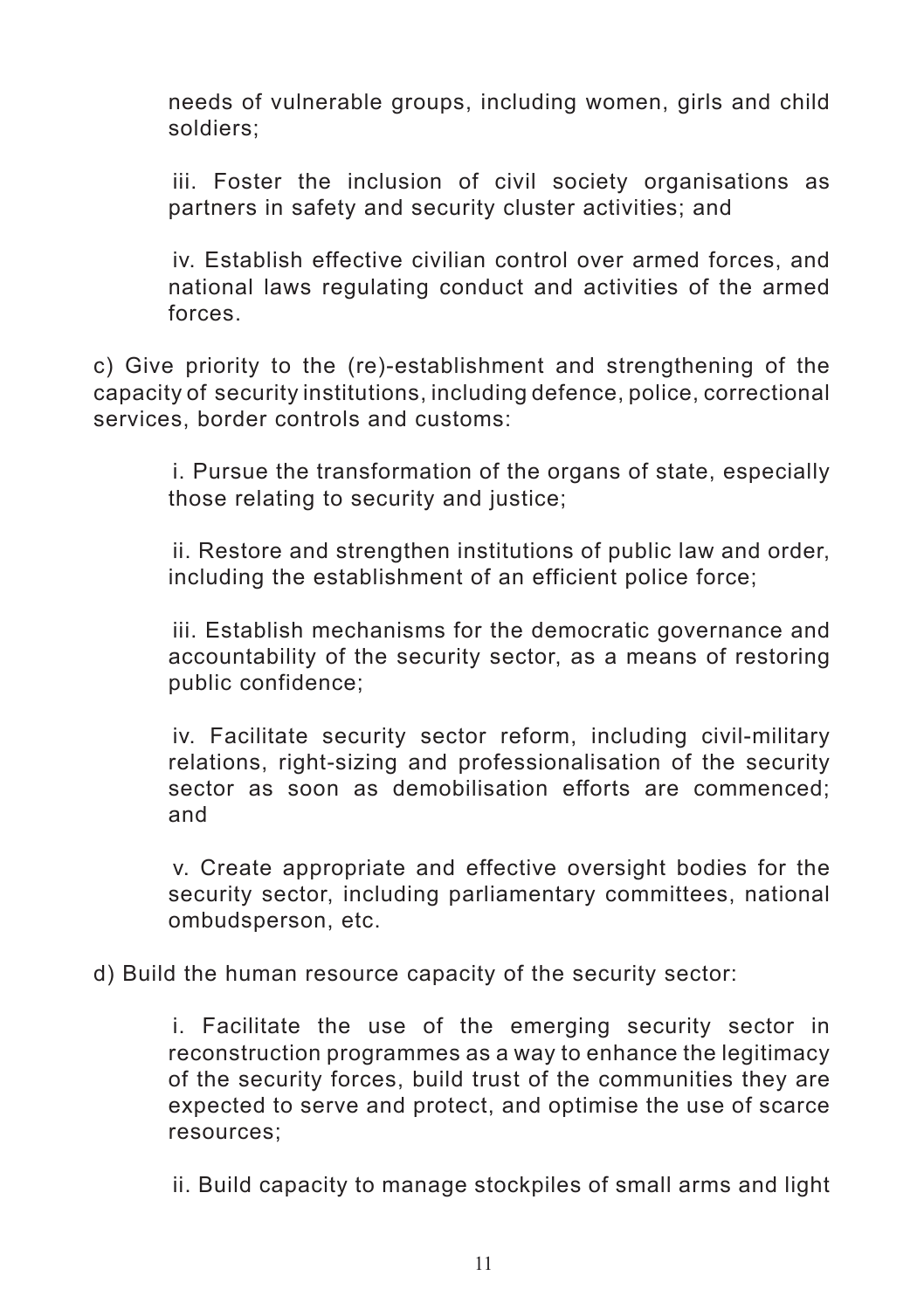needs of vulnerable groups, including women, girls and child soldiers;

iii. Foster the inclusion of civil society organisations as partners in safety and security cluster activities; and

iv. Establish effective civilian control over armed forces, and national laws regulating conduct and activities of the armed forces.

c) Give priority to the (re)-establishment and strengthening of the capacity of security institutions, including defence, police, correctional services, border controls and customs:

i. Pursue the transformation of the organs of state, especially those relating to security and justice;

ii. Restore and strengthen institutions of public law and order, including the establishment of an efficient police force;

iii. Establish mechanisms for the democratic governance and accountability of the security sector, as a means of restoring public confidence;

iv. Facilitate security sector reform, including civil-military relations, right-sizing and professionalisation of the security sector as soon as demobilisation efforts are commenced; and

v. Create appropriate and effective oversight bodies for the security sector, including parliamentary committees, national ombudsperson, etc.

d) Build the human resource capacity of the security sector:

i. Facilitate the use of the emerging security sector in reconstruction programmes as a way to enhance the legitimacy of the security forces, build trust of the communities they are expected to serve and protect, and optimise the use of scarce resources;

ii. Build capacity to manage stockpiles of small arms and light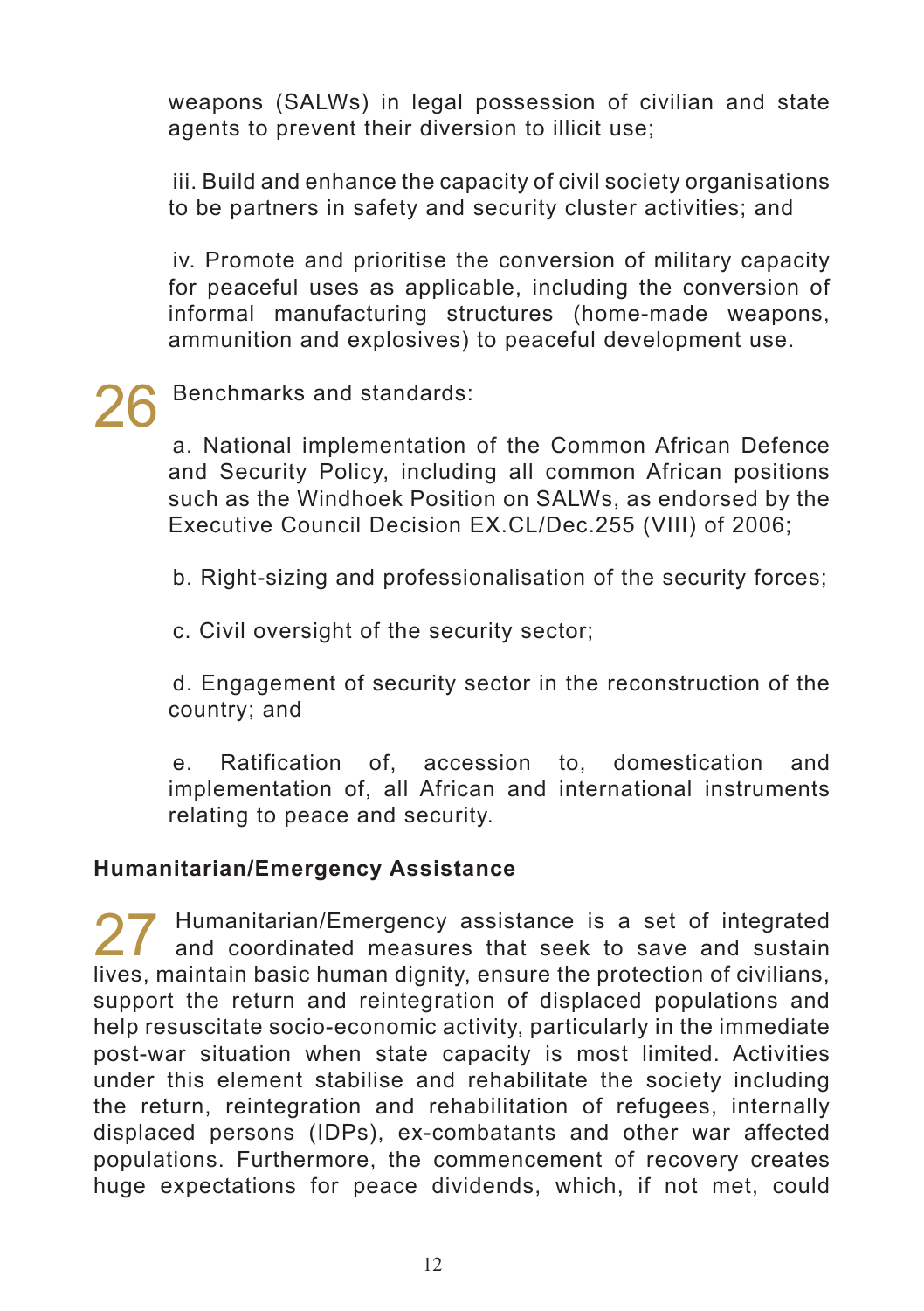weapons (SALWs) in legal possession of civilian and state agents to prevent their diversion to illicit use;

iii. Build and enhance the capacity of civil society organisations to be partners in safety and security cluster activities; and

iv. Promote and prioritise the conversion of military capacity for peaceful uses as applicable, including the conversion of informal manufacturing structures (home-made weapons, ammunition and explosives) to peaceful development use.

26 Benchmarks and standards:

a. National implementation of the Common African Defence and Security Policy, including all common African positions such as the Windhoek Position on SALWs, as endorsed by the Executive Council Decision EX.CL/Dec.255 (VIII) of 2006;

b. Right-sizing and professionalisation of the security forces;

c. Civil oversight of the security sector;

d. Engagement of security sector in the reconstruction of the country; and

e. Ratification of, accession to, domestication and implementation of, all African and international instruments relating to peace and security.

**Humanitarian/Emergency Assistance**

27 Humanitarian/Emergency assistance is a set of integrated and coordinated measures that seek to save and sustain lives, maintain basic human dignity, ensure the protection of civilians, support the return and reintegration of displaced populations and help resuscitate socio-economic activity, particularly in the immediate post-war situation when state capacity is most limited. Activities under this element stabilise and rehabilitate the society including the return, reintegration and rehabilitation of refugees, internally displaced persons (IDPs), ex-combatants and other war affected populations. Furthermore, the commencement of recovery creates huge expectations for peace dividends, which, if not met, could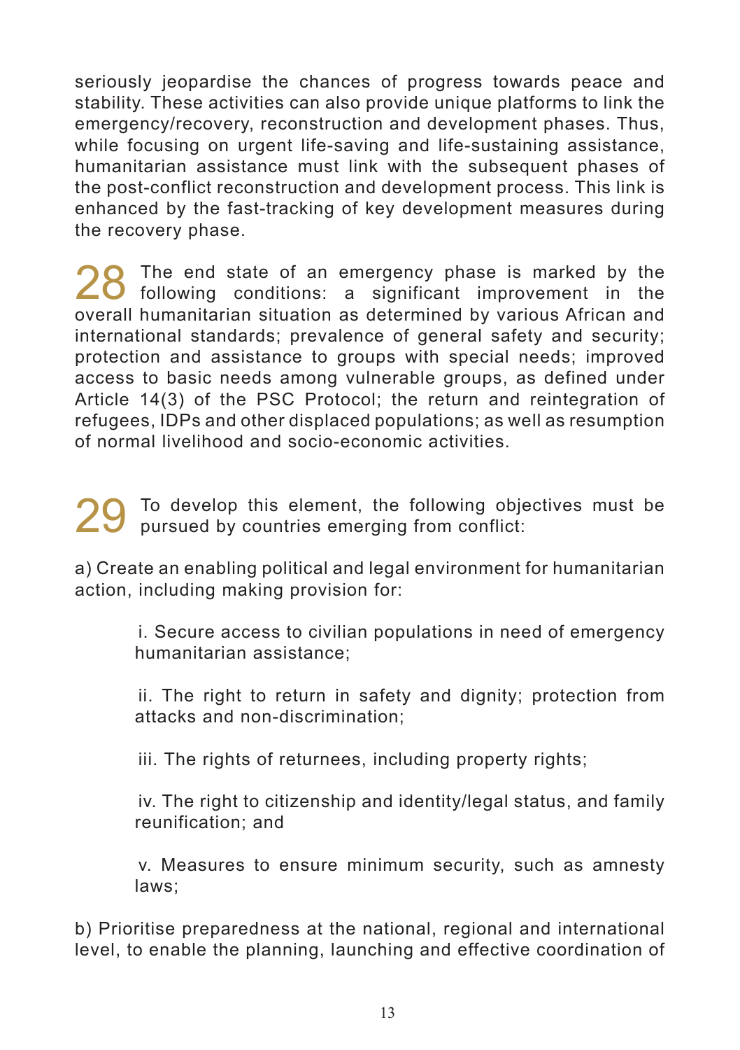seriously jeopardise the chances of progress towards peace and stability. These activities can also provide unique platforms to link the emergency/recovery, reconstruction and development phases. Thus, while focusing on urgent life-saving and life-sustaining assistance, humanitarian assistance must link with the subsequent phases of the post-conflict reconstruction and development process. This link is enhanced by the fast-tracking of key development measures during the recovery phase.

28 The end state of an emergency phase is marked by the following conditions: a significant improvement in the overall humanitarian situation as determined by various African and international standards; prevalence of general safety and security; protection and assistance to groups with special needs; improved access to basic needs among vulnerable groups, as defined under Article 14(3) of the PSC Protocol; the return and reintegration of refugees, IDPs and other displaced populations; as well as resumption of normal livelihood and socio-economic activities.

29 To develop this element, the following objectives must be pursued by countries emerging from conflict:

a) Create an enabling political and legal environment for humanitarian action, including making provision for:

> i. Secure access to civilian populations in need of emergency humanitarian assistance;
>
> ii. The right to return in safety and dignity; protection from attacks and non-discrimination;
>
> iii. The rights of returnees, including property rights;
>
> iv. The right to citizenship and identity/legal status, and family reunification; and
>
> v. Measures to ensure minimum security, such as amnesty laws;

b) Prioritise preparedness at the national, regional and international level, to enable the planning, launching and effective coordination of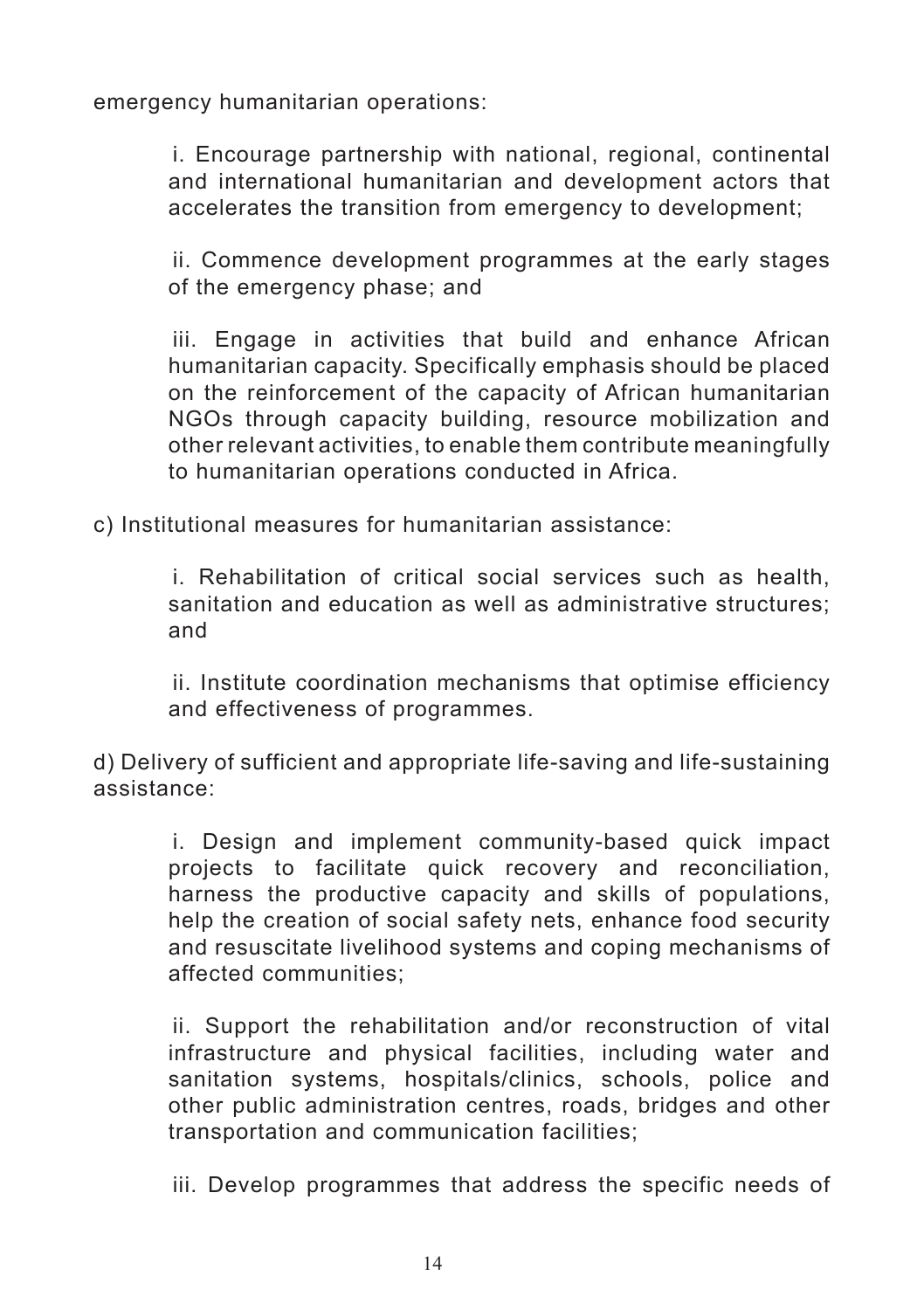emergency humanitarian operations:

i. Encourage partnership with national, regional, continental and international humanitarian and development actors that accelerates the transition from emergency to development;

ii. Commence development programmes at the early stages of the emergency phase; and

iii. Engage in activities that build and enhance African humanitarian capacity. Specifically emphasis should be placed on the reinforcement of the capacity of African humanitarian NGOs through capacity building, resource mobilization and other relevant activities, to enable them contribute meaningfully to humanitarian operations conducted in Africa.

c) Institutional measures for humanitarian assistance:

i. Rehabilitation of critical social services such as health, sanitation and education as well as administrative structures; and

ii. Institute coordination mechanisms that optimise efficiency and effectiveness of programmes.

d) Delivery of sufficient and appropriate life-saving and life-sustaining assistance:

i. Design and implement community-based quick impact projects to facilitate quick recovery and reconciliation, harness the productive capacity and skills of populations, help the creation of social safety nets, enhance food security and resuscitate livelihood systems and coping mechanisms of affected communities;

ii. Support the rehabilitation and/or reconstruction of vital infrastructure and physical facilities, including water and sanitation systems, hospitals/clinics, schools, police and other public administration centres, roads, bridges and other transportation and communication facilities;

iii. Develop programmes that address the specific needs of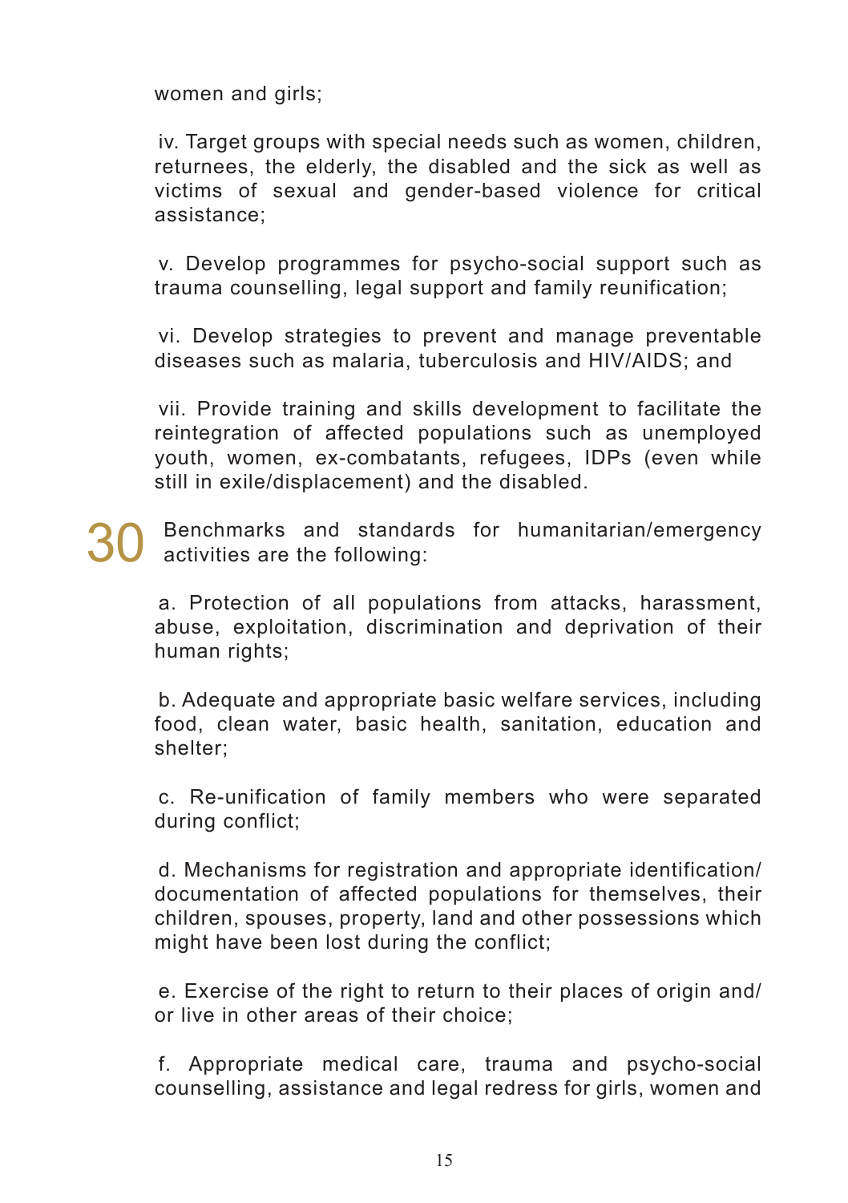women and girls;

iv. Target groups with special needs such as women, children, returnees, the elderly, the disabled and the sick as well as victims of sexual and gender-based violence for critical assistance;

v. Develop programmes for psycho-social support such as trauma counselling, legal support and family reunification;

vi. Develop strategies to prevent and manage preventable diseases such as malaria, tuberculosis and HIV/AIDS; and

vii. Provide training and skills development to facilitate the reintegration of affected populations such as unemployed youth, women, ex-combatants, refugees, IDPs (even while still in exile/displacement) and the disabled.

30 Benchmarks and standards for humanitarian/emergency activities are the following:

a. Protection of all populations from attacks, harassment, abuse, exploitation, discrimination and deprivation of their human rights;

b. Adequate and appropriate basic welfare services, including food, clean water, basic health, sanitation, education and shelter;

c. Re-unification of family members who were separated during conflict;

d. Mechanisms for registration and appropriate identification/documentation of affected populations for themselves, their children, spouses, property, land and other possessions which might have been lost during the conflict;

e. Exercise of the right to return to their places of origin and/or live in other areas of their choice;

f. Appropriate medical care, trauma and psycho-social counselling, assistance and legal redress for girls, women and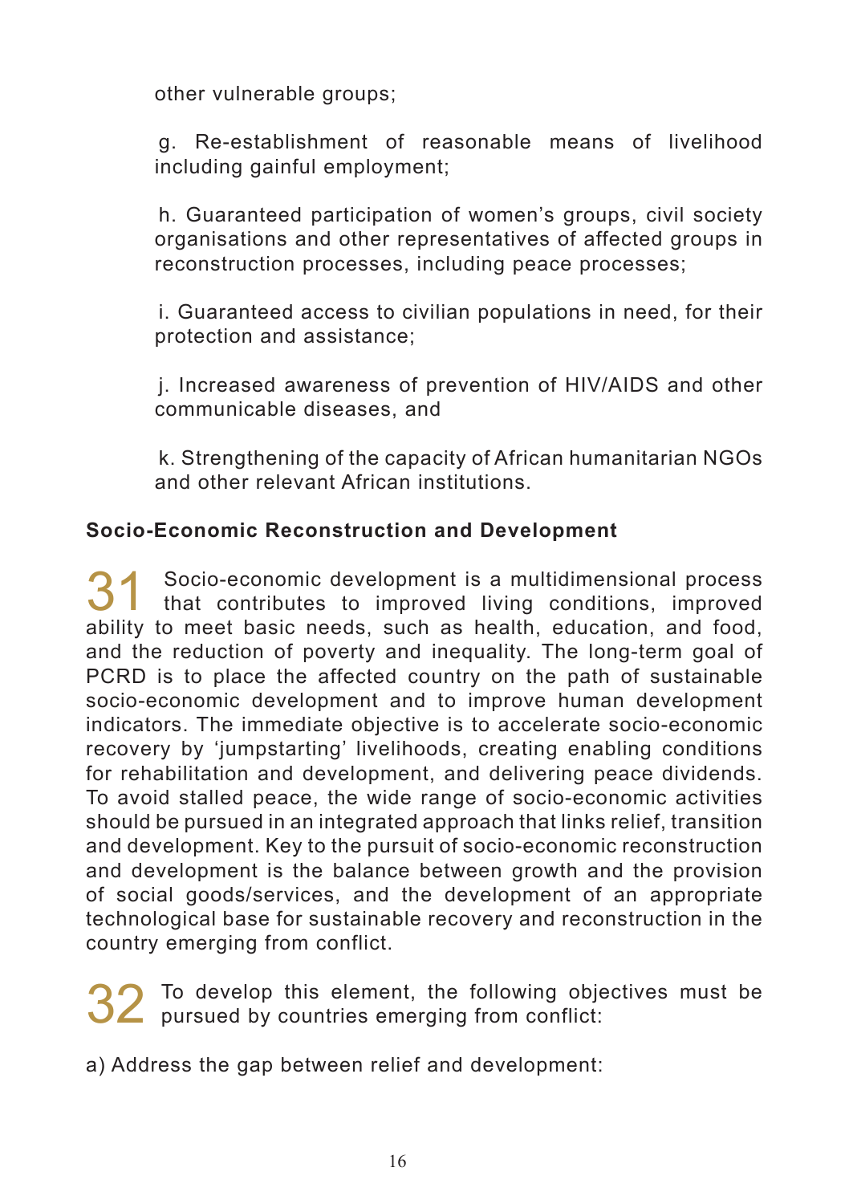other vulnerable groups;

g. Re-establishment of reasonable means of livelihood including gainful employment;

h. Guaranteed participation of women's groups, civil society organisations and other representatives of affected groups in reconstruction processes, including peace processes;

i. Guaranteed access to civilian populations in need, for their protection and assistance;

j. Increased awareness of prevention of HIV/AIDS and other communicable diseases, and

k. Strengthening of the capacity of African humanitarian NGOs and other relevant African institutions.

**Socio-Economic Reconstruction and Development**

31 Socio-economic development is a multidimensional process that contributes to improved living conditions, improved ability to meet basic needs, such as health, education, and food, and the reduction of poverty and inequality. The long-term goal of PCRD is to place the affected country on the path of sustainable socio-economic development and to improve human development indicators. The immediate objective is to accelerate socio-economic recovery by 'jumpstarting' livelihoods, creating enabling conditions for rehabilitation and development, and delivering peace dividends. To avoid stalled peace, the wide range of socio-economic activities should be pursued in an integrated approach that links relief, transition and development. Key to the pursuit of socio-economic reconstruction and development is the balance between growth and the provision of social goods/services, and the development of an appropriate technological base for sustainable recovery and reconstruction in the country emerging from conflict.

32 To develop this element, the following objectives must be pursued by countries emerging from conflict:

a) Address the gap between relief and development: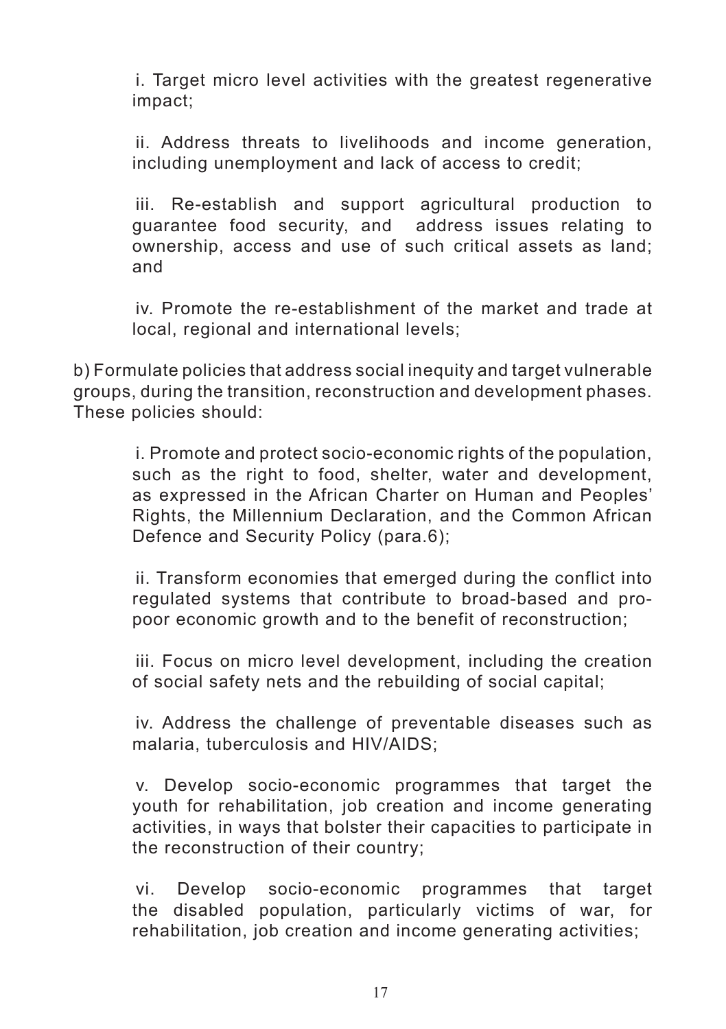i. Target micro level activities with the greatest regenerative impact;

ii. Address threats to livelihoods and income generation, including unemployment and lack of access to credit;

iii. Re-establish and support agricultural production to guarantee food security, and address issues relating to ownership, access and use of such critical assets as land; and

iv. Promote the re-establishment of the market and trade at local, regional and international levels;

b) Formulate policies that address social inequity and target vulnerable groups, during the transition, reconstruction and development phases. These policies should:

i. Promote and protect socio-economic rights of the population, such as the right to food, shelter, water and development, as expressed in the African Charter on Human and Peoples' Rights, the Millennium Declaration, and the Common African Defence and Security Policy (para.6);

ii. Transform economies that emerged during the conflict into regulated systems that contribute to broad-based and pro-poor economic growth and to the benefit of reconstruction;

iii. Focus on micro level development, including the creation of social safety nets and the rebuilding of social capital;

iv. Address the challenge of preventable diseases such as malaria, tuberculosis and HIV/AIDS;

v. Develop socio-economic programmes that target the youth for rehabilitation, job creation and income generating activities, in ways that bolster their capacities to participate in the reconstruction of their country;

vi. Develop socio-economic programmes that target the disabled population, particularly victims of war, for rehabilitation, job creation and income generating activities;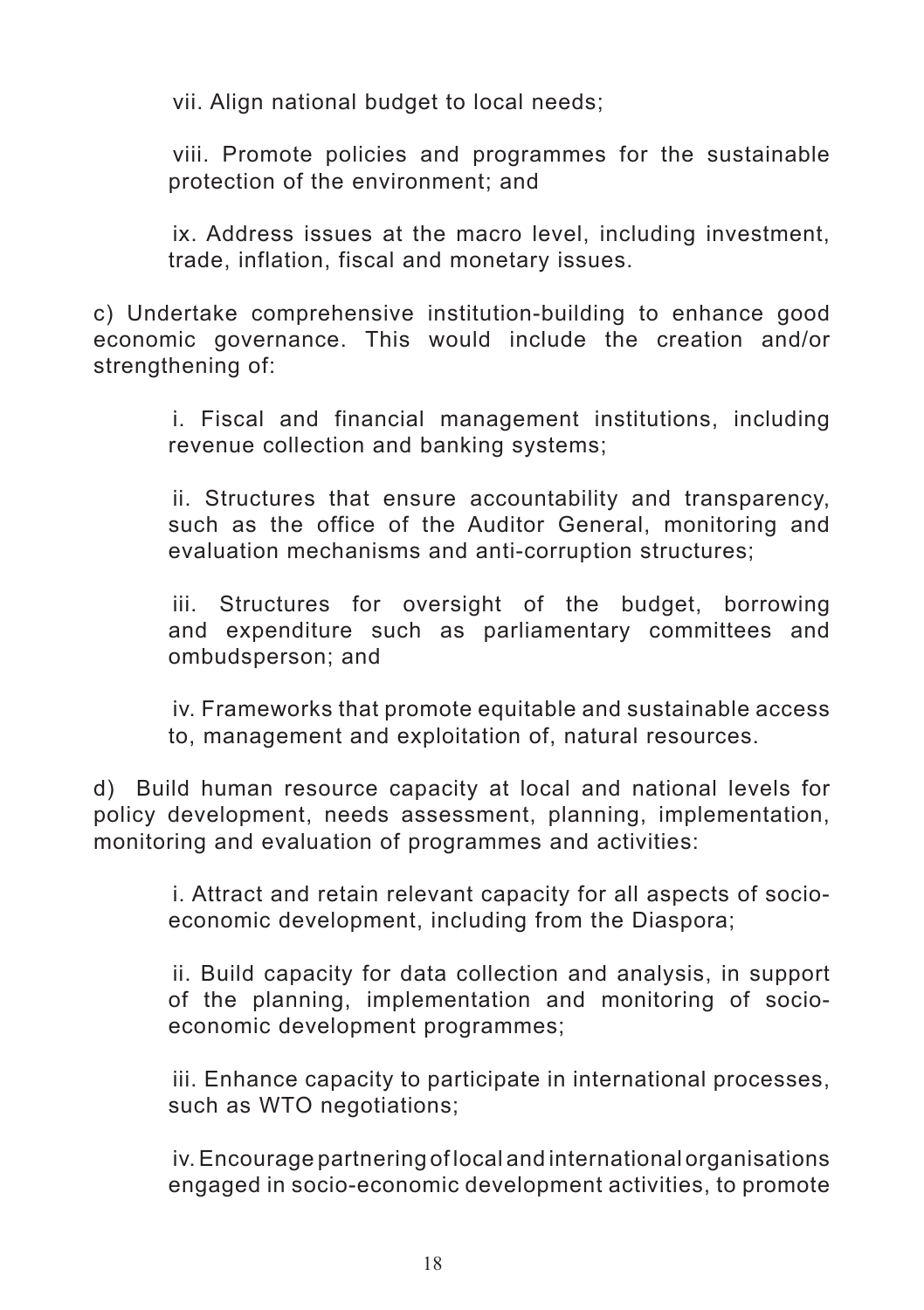vii. Align national budget to local needs;

viii. Promote policies and programmes for the sustainable protection of the environment; and

ix. Address issues at the macro level, including investment, trade, inflation, fiscal and monetary issues.

c) Undertake comprehensive institution-building to enhance good economic governance. This would include the creation and/or strengthening of:

i. Fiscal and financial management institutions, including revenue collection and banking systems;

ii. Structures that ensure accountability and transparency, such as the office of the Auditor General, monitoring and evaluation mechanisms and anti-corruption structures;

iii. Structures for oversight of the budget, borrowing and expenditure such as parliamentary committees and ombudsperson; and

iv. Frameworks that promote equitable and sustainable access to, management and exploitation of, natural resources.

d) Build human resource capacity at local and national levels for policy development, needs assessment, planning, implementation, monitoring and evaluation of programmes and activities:

i. Attract and retain relevant capacity for all aspects of socio-economic development, including from the Diaspora;

ii. Build capacity for data collection and analysis, in support of the planning, implementation and monitoring of socio-economic development programmes;

iii. Enhance capacity to participate in international processes, such as WTO negotiations;

iv. Encourage partnering of local and international organisations engaged in socio-economic development activities, to promote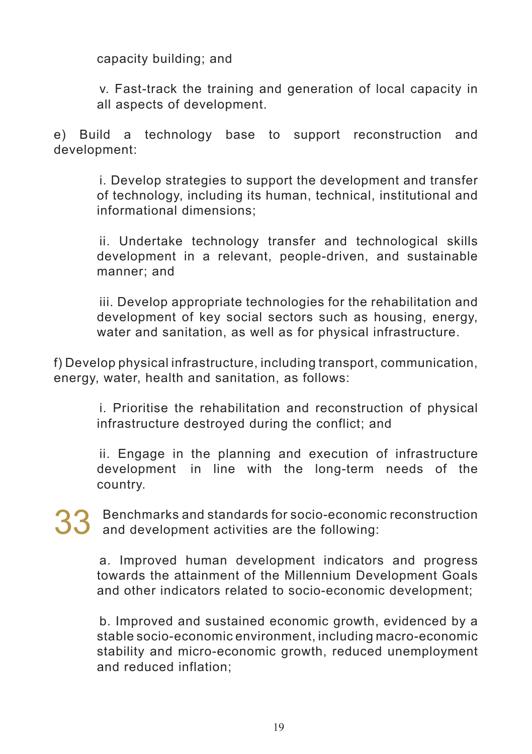capacity building; and

v. Fast-track the training and generation of local capacity in all aspects of development.

e) Build a technology base to support reconstruction and development:

i. Develop strategies to support the development and transfer of technology, including its human, technical, institutional and informational dimensions;

ii. Undertake technology transfer and technological skills development in a relevant, people-driven, and sustainable manner; and

iii. Develop appropriate technologies for the rehabilitation and development of key social sectors such as housing, energy, water and sanitation, as well as for physical infrastructure.

f) Develop physical infrastructure, including transport, communication, energy, water, health and sanitation, as follows:

i. Prioritise the rehabilitation and reconstruction of physical infrastructure destroyed during the conflict; and

ii. Engage in the planning and execution of infrastructure development in line with the long-term needs of the country.

**33** Benchmarks and standards for socio-economic reconstruction and development activities are the following:

a. Improved human development indicators and progress towards the attainment of the Millennium Development Goals and other indicators related to socio-economic development;

b. Improved and sustained economic growth, evidenced by a stable socio-economic environment, including macro-economic stability and micro-economic growth, reduced unemployment and reduced inflation;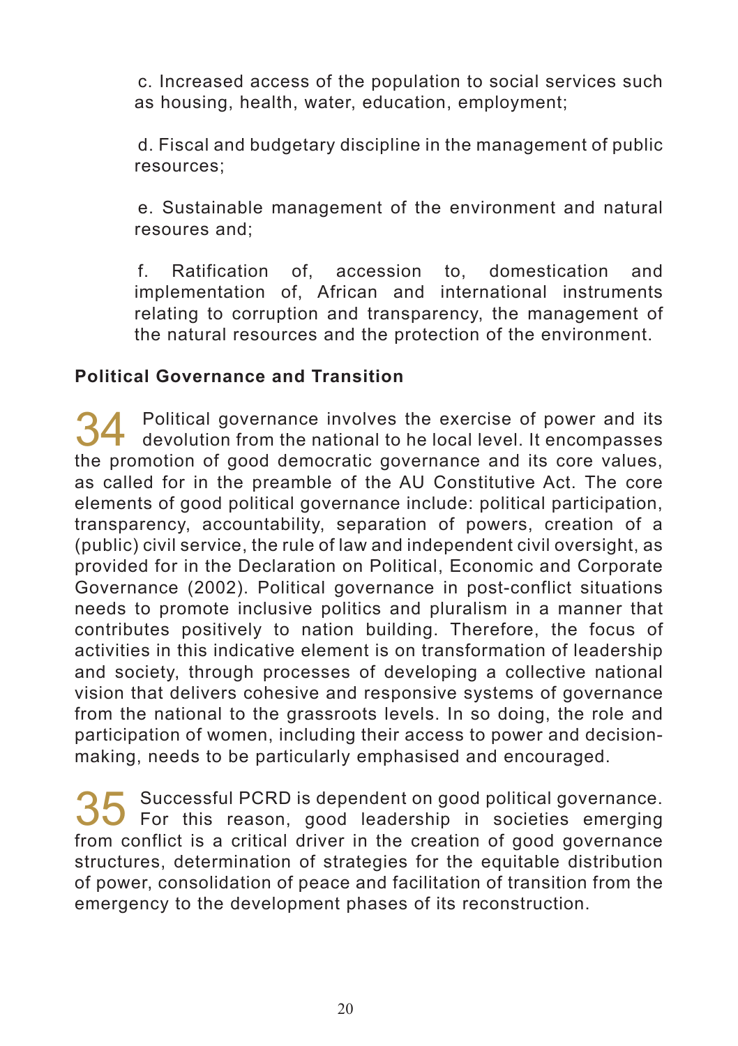c. Increased access of the population to social services such as housing, health, water, education, employment;

d. Fiscal and budgetary discipline in the management of public resources;

e. Sustainable management of the environment and natural resoures and;

f. Ratification of, accession to, domestication and implementation of, African and international instruments relating to corruption and transparency, the management of the natural resources and the protection of the environment.

**Political Governance and Transition**

34 Political governance involves the exercise of power and its devolution from the national to he local level. It encompasses the promotion of good democratic governance and its core values, as called for in the preamble of the AU Constitutive Act. The core elements of good political governance include: political participation, transparency, accountability, separation of powers, creation of a (public) civil service, the rule of law and independent civil oversight, as provided for in the Declaration on Political, Economic and Corporate Governance (2002). Political governance in post-conflict situations needs to promote inclusive politics and pluralism in a manner that contributes positively to nation building. Therefore, the focus of activities in this indicative element is on transformation of leadership and society, through processes of developing a collective national vision that delivers cohesive and responsive systems of governance from the national to the grassroots levels. In so doing, the role and participation of women, including their access to power and decision-making, needs to be particularly emphasised and encouraged.

35 Successful PCRD is dependent on good political governance. For this reason, good leadership in societies emerging from conflict is a critical driver in the creation of good governance structures, determination of strategies for the equitable distribution of power, consolidation of peace and facilitation of transition from the emergency to the development phases of its reconstruction.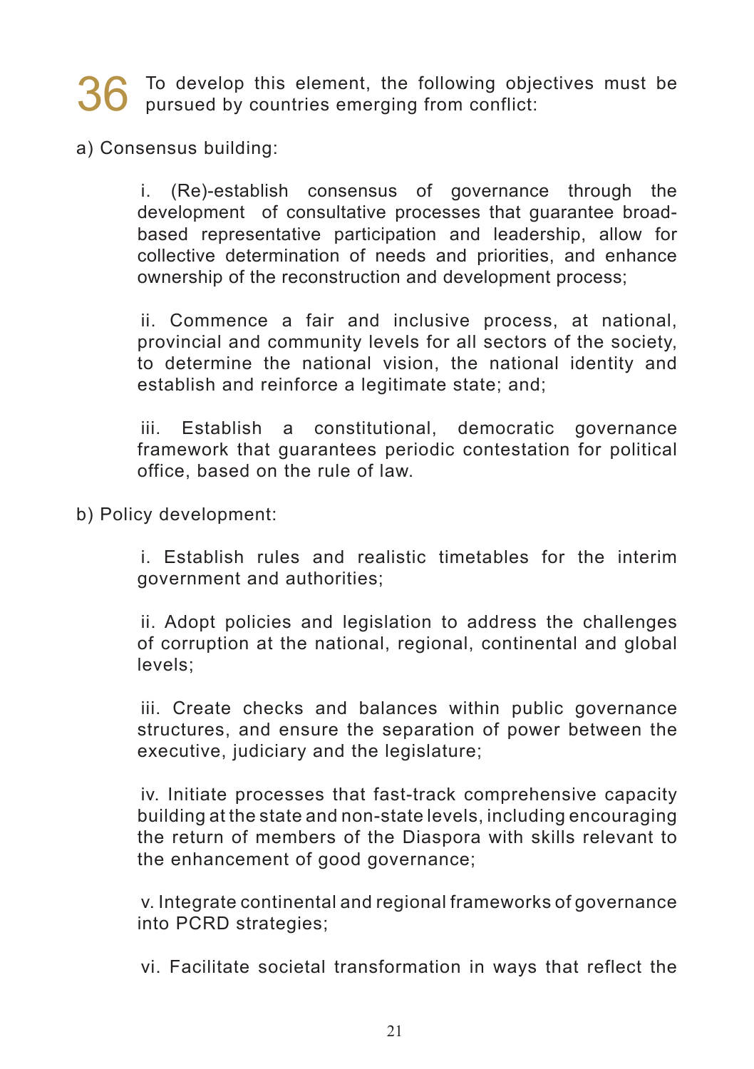**36** To develop this element, the following objectives must be pursued by countries emerging from conflict:

a) Consensus building:

i. (Re)-establish consensus of governance through the development of consultative processes that guarantee broad-based representative participation and leadership, allow for collective determination of needs and priorities, and enhance ownership of the reconstruction and development process;

ii. Commence a fair and inclusive process, at national, provincial and community levels for all sectors of the society, to determine the national vision, the national identity and establish and reinforce a legitimate state; and;

iii. Establish a constitutional, democratic governance framework that guarantees periodic contestation for political office, based on the rule of law.

b) Policy development:

i. Establish rules and realistic timetables for the interim government and authorities;

ii. Adopt policies and legislation to address the challenges of corruption at the national, regional, continental and global levels;

iii. Create checks and balances within public governance structures, and ensure the separation of power between the executive, judiciary and the legislature;

iv. Initiate processes that fast-track comprehensive capacity building at the state and non-state levels, including encouraging the return of members of the Diaspora with skills relevant to the enhancement of good governance;

v. Integrate continental and regional frameworks of governance into PCRD strategies;

vi. Facilitate societal transformation in ways that reflect the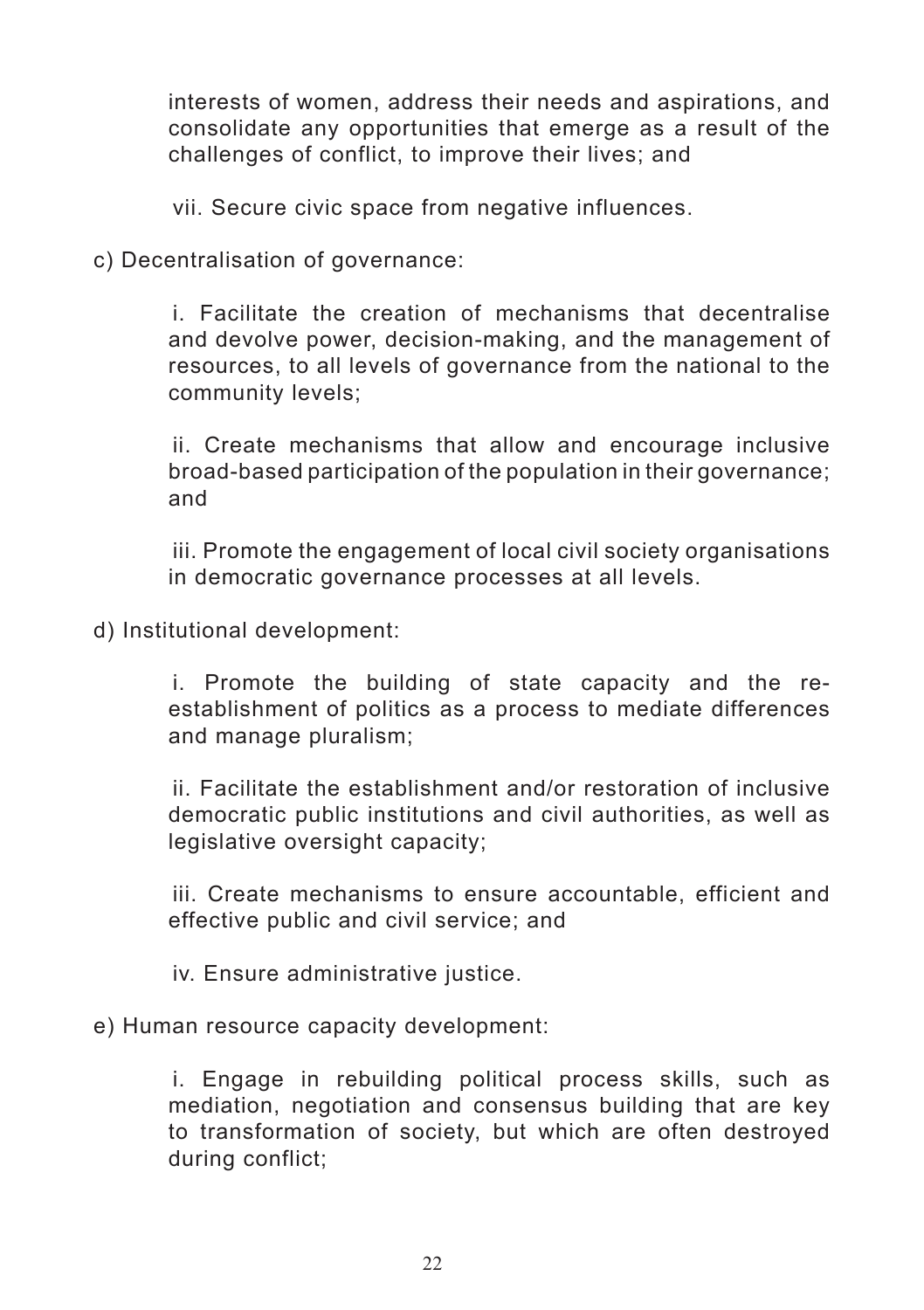interests of women, address their needs and aspirations, and consolidate any opportunities that emerge as a result of the challenges of conflict, to improve their lives; and

vii. Secure civic space from negative influences.

c) Decentralisation of governance:

i. Facilitate the creation of mechanisms that decentralise and devolve power, decision-making, and the management of resources, to all levels of governance from the national to the community levels;

ii. Create mechanisms that allow and encourage inclusive broad-based participation of the population in their governance; and

iii. Promote the engagement of local civil society organisations in democratic governance processes at all levels.

d) Institutional development:

i. Promote the building of state capacity and the re-establishment of politics as a process to mediate differences and manage pluralism;

ii. Facilitate the establishment and/or restoration of inclusive democratic public institutions and civil authorities, as well as legislative oversight capacity;

iii. Create mechanisms to ensure accountable, efficient and effective public and civil service; and

iv. Ensure administrative justice.

e) Human resource capacity development:

i. Engage in rebuilding political process skills, such as mediation, negotiation and consensus building that are key to transformation of society, but which are often destroyed during conflict;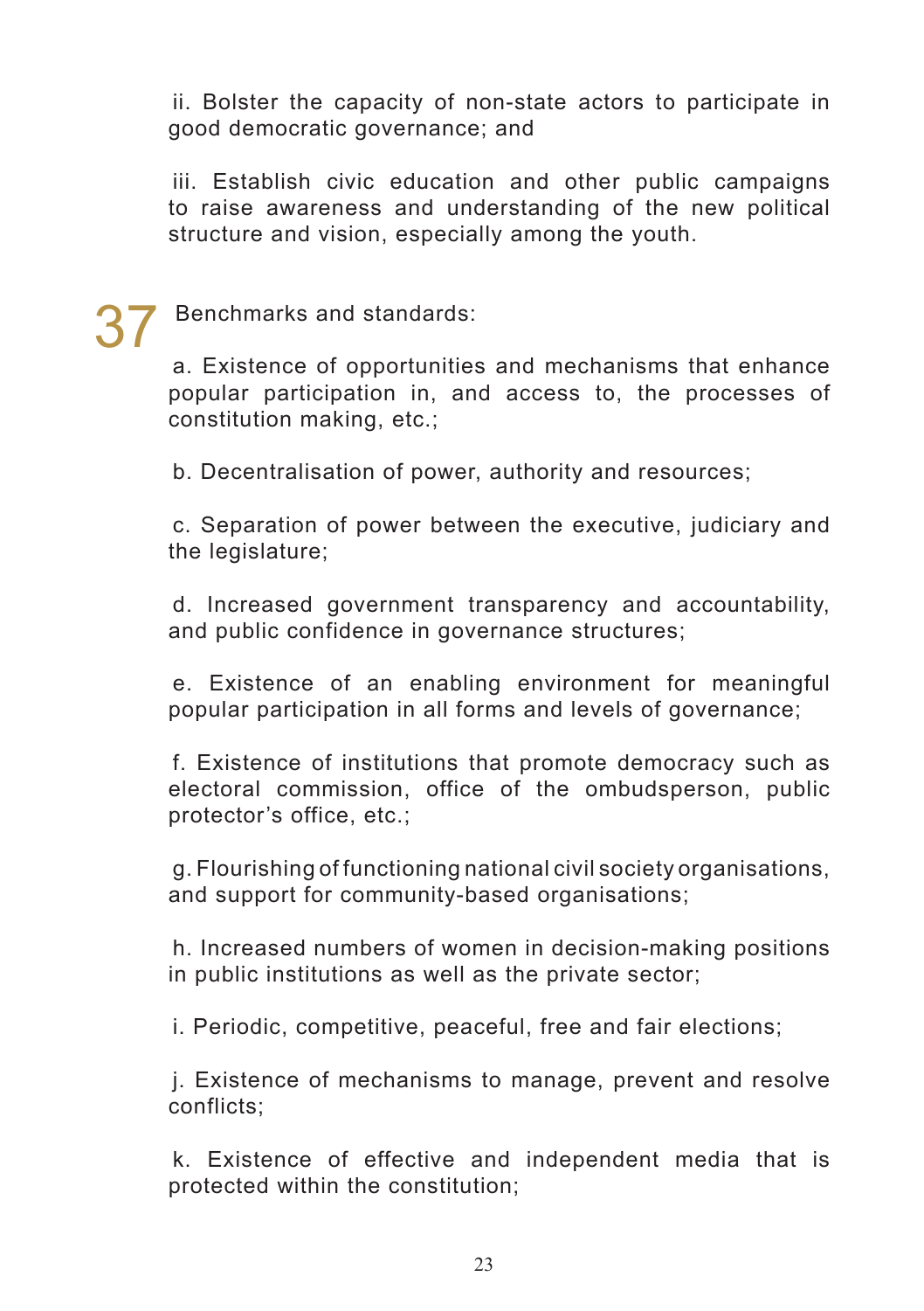ii. Bolster the capacity of non-state actors to participate in good democratic governance; and

iii. Establish civic education and other public campaigns to raise awareness and understanding of the new political structure and vision, especially among the youth.

37 Benchmarks and standards:

a. Existence of opportunities and mechanisms that enhance popular participation in, and access to, the processes of constitution making, etc.;

b. Decentralisation of power, authority and resources;

c. Separation of power between the executive, judiciary and the legislature;

d. Increased government transparency and accountability, and public confidence in governance structures;

e. Existence of an enabling environment for meaningful popular participation in all forms and levels of governance;

f. Existence of institutions that promote democracy such as electoral commission, office of the ombudsperson, public protector's office, etc.;

g. Flourishing of functioning national civil society organisations, and support for community-based organisations;

h. Increased numbers of women in decision-making positions in public institutions as well as the private sector;

i. Periodic, competitive, peaceful, free and fair elections;

j. Existence of mechanisms to manage, prevent and resolve conflicts;

k. Existence of effective and independent media that is protected within the constitution;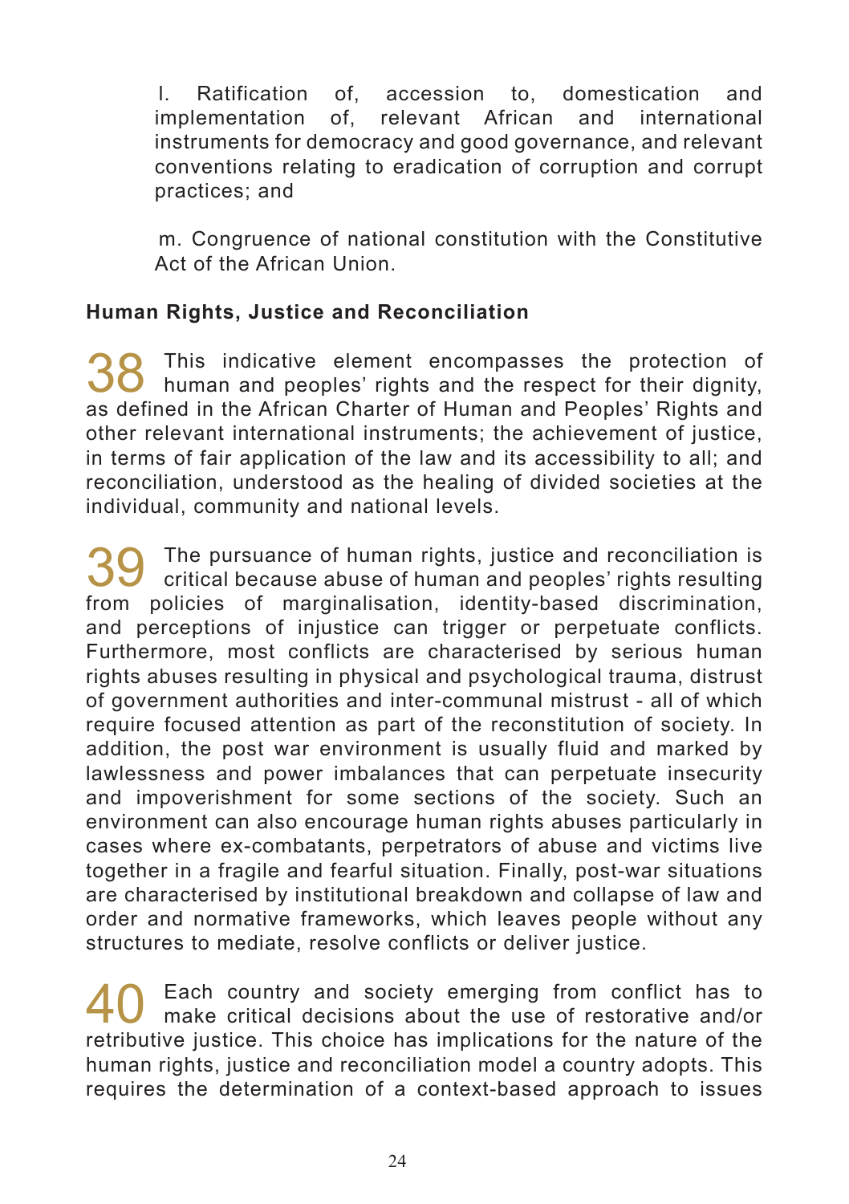l. Ratification of, accession to, domestication and implementation of, relevant African and international instruments for democracy and good governance, and relevant conventions relating to eradication of corruption and corrupt practices; and

m. Congruence of national constitution with the Constitutive Act of the African Union.

**Human Rights, Justice and Reconciliation**

38 This indicative element encompasses the protection of human and peoples' rights and the respect for their dignity, as defined in the African Charter of Human and Peoples' Rights and other relevant international instruments; the achievement of justice, in terms of fair application of the law and its accessibility to all; and reconciliation, understood as the healing of divided societies at the individual, community and national levels.

39 The pursuance of human rights, justice and reconciliation is critical because abuse of human and peoples' rights resulting from policies of marginalisation, identity-based discrimination, and perceptions of injustice can trigger or perpetuate conflicts. Furthermore, most conflicts are characterised by serious human rights abuses resulting in physical and psychological trauma, distrust of government authorities and inter-communal mistrust - all of which require focused attention as part of the reconstitution of society. In addition, the post war environment is usually fluid and marked by lawlessness and power imbalances that can perpetuate insecurity and impoverishment for some sections of the society. Such an environment can also encourage human rights abuses particularly in cases where ex-combatants, perpetrators of abuse and victims live together in a fragile and fearful situation. Finally, post-war situations are characterised by institutional breakdown and collapse of law and order and normative frameworks, which leaves people without any structures to mediate, resolve conflicts or deliver justice.

40 Each country and society emerging from conflict has to make critical decisions about the use of restorative and/or retributive justice. This choice has implications for the nature of the human rights, justice and reconciliation model a country adopts. This requires the determination of a context-based approach to issues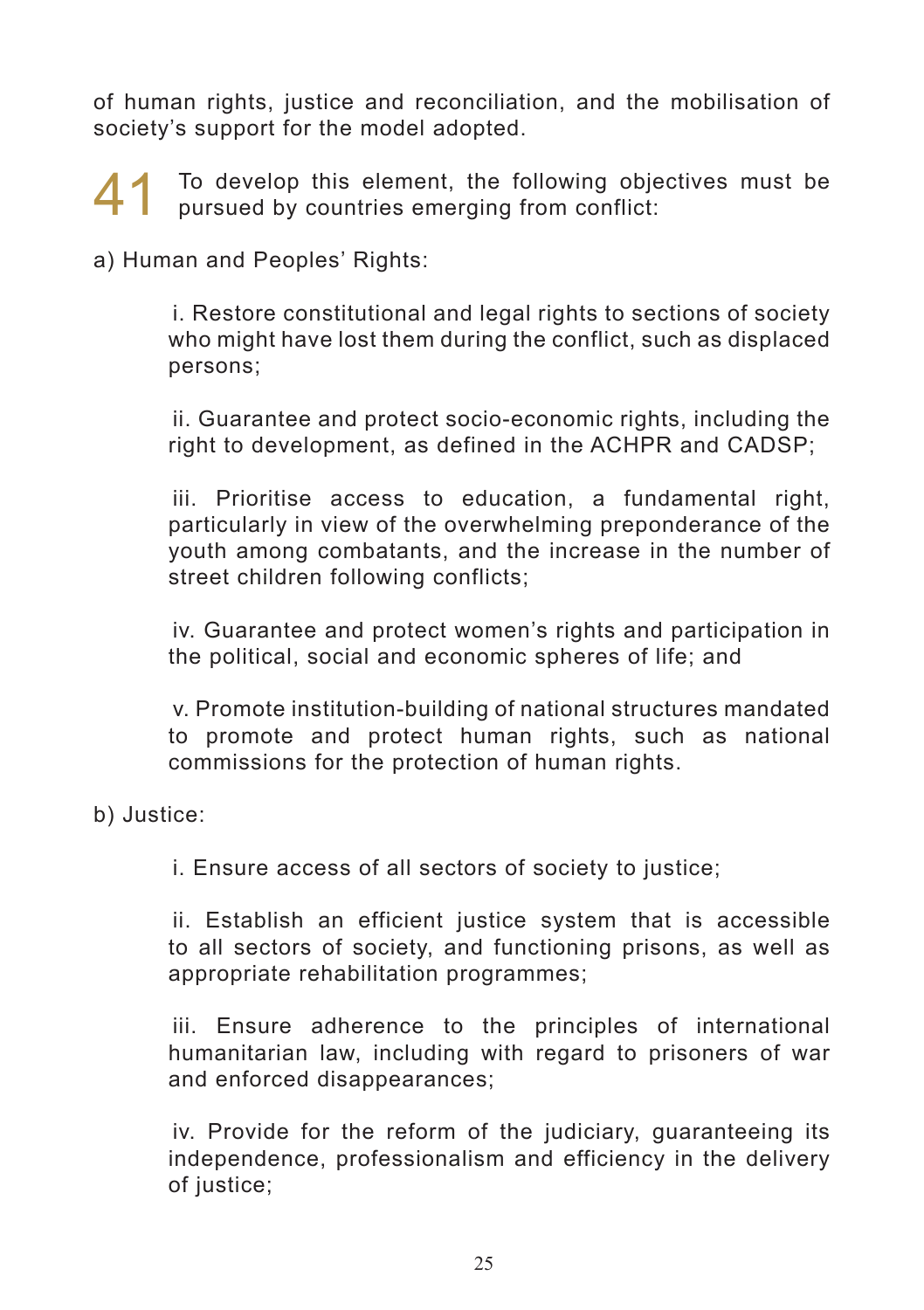of human rights, justice and reconciliation, and the mobilisation of society's support for the model adopted.

41 To develop this element, the following objectives must be pursued by countries emerging from conflict:

a) Human and Peoples' Rights:

i. Restore constitutional and legal rights to sections of society who might have lost them during the conflict, such as displaced persons;

ii. Guarantee and protect socio-economic rights, including the right to development, as defined in the ACHPR and CADSP;

iii. Prioritise access to education, a fundamental right, particularly in view of the overwhelming preponderance of the youth among combatants, and the increase in the number of street children following conflicts;

iv. Guarantee and protect women's rights and participation in the political, social and economic spheres of life; and

v. Promote institution-building of national structures mandated to promote and protect human rights, such as national commissions for the protection of human rights.

b) Justice:

i. Ensure access of all sectors of society to justice;

ii. Establish an efficient justice system that is accessible to all sectors of society, and functioning prisons, as well as appropriate rehabilitation programmes;

iii. Ensure adherence to the principles of international humanitarian law, including with regard to prisoners of war and enforced disappearances;

iv. Provide for the reform of the judiciary, guaranteeing its independence, professionalism and efficiency in the delivery of justice;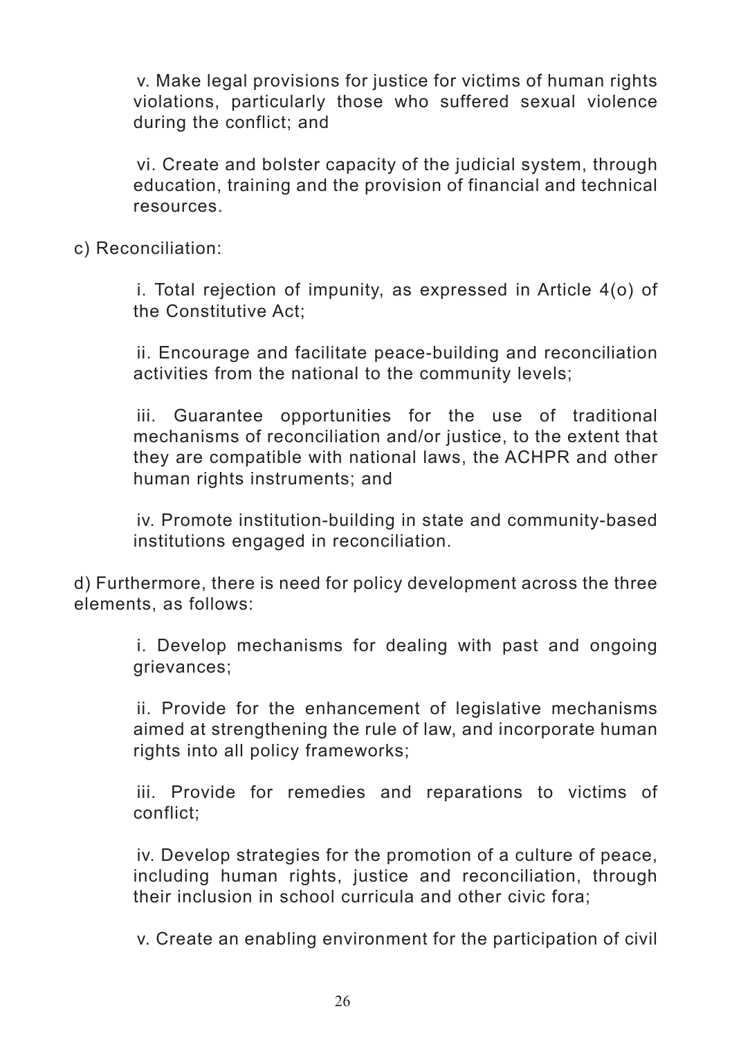v. Make legal provisions for justice for victims of human rights violations, particularly those who suffered sexual violence during the conflict; and

vi. Create and bolster capacity of the judicial system, through education, training and the provision of financial and technical resources.

c) Reconciliation:

i. Total rejection of impunity, as expressed in Article 4(o) of the Constitutive Act;

ii. Encourage and facilitate peace-building and reconciliation activities from the national to the community levels;

iii. Guarantee opportunities for the use of traditional mechanisms of reconciliation and/or justice, to the extent that they are compatible with national laws, the ACHPR and other human rights instruments; and

iv. Promote institution-building in state and community-based institutions engaged in reconciliation.

d) Furthermore, there is need for policy development across the three elements, as follows:

i. Develop mechanisms for dealing with past and ongoing grievances;

ii. Provide for the enhancement of legislative mechanisms aimed at strengthening the rule of law, and incorporate human rights into all policy frameworks;

iii. Provide for remedies and reparations to victims of conflict;

iv. Develop strategies for the promotion of a culture of peace, including human rights, justice and reconciliation, through their inclusion in school curricula and other civic fora;

v. Create an enabling environment for the participation of civil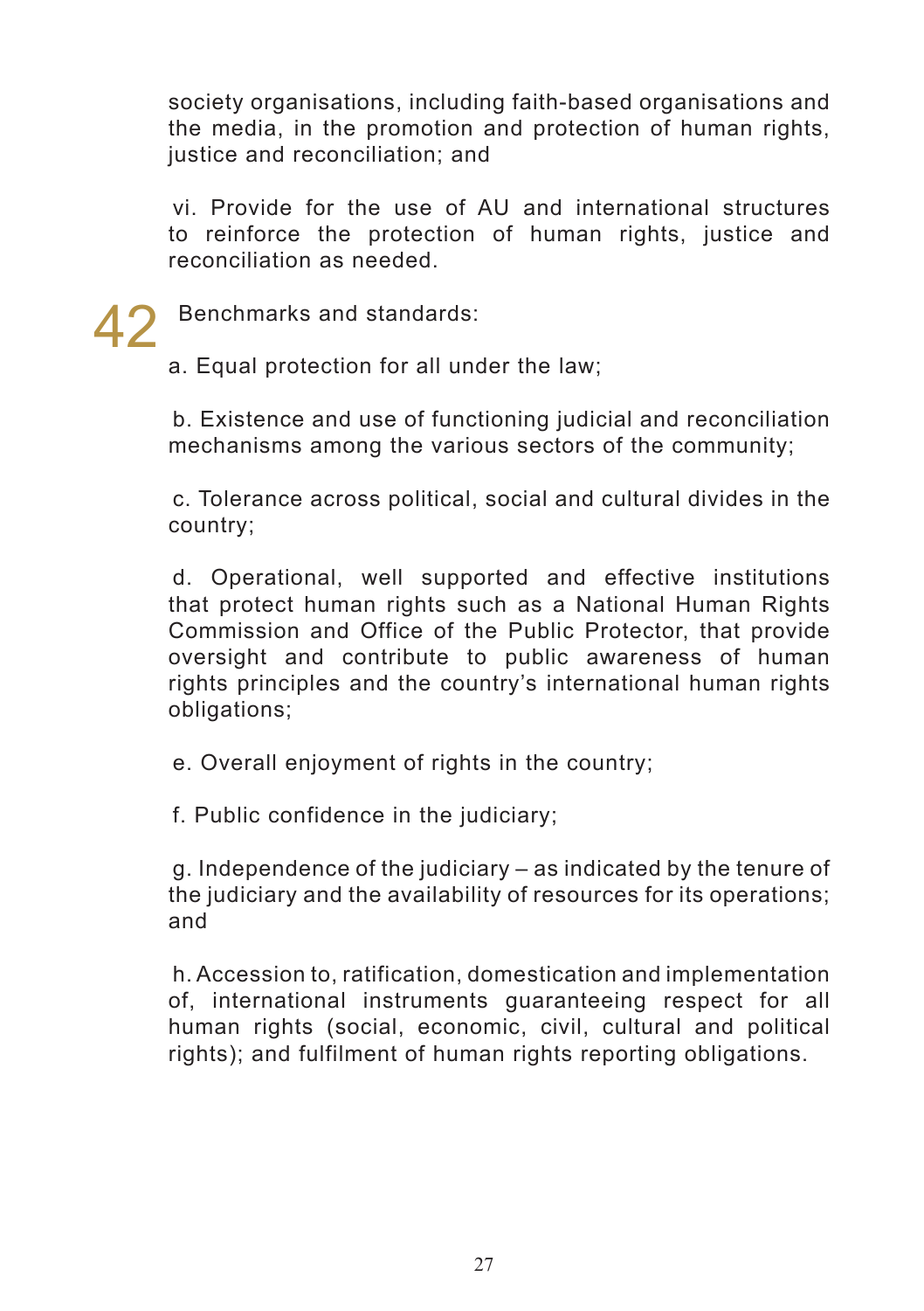society organisations, including faith-based organisations and the media, in the promotion and protection of human rights, justice and reconciliation; and

vi. Provide for the use of AU and international structures to reinforce the protection of human rights, justice and reconciliation as needed.

42 Benchmarks and standards:

a. Equal protection for all under the law;

b. Existence and use of functioning judicial and reconciliation mechanisms among the various sectors of the community;

c. Tolerance across political, social and cultural divides in the country;

d. Operational, well supported and effective institutions that protect human rights such as a National Human Rights Commission and Office of the Public Protector, that provide oversight and contribute to public awareness of human rights principles and the country's international human rights obligations;

e. Overall enjoyment of rights in the country;

f. Public confidence in the judiciary;

g. Independence of the judiciary – as indicated by the tenure of the judiciary and the availability of resources for its operations; and

h. Accession to, ratification, domestication and implementation of, international instruments guaranteeing respect for all human rights (social, economic, civil, cultural and political rights); and fulfilment of human rights reporting obligations.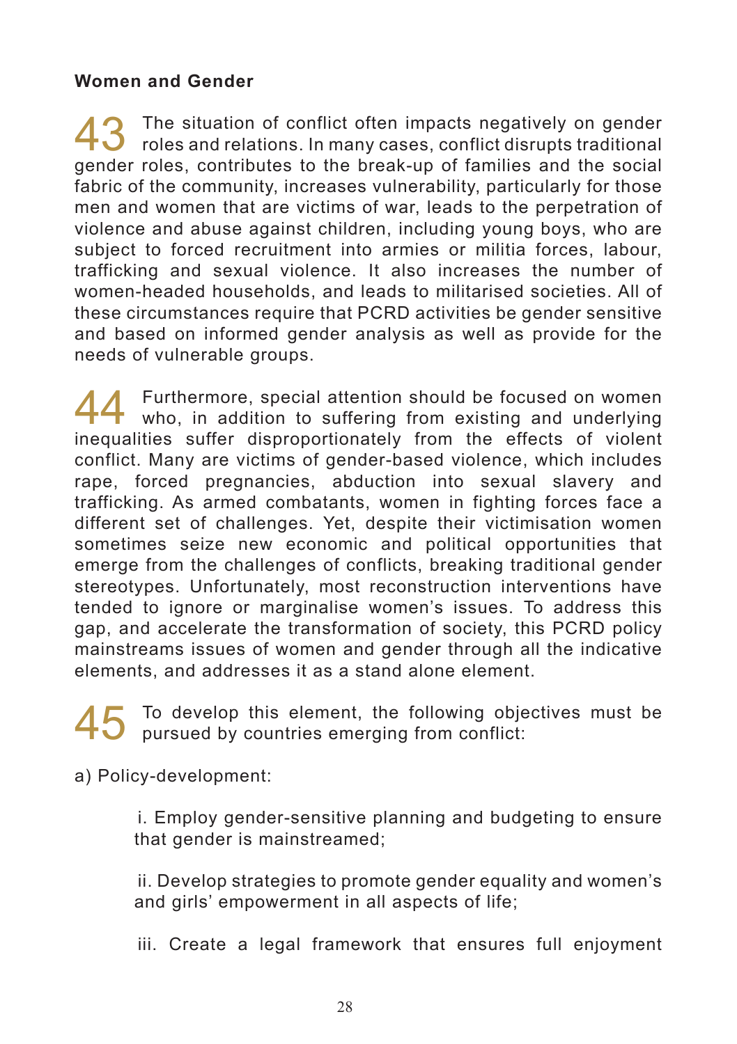**Women and Gender**

43 The situation of conflict often impacts negatively on gender roles and relations. In many cases, conflict disrupts traditional gender roles, contributes to the break-up of families and the social fabric of the community, increases vulnerability, particularly for those men and women that are victims of war, leads to the perpetration of violence and abuse against children, including young boys, who are subject to forced recruitment into armies or militia forces, labour, trafficking and sexual violence. It also increases the number of women-headed households, and leads to militarised societies. All of these circumstances require that PCRD activities be gender sensitive and based on informed gender analysis as well as provide for the needs of vulnerable groups.

44 Furthermore, special attention should be focused on women who, in addition to suffering from existing and underlying inequalities suffer disproportionately from the effects of violent conflict. Many are victims of gender-based violence, which includes rape, forced pregnancies, abduction into sexual slavery and trafficking. As armed combatants, women in fighting forces face a different set of challenges. Yet, despite their victimisation women sometimes seize new economic and political opportunities that emerge from the challenges of conflicts, breaking traditional gender stereotypes. Unfortunately, most reconstruction interventions have tended to ignore or marginalise women's issues. To address this gap, and accelerate the transformation of society, this PCRD policy mainstreams issues of women and gender through all the indicative elements, and addresses it as a stand alone element.

45 To develop this element, the following objectives must be pursued by countries emerging from conflict:

a) Policy-development:

i. Employ gender-sensitive planning and budgeting to ensure that gender is mainstreamed;

ii. Develop strategies to promote gender equality and women's and girls' empowerment in all aspects of life;

iii. Create a legal framework that ensures full enjoyment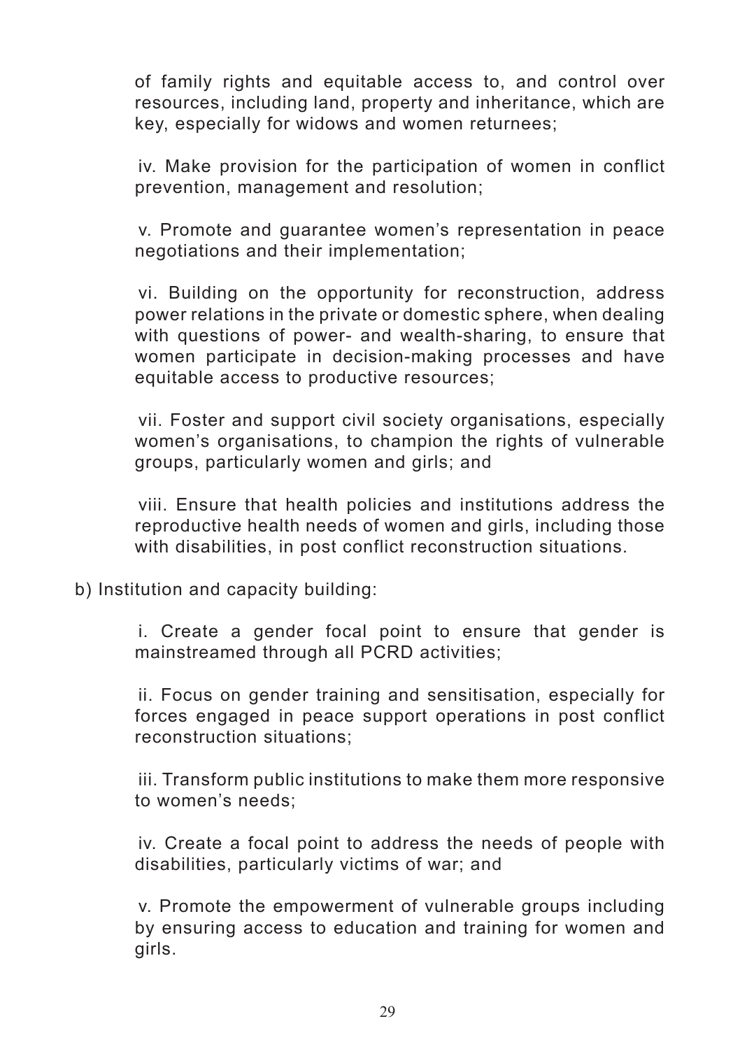of family rights and equitable access to, and control over resources, including land, property and inheritance, which are key, especially for widows and women returnees;

iv. Make provision for the participation of women in conflict prevention, management and resolution;

v. Promote and guarantee women's representation in peace negotiations and their implementation;

vi. Building on the opportunity for reconstruction, address power relations in the private or domestic sphere, when dealing with questions of power- and wealth-sharing, to ensure that women participate in decision-making processes and have equitable access to productive resources;

vii. Foster and support civil society organisations, especially women's organisations, to champion the rights of vulnerable groups, particularly women and girls; and

viii. Ensure that health policies and institutions address the reproductive health needs of women and girls, including those with disabilities, in post conflict reconstruction situations.

b) Institution and capacity building:

i. Create a gender focal point to ensure that gender is mainstreamed through all PCRD activities;

ii. Focus on gender training and sensitisation, especially for forces engaged in peace support operations in post conflict reconstruction situations;

iii. Transform public institutions to make them more responsive to women's needs;

iv. Create a focal point to address the needs of people with disabilities, particularly victims of war; and

v. Promote the empowerment of vulnerable groups including by ensuring access to education and training for women and girls.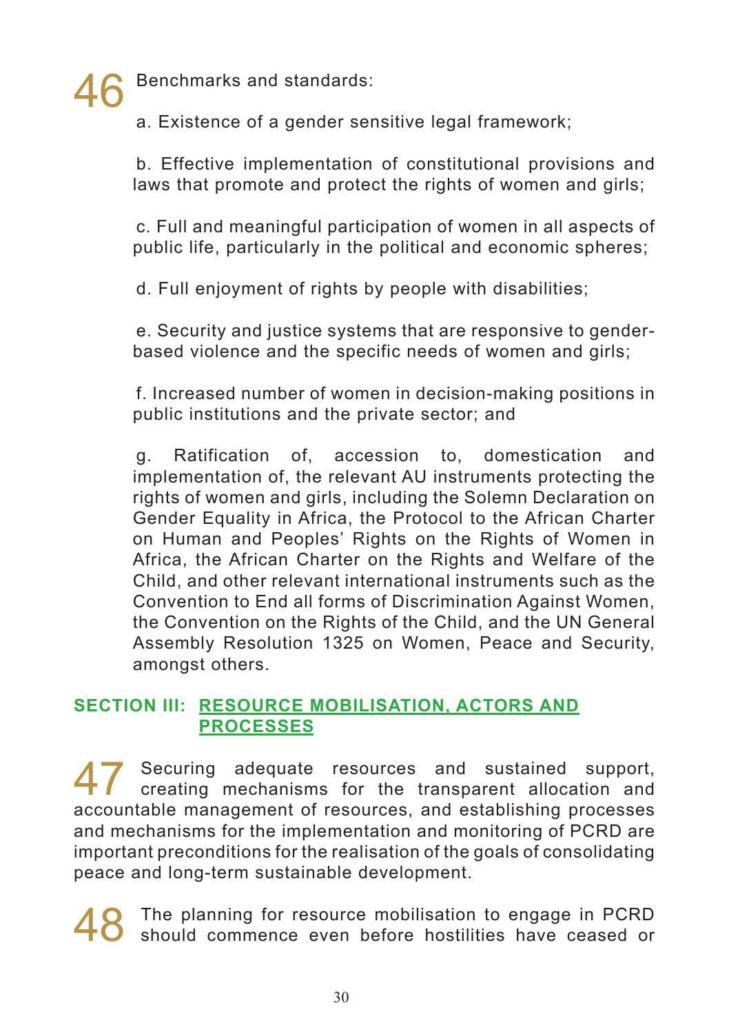46 Benchmarks and standards:

a. Existence of a gender sensitive legal framework;

b. Effective implementation of constitutional provisions and laws that promote and protect the rights of women and girls;

c. Full and meaningful participation of women in all aspects of public life, particularly in the political and economic spheres;

d. Full enjoyment of rights by people with disabilities;

e. Security and justice systems that are responsive to gender-based violence and the specific needs of women and girls;

f. Increased number of women in decision-making positions in public institutions and the private sector; and

g. Ratification of, accession to, domestication and implementation of, the relevant AU instruments protecting the rights of women and girls, including the Solemn Declaration on Gender Equality in Africa, the Protocol to the African Charter on Human and Peoples' Rights on the Rights of Women in Africa, the African Charter on the Rights and Welfare of the Child, and other relevant international instruments such as the Convention to End all forms of Discrimination Against Women, the Convention on the Rights of the Child, and the UN General Assembly Resolution 1325 on Women, Peace and Security, amongst others.

## SECTION III: RESOURCE MOBILISATION, ACTORS AND PROCESSES

47 Securing adequate resources and sustained support, creating mechanisms for the transparent allocation and accountable management of resources, and establishing processes and mechanisms for the implementation and monitoring of PCRD are important preconditions for the realisation of the goals of consolidating peace and long-term sustainable development.

48 The planning for resource mobilisation to engage in PCRD should commence even before hostilities have ceased or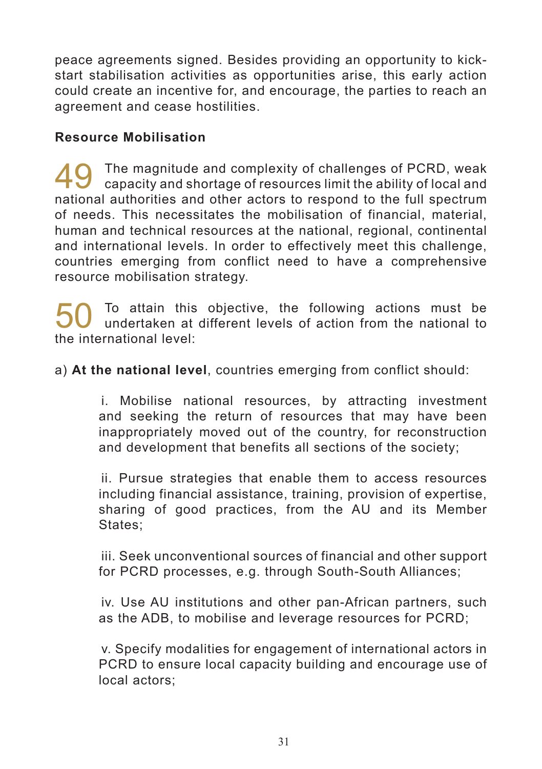peace agreements signed. Besides providing an opportunity to kick-start stabilisation activities as opportunities arise, this early action could create an incentive for, and encourage, the parties to reach an agreement and cease hostilities.

**Resource Mobilisation**

49 The magnitude and complexity of challenges of PCRD, weak capacity and shortage of resources limit the ability of local and national authorities and other actors to respond to the full spectrum of needs. This necessitates the mobilisation of financial, material, human and technical resources at the national, regional, continental and international levels. In order to effectively meet this challenge, countries emerging from conflict need to have a comprehensive resource mobilisation strategy.

50 To attain this objective, the following actions must be undertaken at different levels of action from the national to the international level:

a) **At the national level**, countries emerging from conflict should:

i. Mobilise national resources, by attracting investment and seeking the return of resources that may have been inappropriately moved out of the country, for reconstruction and development that benefits all sections of the society;

ii. Pursue strategies that enable them to access resources including financial assistance, training, provision of expertise, sharing of good practices, from the AU and its Member States;

iii. Seek unconventional sources of financial and other support for PCRD processes, e.g. through South-South Alliances;

iv. Use AU institutions and other pan-African partners, such as the ADB, to mobilise and leverage resources for PCRD;

v. Specify modalities for engagement of international actors in PCRD to ensure local capacity building and encourage use of local actors;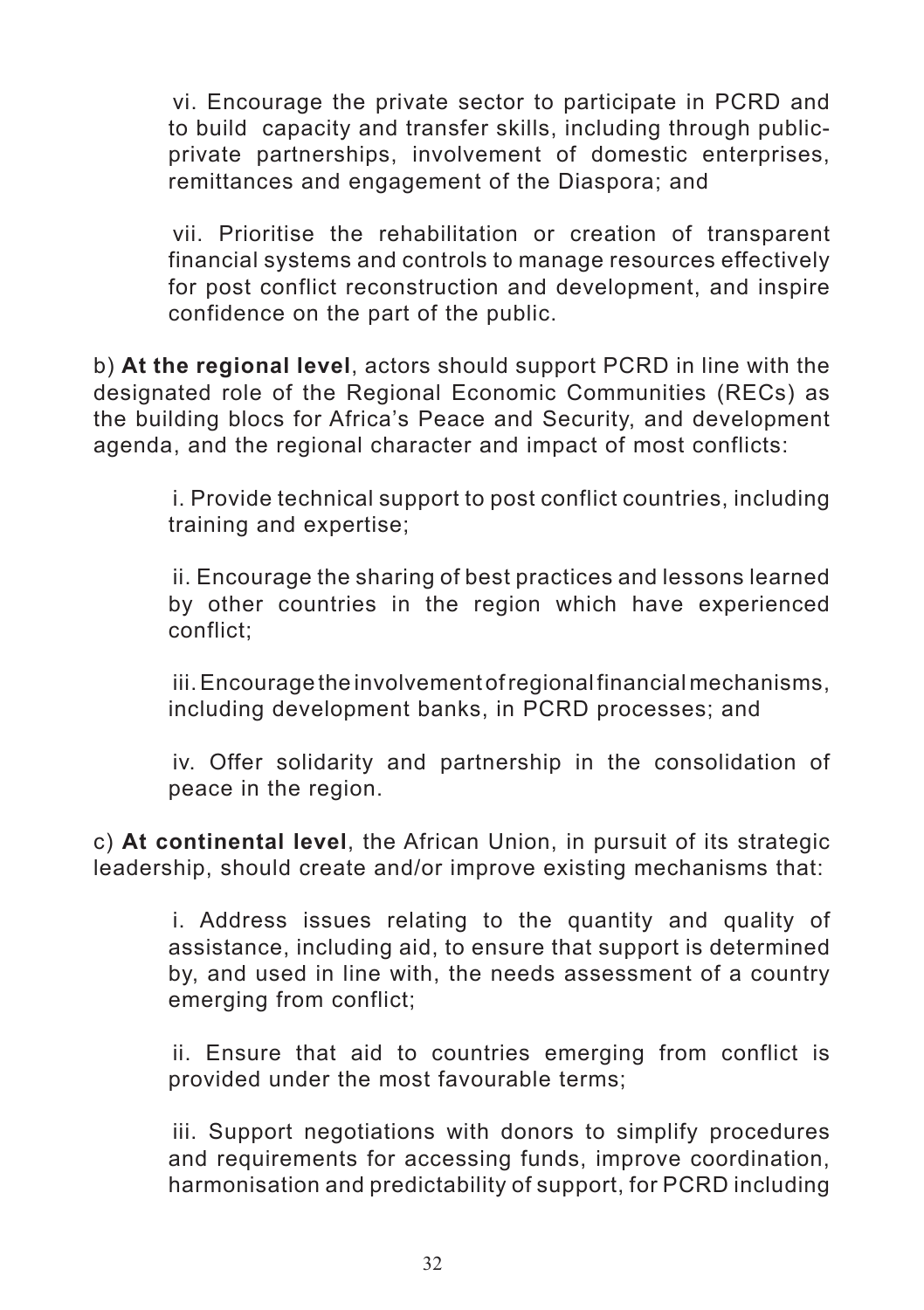vi. Encourage the private sector to participate in PCRD and to build capacity and transfer skills, including through public-private partnerships, involvement of domestic enterprises, remittances and engagement of the Diaspora; and

vii. Prioritise the rehabilitation or creation of transparent financial systems and controls to manage resources effectively for post conflict reconstruction and development, and inspire confidence on the part of the public.

b) **At the regional level**, actors should support PCRD in line with the designated role of the Regional Economic Communities (RECs) as the building blocs for Africa's Peace and Security, and development agenda, and the regional character and impact of most conflicts:

i. Provide technical support to post conflict countries, including training and expertise;

ii. Encourage the sharing of best practices and lessons learned by other countries in the region which have experienced conflict;

iii. Encourage the involvement of regional financial mechanisms, including development banks, in PCRD processes; and

iv. Offer solidarity and partnership in the consolidation of peace in the region.

c) **At continental level**, the African Union, in pursuit of its strategic leadership, should create and/or improve existing mechanisms that:

i. Address issues relating to the quantity and quality of assistance, including aid, to ensure that support is determined by, and used in line with, the needs assessment of a country emerging from conflict;

ii. Ensure that aid to countries emerging from conflict is provided under the most favourable terms;

iii. Support negotiations with donors to simplify procedures and requirements for accessing funds, improve coordination, harmonisation and predictability of support, for PCRD including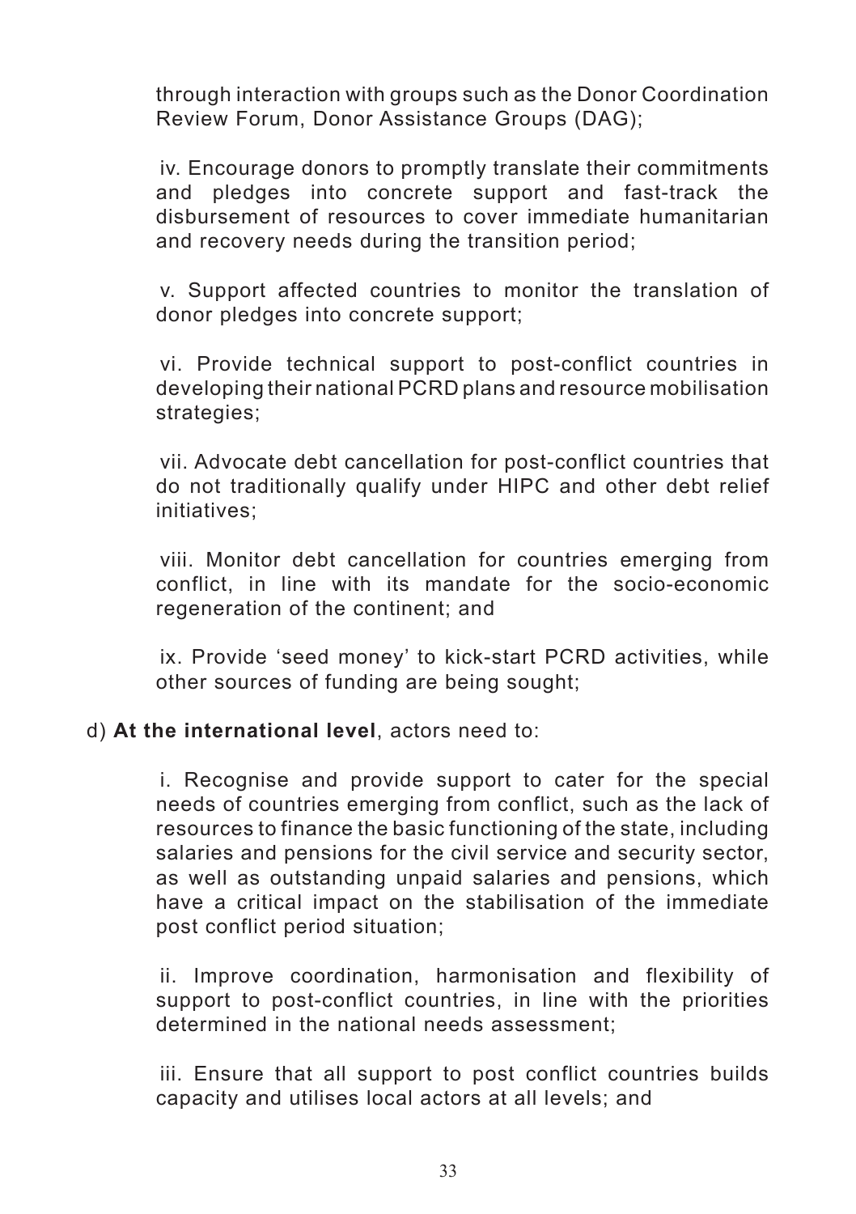through interaction with groups such as the Donor Coordination Review Forum, Donor Assistance Groups (DAG);

iv. Encourage donors to promptly translate their commitments and pledges into concrete support and fast-track the disbursement of resources to cover immediate humanitarian and recovery needs during the transition period;

v. Support affected countries to monitor the translation of donor pledges into concrete support;

vi. Provide technical support to post-conflict countries in developing their national PCRD plans and resource mobilisation strategies;

vii. Advocate debt cancellation for post-conflict countries that do not traditionally qualify under HIPC and other debt relief initiatives;

viii. Monitor debt cancellation for countries emerging from conflict, in line with its mandate for the socio-economic regeneration of the continent; and

ix. Provide 'seed money' to kick-start PCRD activities, while other sources of funding are being sought;

d) **At the international level**, actors need to:

i. Recognise and provide support to cater for the special needs of countries emerging from conflict, such as the lack of resources to finance the basic functioning of the state, including salaries and pensions for the civil service and security sector, as well as outstanding unpaid salaries and pensions, which have a critical impact on the stabilisation of the immediate post conflict period situation;

ii. Improve coordination, harmonisation and flexibility of support to post-conflict countries, in line with the priorities determined in the national needs assessment;

iii. Ensure that all support to post conflict countries builds capacity and utilises local actors at all levels; and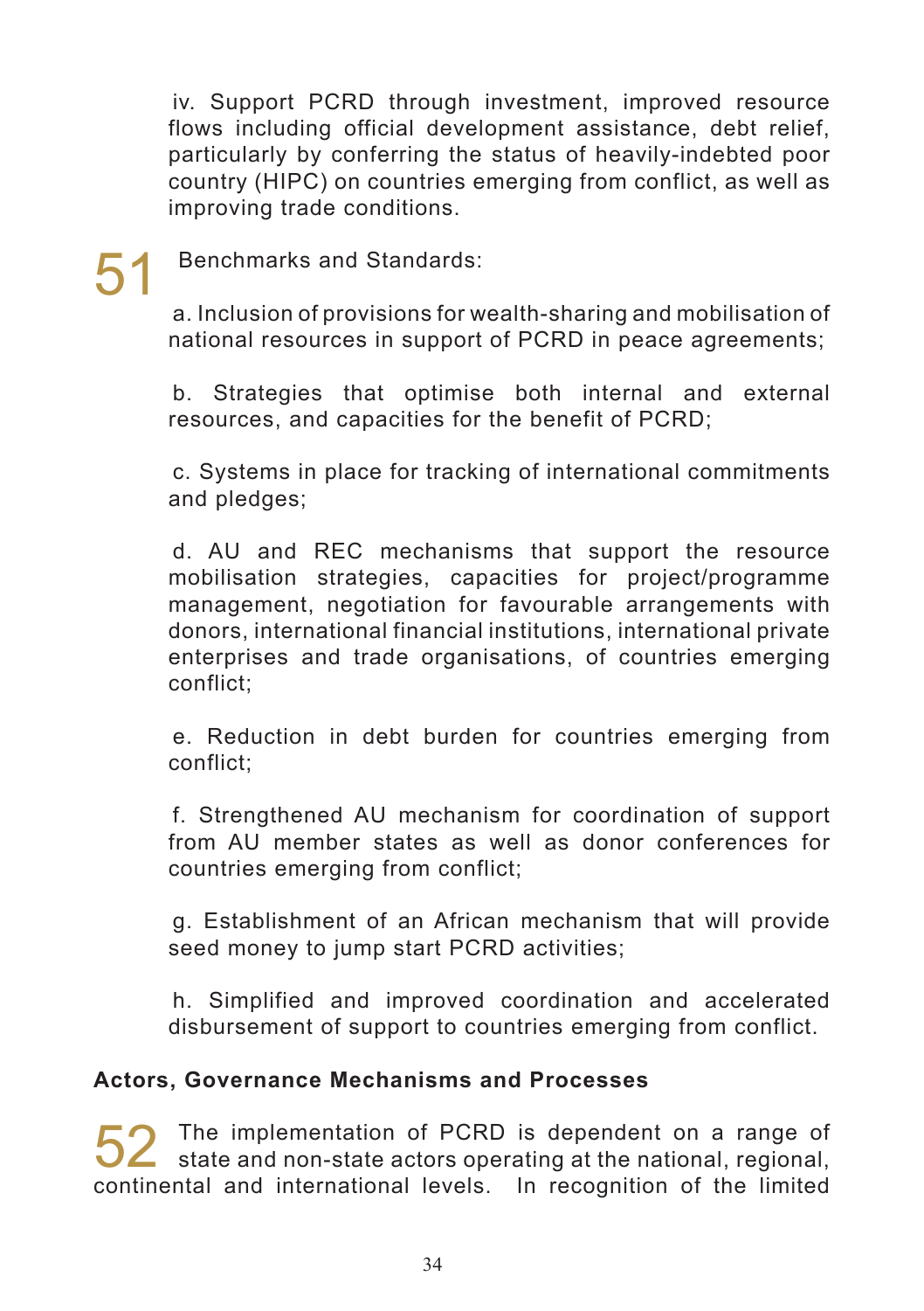iv. Support PCRD through investment, improved resource flows including official development assistance, debt relief, particularly by conferring the status of heavily-indebted poor country (HIPC) on countries emerging from conflict, as well as improving trade conditions.

51 Benchmarks and Standards:

a. Inclusion of provisions for wealth-sharing and mobilisation of national resources in support of PCRD in peace agreements;

b. Strategies that optimise both internal and external resources, and capacities for the benefit of PCRD;

c. Systems in place for tracking of international commitments and pledges;

d. AU and REC mechanisms that support the resource mobilisation strategies, capacities for project/programme management, negotiation for favourable arrangements with donors, international financial institutions, international private enterprises and trade organisations, of countries emerging conflict;

e. Reduction in debt burden for countries emerging from conflict;

f. Strengthened AU mechanism for coordination of support from AU member states as well as donor conferences for countries emerging from conflict;

g. Establishment of an African mechanism that will provide seed money to jump start PCRD activities;

h. Simplified and improved coordination and accelerated disbursement of support to countries emerging from conflict.

### Actors, Governance Mechanisms and Processes

52 The implementation of PCRD is dependent on a range of state and non-state actors operating at the national, regional, continental and international levels. In recognition of the limited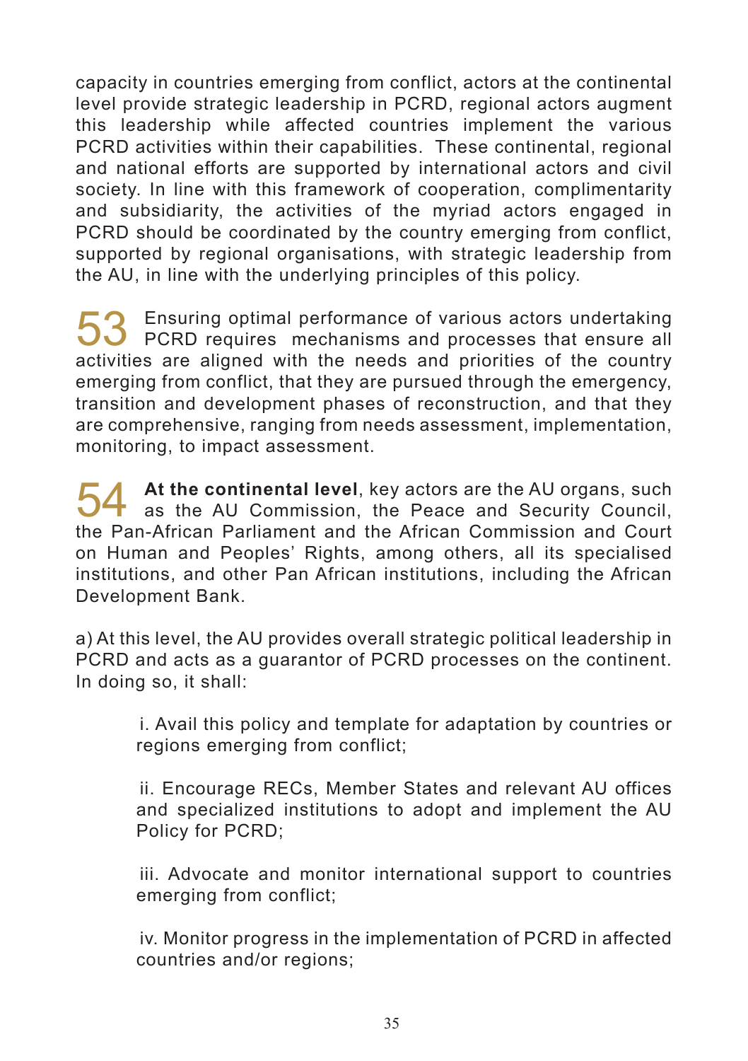capacity in countries emerging from conflict, actors at the continental level provide strategic leadership in PCRD, regional actors augment this leadership while affected countries implement the various PCRD activities within their capabilities. These continental, regional and national efforts are supported by international actors and civil society. In line with this framework of cooperation, complimentarity and subsidiarity, the activities of the myriad actors engaged in PCRD should be coordinated by the country emerging from conflict, supported by regional organisations, with strategic leadership from the AU, in line with the underlying principles of this policy.

53 Ensuring optimal performance of various actors undertaking PCRD requires mechanisms and processes that ensure all activities are aligned with the needs and priorities of the country emerging from conflict, that they are pursued through the emergency, transition and development phases of reconstruction, and that they are comprehensive, ranging from needs assessment, implementation, monitoring, to impact assessment.

54 **At the continental level**, key actors are the AU organs, such as the AU Commission, the Peace and Security Council, the Pan-African Parliament and the African Commission and Court on Human and Peoples' Rights, among others, all its specialised institutions, and other Pan African institutions, including the African Development Bank.

a) At this level, the AU provides overall strategic political leadership in PCRD and acts as a guarantor of PCRD processes on the continent. In doing so, it shall:

i. Avail this policy and template for adaptation by countries or regions emerging from conflict;

ii. Encourage RECs, Member States and relevant AU offices and specialized institutions to adopt and implement the AU Policy for PCRD;

iii. Advocate and monitor international support to countries emerging from conflict;

iv. Monitor progress in the implementation of PCRD in affected countries and/or regions;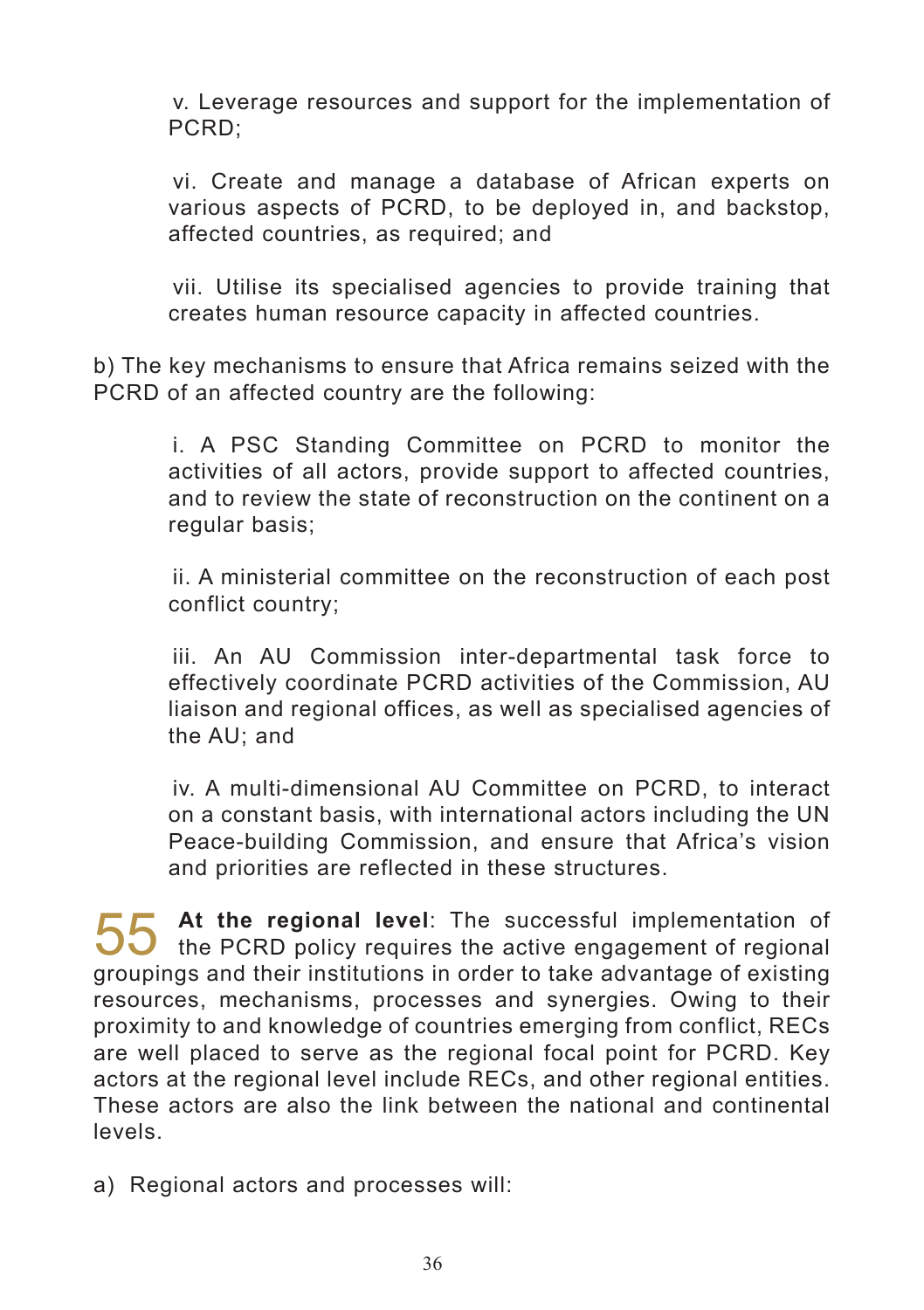v. Leverage resources and support for the implementation of PCRD;

vi. Create and manage a database of African experts on various aspects of PCRD, to be deployed in, and backstop, affected countries, as required; and

vii. Utilise its specialised agencies to provide training that creates human resource capacity in affected countries.

b) The key mechanisms to ensure that Africa remains seized with the PCRD of an affected country are the following:

i. A PSC Standing Committee on PCRD to monitor the activities of all actors, provide support to affected countries, and to review the state of reconstruction on the continent on a regular basis;

ii. A ministerial committee on the reconstruction of each post conflict country;

iii. An AU Commission inter-departmental task force to effectively coordinate PCRD activities of the Commission, AU liaison and regional offices, as well as specialised agencies of the AU; and

iv. A multi-dimensional AU Committee on PCRD, to interact on a constant basis, with international actors including the UN Peace-building Commission, and ensure that Africa's vision and priorities are reflected in these structures.

55 **At the regional level**: The successful implementation of the PCRD policy requires the active engagement of regional groupings and their institutions in order to take advantage of existing resources, mechanisms, processes and synergies. Owing to their proximity to and knowledge of countries emerging from conflict, RECs are well placed to serve as the regional focal point for PCRD. Key actors at the regional level include RECs, and other regional entities. These actors are also the link between the national and continental levels.

a) Regional actors and processes will: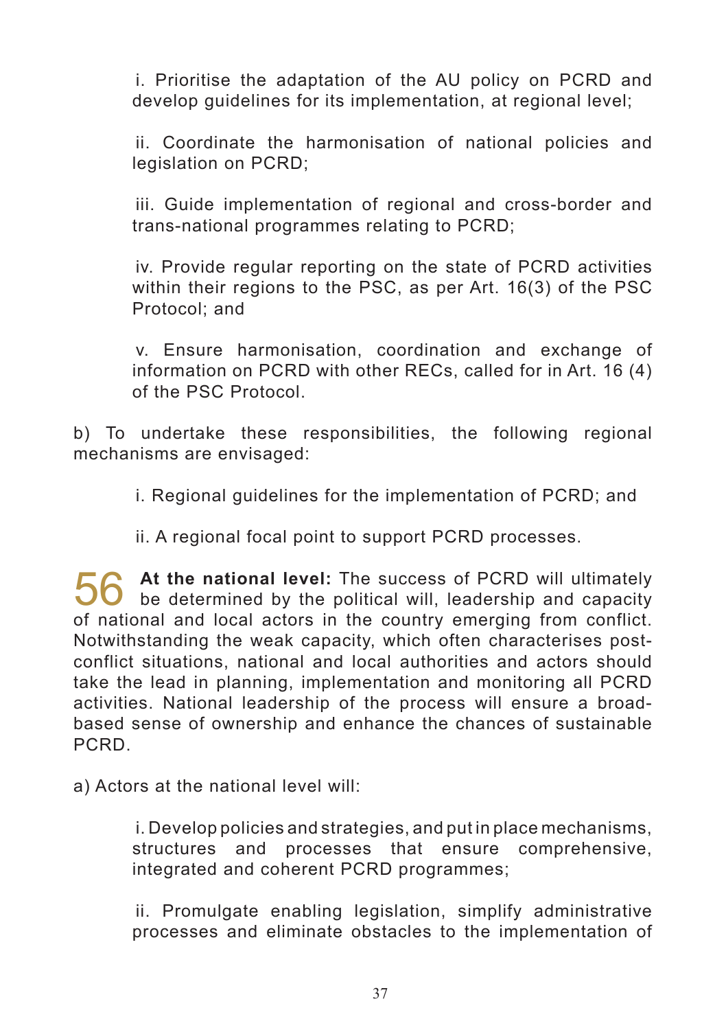i. Prioritise the adaptation of the AU policy on PCRD and develop guidelines for its implementation, at regional level;

ii. Coordinate the harmonisation of national policies and legislation on PCRD;

iii. Guide implementation of regional and cross-border and trans-national programmes relating to PCRD;

iv. Provide regular reporting on the state of PCRD activities within their regions to the PSC, as per Art. 16(3) of the PSC Protocol; and

v. Ensure harmonisation, coordination and exchange of information on PCRD with other RECs, called for in Art. 16 (4) of the PSC Protocol.

b) To undertake these responsibilities, the following regional mechanisms are envisaged:

i. Regional guidelines for the implementation of PCRD; and

ii. A regional focal point to support PCRD processes.

56 **At the national level:** The success of PCRD will ultimately be determined by the political will, leadership and capacity of national and local actors in the country emerging from conflict. Notwithstanding the weak capacity, which often characterises post-conflict situations, national and local authorities and actors should take the lead in planning, implementation and monitoring all PCRD activities. National leadership of the process will ensure a broad-based sense of ownership and enhance the chances of sustainable PCRD.

a) Actors at the national level will:

i. Develop policies and strategies, and put in place mechanisms, structures and processes that ensure comprehensive, integrated and coherent PCRD programmes;

ii. Promulgate enabling legislation, simplify administrative processes and eliminate obstacles to the implementation of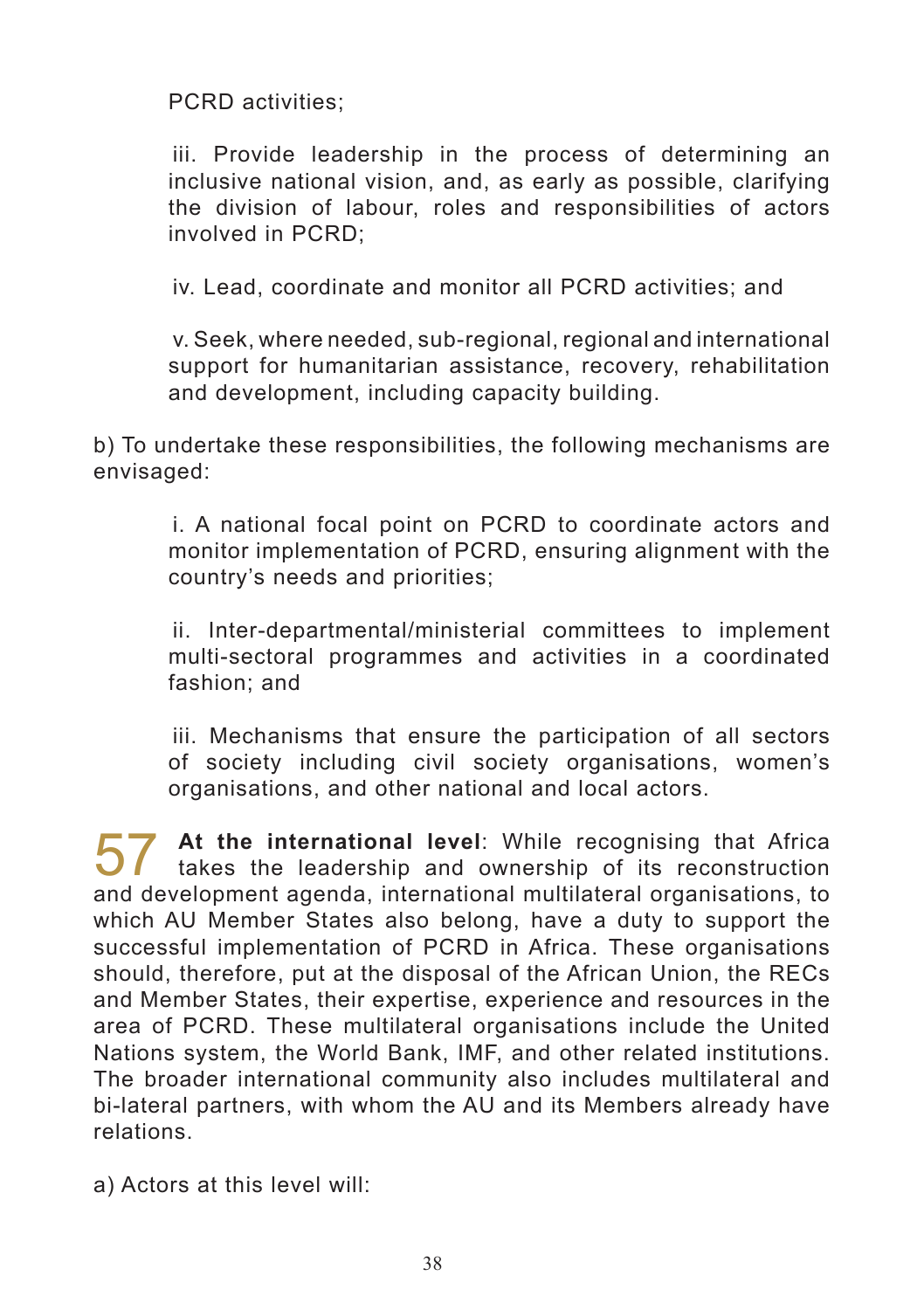PCRD activities;

iii. Provide leadership in the process of determining an inclusive national vision, and, as early as possible, clarifying the division of labour, roles and responsibilities of actors involved in PCRD;

iv. Lead, coordinate and monitor all PCRD activities; and

v. Seek, where needed, sub-regional, regional and international support for humanitarian assistance, recovery, rehabilitation and development, including capacity building.

b) To undertake these responsibilities, the following mechanisms are envisaged:

i. A national focal point on PCRD to coordinate actors and monitor implementation of PCRD, ensuring alignment with the country's needs and priorities;

ii. Inter-departmental/ministerial committees to implement multi-sectoral programmes and activities in a coordinated fashion; and

iii. Mechanisms that ensure the participation of all sectors of society including civil society organisations, women's organisations, and other national and local actors.

57 **At the international level**: While recognising that Africa takes the leadership and ownership of its reconstruction and development agenda, international multilateral organisations, to which AU Member States also belong, have a duty to support the successful implementation of PCRD in Africa. These organisations should, therefore, put at the disposal of the African Union, the RECs and Member States, their expertise, experience and resources in the area of PCRD. These multilateral organisations include the United Nations system, the World Bank, IMF, and other related institutions. The broader international community also includes multilateral and bi-lateral partners, with whom the AU and its Members already have relations.

a) Actors at this level will: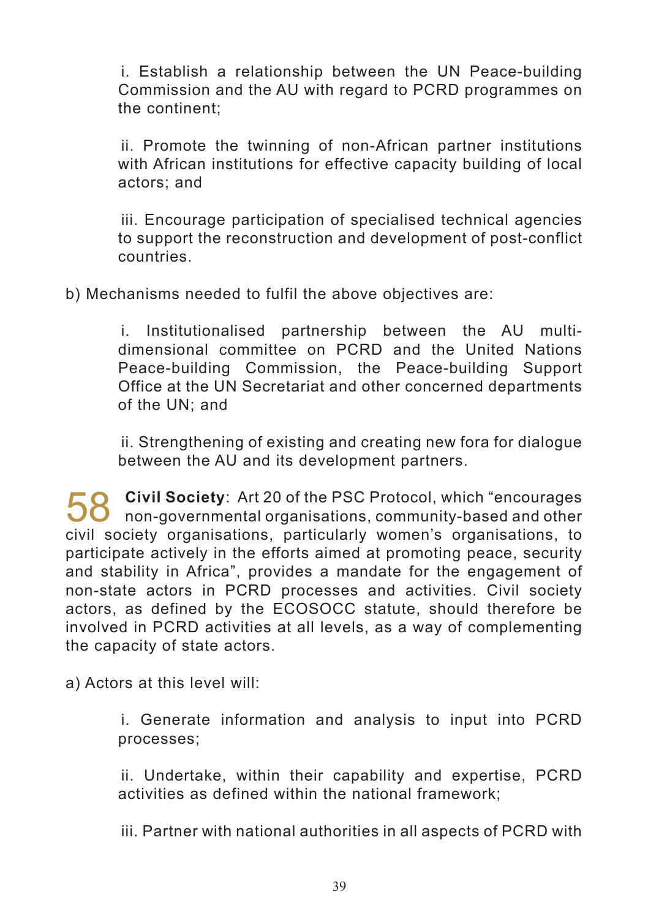i. Establish a relationship between the UN Peace-building Commission and the AU with regard to PCRD programmes on the continent;

ii. Promote the twinning of non-African partner institutions with African institutions for effective capacity building of local actors; and

iii. Encourage participation of specialised technical agencies to support the reconstruction and development of post-conflict countries.

b) Mechanisms needed to fulfil the above objectives are:

i. Institutionalised partnership between the AU multi-dimensional committee on PCRD and the United Nations Peace-building Commission, the Peace-building Support Office at the UN Secretariat and other concerned departments of the UN; and

ii. Strengthening of existing and creating new fora for dialogue between the AU and its development partners.

58 **Civil Society**: Art 20 of the PSC Protocol, which "encourages non-governmental organisations, community-based and other civil society organisations, particularly women's organisations, to participate actively in the efforts aimed at promoting peace, security and stability in Africa", provides a mandate for the engagement of non-state actors in PCRD processes and activities. Civil society actors, as defined by the ECOSOCC statute, should therefore be involved in PCRD activities at all levels, as a way of complementing the capacity of state actors.

a) Actors at this level will:

i. Generate information and analysis to input into PCRD processes;

ii. Undertake, within their capability and expertise, PCRD activities as defined within the national framework;

iii. Partner with national authorities in all aspects of PCRD with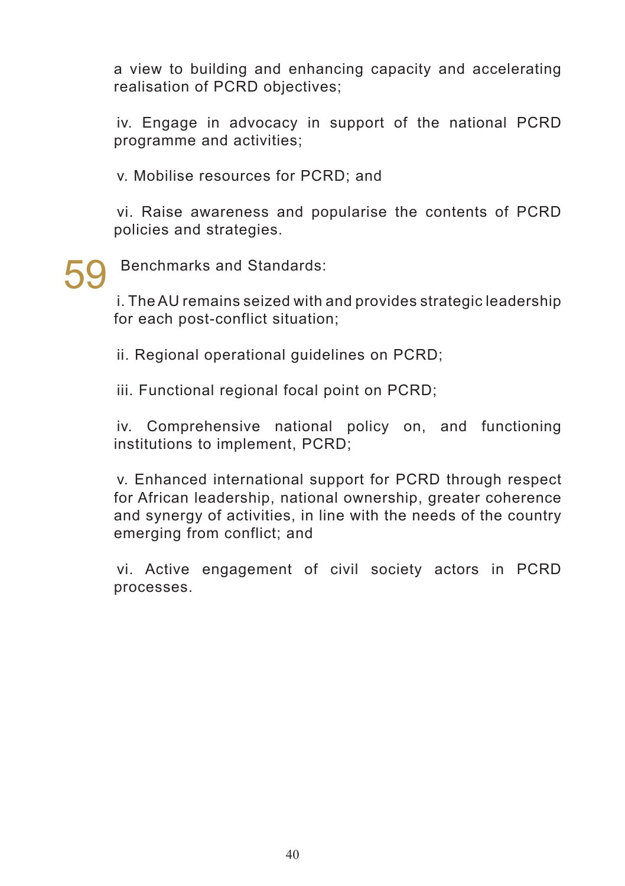a view to building and enhancing capacity and accelerating realisation of PCRD objectives;

iv. Engage in advocacy in support of the national PCRD programme and activities;

v. Mobilise resources for PCRD; and

vi. Raise awareness and popularise the contents of PCRD policies and strategies.

59 Benchmarks and Standards:

i. The AU remains seized with and provides strategic leadership for each post-conflict situation;

ii. Regional operational guidelines on PCRD;

iii. Functional regional focal point on PCRD;

iv. Comprehensive national policy on, and functioning institutions to implement, PCRD;

v. Enhanced international support for PCRD through respect for African leadership, national ownership, greater coherence and synergy of activities, in line with the needs of the country emerging from conflict; and

vi. Active engagement of civil society actors in PCRD processes.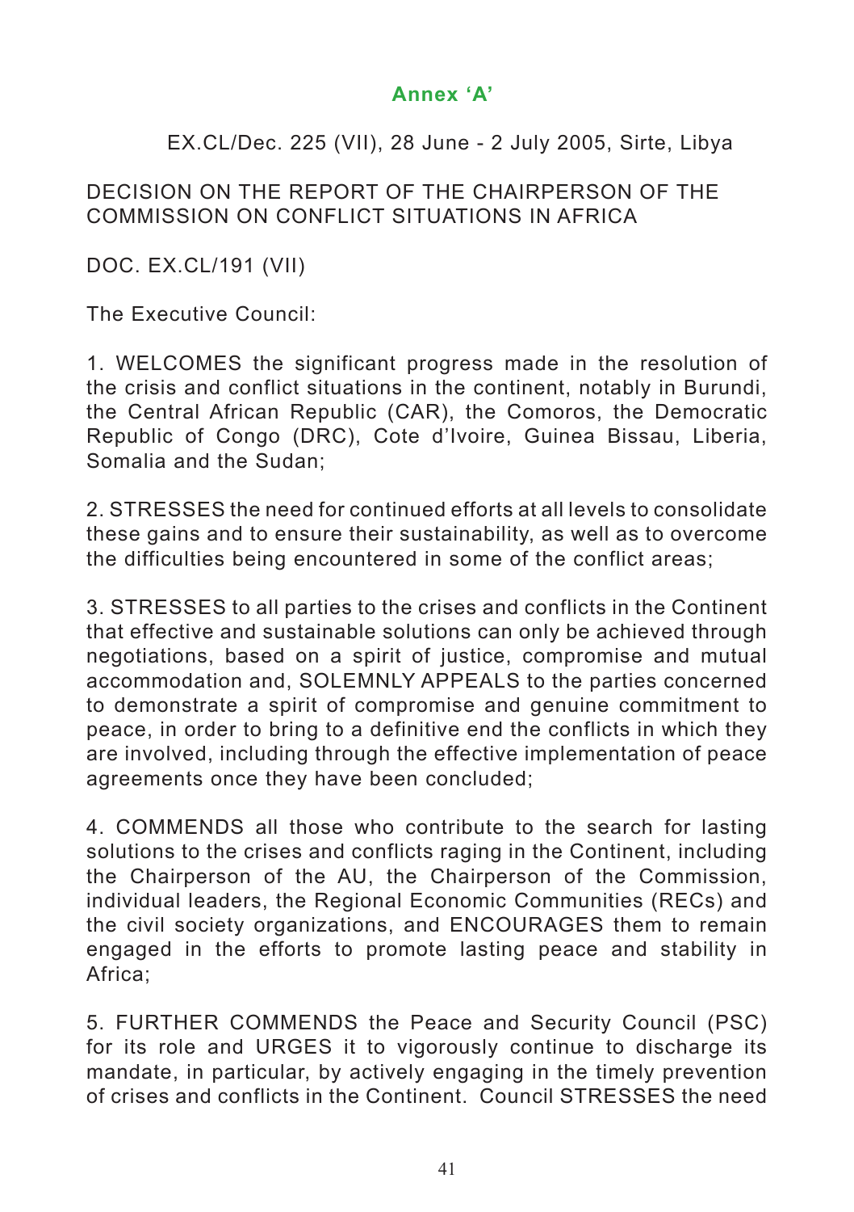## Annex 'A'

EX.CL/Dec. 225 (VII), 28 June - 2 July 2005, Sirte, Libya

DECISION ON THE REPORT OF THE CHAIRPERSON OF THE COMMISSION ON CONFLICT SITUATIONS IN AFRICA

DOC. EX.CL/191 (VII)

The Executive Council:

1. WELCOMES the significant progress made in the resolution of the crisis and conflict situations in the continent, notably in Burundi, the Central African Republic (CAR), the Comoros, the Democratic Republic of Congo (DRC), Cote d'Ivoire, Guinea Bissau, Liberia, Somalia and the Sudan;

2. STRESSES the need for continued efforts at all levels to consolidate these gains and to ensure their sustainability, as well as to overcome the difficulties being encountered in some of the conflict areas;

3. STRESSES to all parties to the crises and conflicts in the Continent that effective and sustainable solutions can only be achieved through negotiations, based on a spirit of justice, compromise and mutual accommodation and, SOLEMNLY APPEALS to the parties concerned to demonstrate a spirit of compromise and genuine commitment to peace, in order to bring to a definitive end the conflicts in which they are involved, including through the effective implementation of peace agreements once they have been concluded;

4. COMMENDS all those who contribute to the search for lasting solutions to the crises and conflicts raging in the Continent, including the Chairperson of the AU, the Chairperson of the Commission, individual leaders, the Regional Economic Communities (RECs) and the civil society organizations, and ENCOURAGES them to remain engaged in the efforts to promote lasting peace and stability in Africa;

5. FURTHER COMMENDS the Peace and Security Council (PSC) for its role and URGES it to vigorously continue to discharge its mandate, in particular, by actively engaging in the timely prevention of crises and conflicts in the Continent. Council STRESSES the need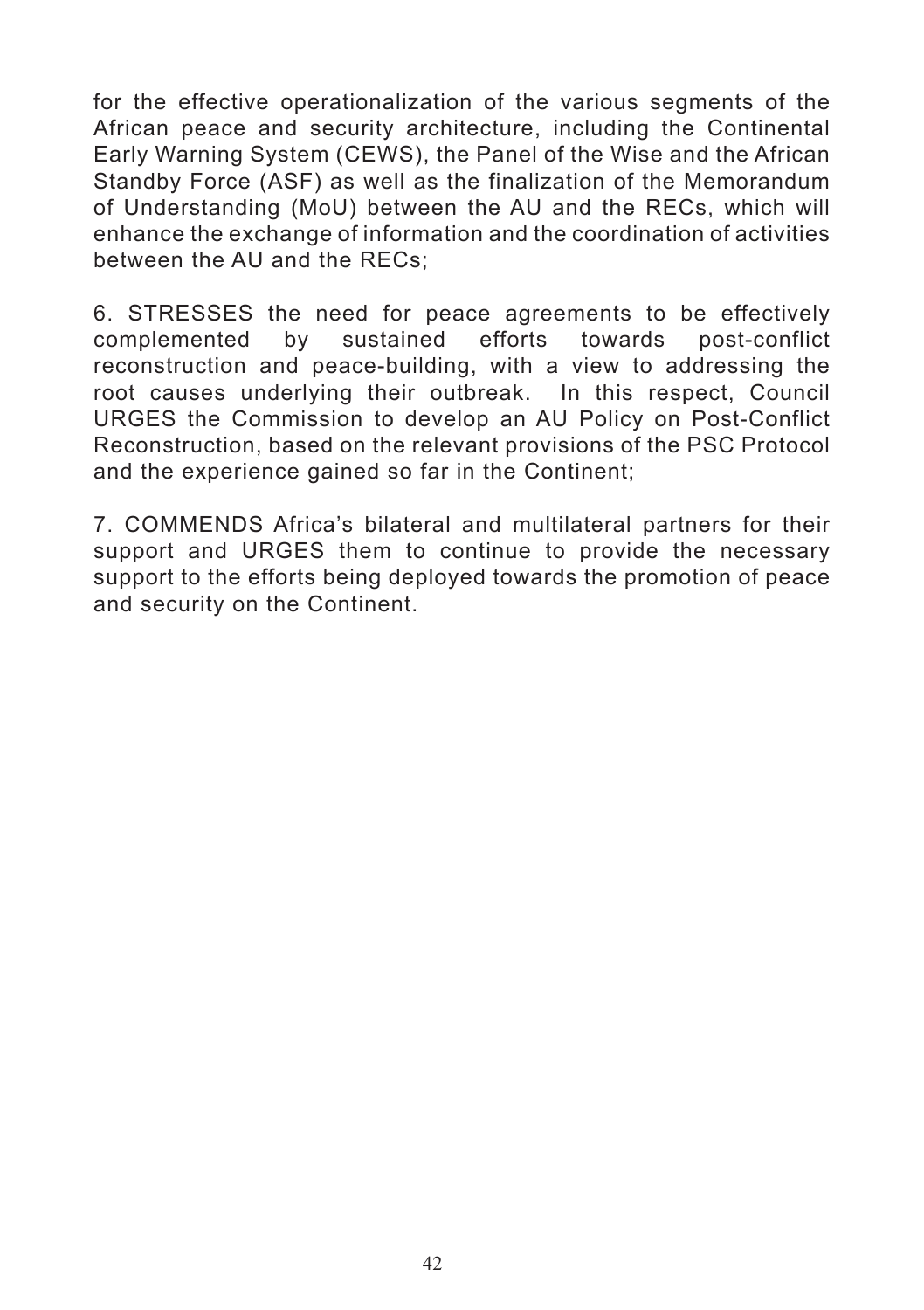for the effective operationalization of the various segments of the African peace and security architecture, including the Continental Early Warning System (CEWS), the Panel of the Wise and the African Standby Force (ASF) as well as the finalization of the Memorandum of Understanding (MoU) between the AU and the RECs, which will enhance the exchange of information and the coordination of activities between the AU and the RECs;

6. STRESSES the need for peace agreements to be effectively complemented by sustained efforts towards post-conflict reconstruction and peace-building, with a view to addressing the root causes underlying their outbreak. In this respect, Council URGES the Commission to develop an AU Policy on Post-Conflict Reconstruction, based on the relevant provisions of the PSC Protocol and the experience gained so far in the Continent;

7. COMMENDS Africa's bilateral and multilateral partners for their support and URGES them to continue to provide the necessary support to the efforts being deployed towards the promotion of peace and security on the Continent.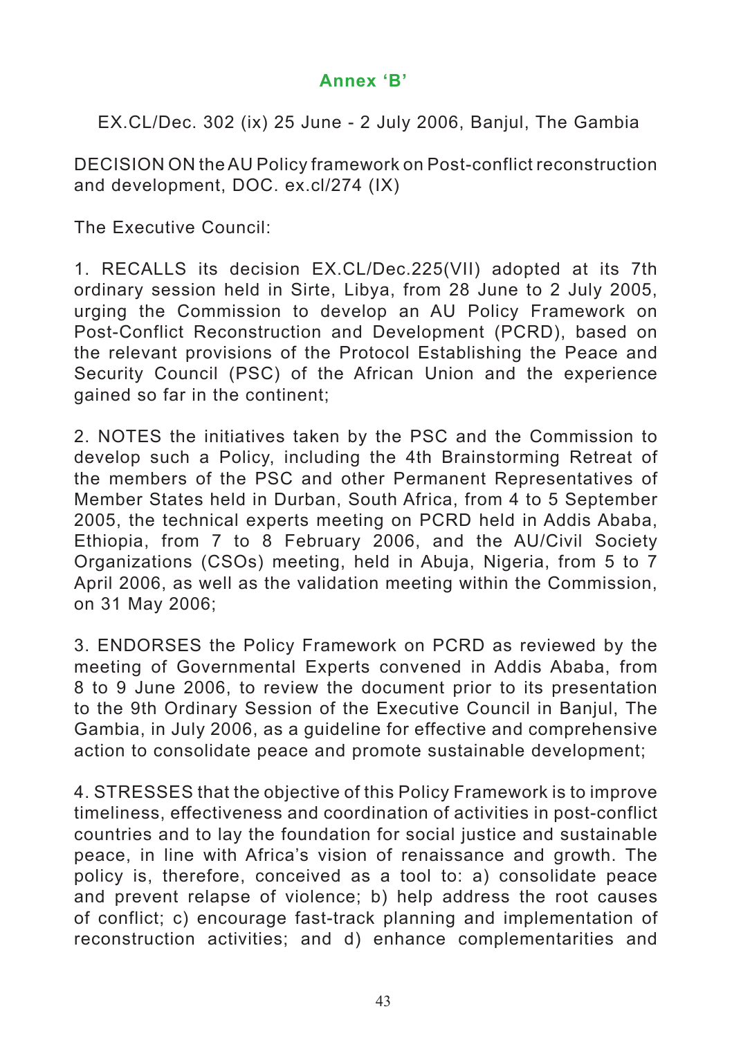## Annex 'B'

EX.CL/Dec. 302 (ix) 25 June - 2 July 2006, Banjul, The Gambia

DECISION ON the AU Policy framework on Post-conflict reconstruction and development, DOC. ex.cl/274 (IX)

The Executive Council:

1. RECALLS its decision EX.CL/Dec.225(VII) adopted at its 7th ordinary session held in Sirte, Libya, from 28 June to 2 July 2005, urging the Commission to develop an AU Policy Framework on Post-Conflict Reconstruction and Development (PCRD), based on the relevant provisions of the Protocol Establishing the Peace and Security Council (PSC) of the African Union and the experience gained so far in the continent;

2. NOTES the initiatives taken by the PSC and the Commission to develop such a Policy, including the 4th Brainstorming Retreat of the members of the PSC and other Permanent Representatives of Member States held in Durban, South Africa, from 4 to 5 September 2005, the technical experts meeting on PCRD held in Addis Ababa, Ethiopia, from 7 to 8 February 2006, and the AU/Civil Society Organizations (CSOs) meeting, held in Abuja, Nigeria, from 5 to 7 April 2006, as well as the validation meeting within the Commission, on 31 May 2006;

3. ENDORSES the Policy Framework on PCRD as reviewed by the meeting of Governmental Experts convened in Addis Ababa, from 8 to 9 June 2006, to review the document prior to its presentation to the 9th Ordinary Session of the Executive Council in Banjul, The Gambia, in July 2006, as a guideline for effective and comprehensive action to consolidate peace and promote sustainable development;

4. STRESSES that the objective of this Policy Framework is to improve timeliness, effectiveness and coordination of activities in post-conflict countries and to lay the foundation for social justice and sustainable peace, in line with Africa's vision of renaissance and growth. The policy is, therefore, conceived as a tool to: a) consolidate peace and prevent relapse of violence; b) help address the root causes of conflict; c) encourage fast-track planning and implementation of reconstruction activities; and d) enhance complementarities and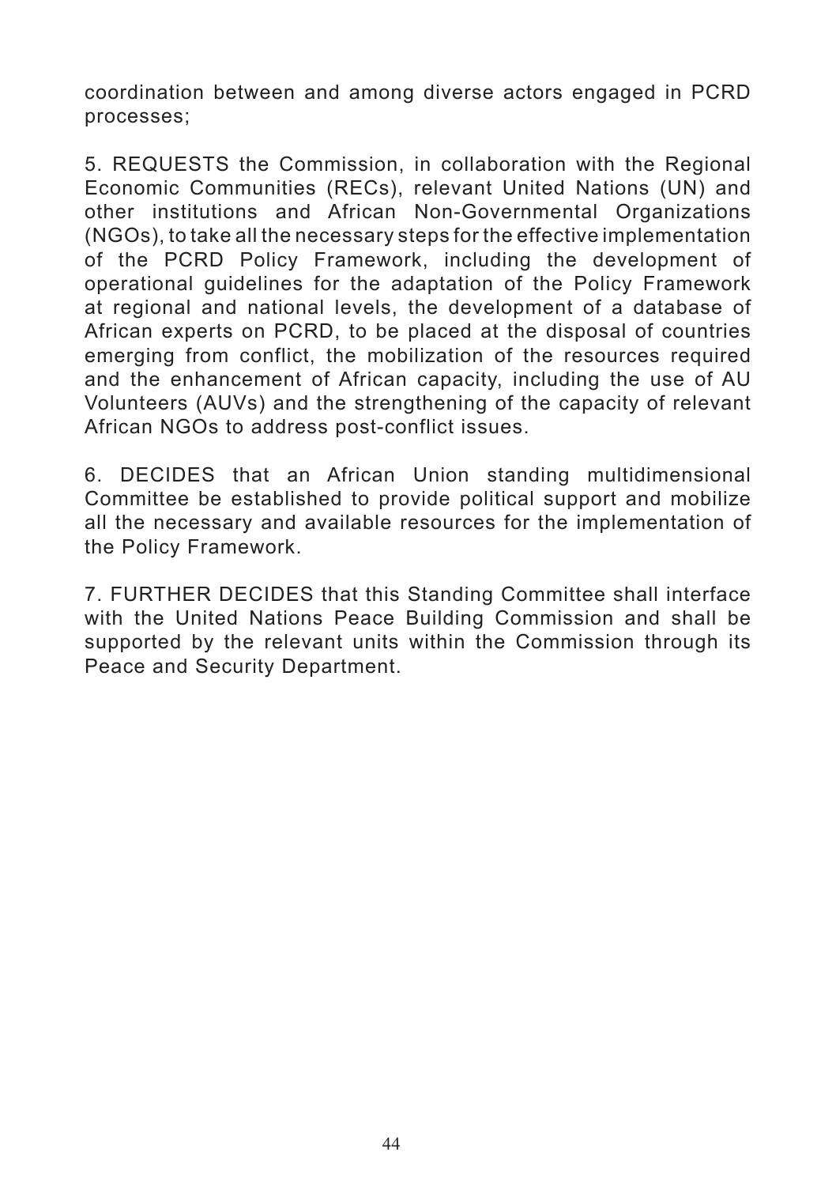coordination between and among diverse actors engaged in PCRD processes;

5. REQUESTS the Commission, in collaboration with the Regional Economic Communities (RECs), relevant United Nations (UN) and other institutions and African Non-Governmental Organizations (NGOs), to take all the necessary steps for the effective implementation of the PCRD Policy Framework, including the development of operational guidelines for the adaptation of the Policy Framework at regional and national levels, the development of a database of African experts on PCRD, to be placed at the disposal of countries emerging from conflict, the mobilization of the resources required and the enhancement of African capacity, including the use of AU Volunteers (AUVs) and the strengthening of the capacity of relevant African NGOs to address post-conflict issues.

6. DECIDES that an African Union standing multidimensional Committee be established to provide political support and mobilize all the necessary and available resources for the implementation of the Policy Framework.

7. FURTHER DECIDES that this Standing Committee shall interface with the United Nations Peace Building Commission and shall be supported by the relevant units within the Commission through its Peace and Security Department.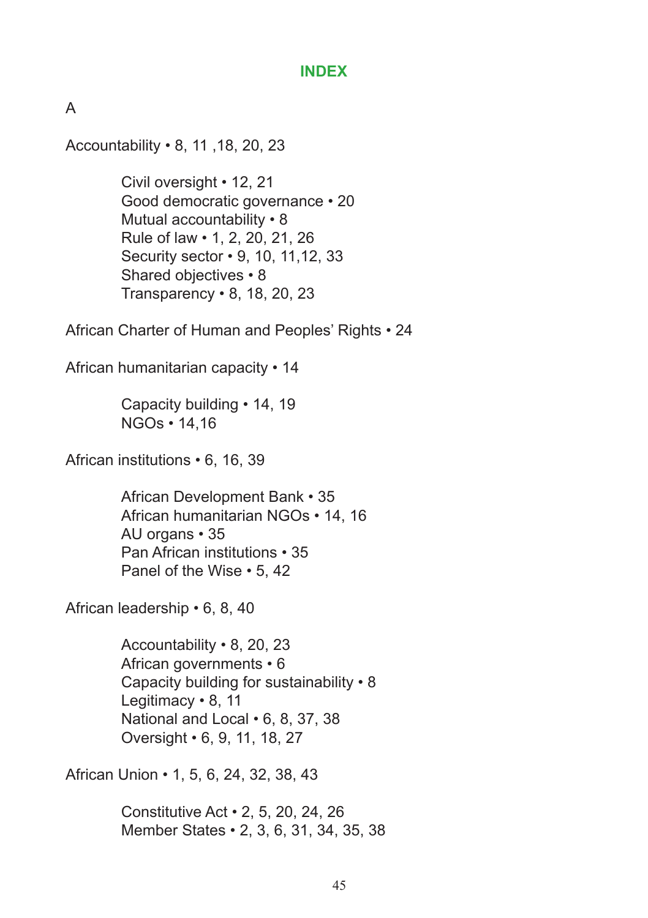# INDEX

A

Accountability • 8, 11 ,18, 20, 23

- Civil oversight • 12, 21
- Good democratic governance • 20
- Mutual accountability • 8
- Rule of law • 1, 2, 20, 21, 26
- Security sector • 9, 10, 11,12, 33
- Shared objectives • 8
- Transparency • 8, 18, 20, 23

African Charter of Human and Peoples' Rights • 24

African humanitarian capacity • 14

- Capacity building • 14, 19
- NGOs • 14,16

African institutions • 6, 16, 39

- African Development Bank • 35
- African humanitarian NGOs • 14, 16
- AU organs • 35
- Pan African institutions • 35
- Panel of the Wise • 5, 42

African leadership • 6, 8, 40

- Accountability • 8, 20, 23
- African governments • 6
- Capacity building for sustainability • 8
- Legitimacy • 8, 11
- National and Local • 6, 8, 37, 38
- Oversight • 6, 9, 11, 18, 27

African Union • 1, 5, 6, 24, 32, 38, 43

- Constitutive Act • 2, 5, 20, 24, 26
- Member States • 2, 3, 6, 31, 34, 35, 38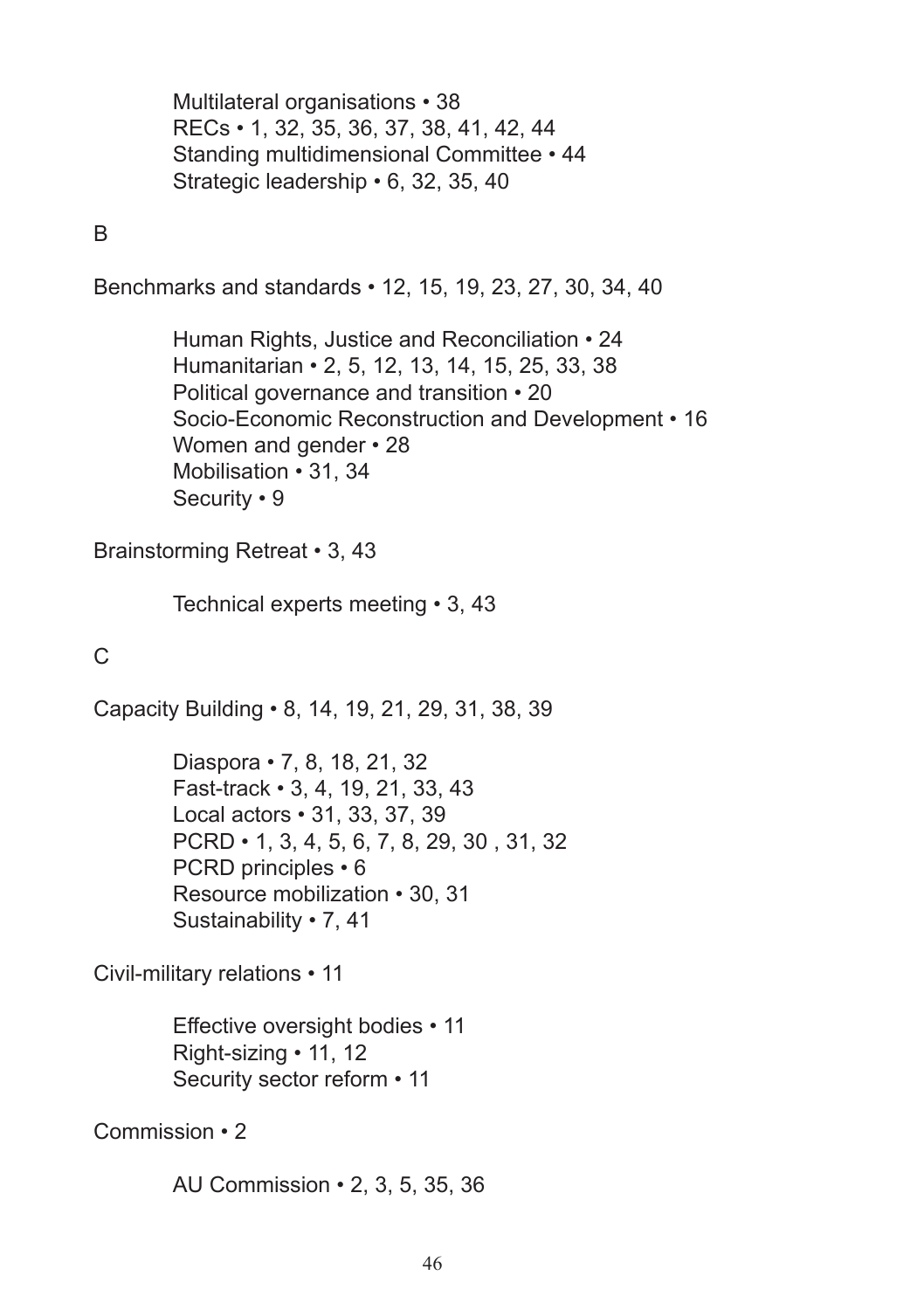Multilateral organisations • 38
RECs • 1, 32, 35, 36, 37, 38, 41, 42, 44
Standing multidimensional Committee • 44
Strategic leadership • 6, 32, 35, 40

B

Benchmarks and standards • 12, 15, 19, 23, 27, 30, 34, 40

Human Rights, Justice and Reconciliation • 24
Humanitarian • 2, 5, 12, 13, 14, 15, 25, 33, 38
Political governance and transition • 20
Socio-Economic Reconstruction and Development • 16
Women and gender • 28
Mobilisation • 31, 34
Security • 9

Brainstorming Retreat • 3, 43

Technical experts meeting • 3, 43

C

Capacity Building • 8, 14, 19, 21, 29, 31, 38, 39

Diaspora • 7, 8, 18, 21, 32
Fast-track • 3, 4, 19, 21, 33, 43
Local actors • 31, 33, 37, 39
PCRD • 1, 3, 4, 5, 6, 7, 8, 29, 30 , 31, 32
PCRD principles • 6
Resource mobilization • 30, 31
Sustainability • 7, 41

Civil-military relations • 11

Effective oversight bodies • 11
Right-sizing • 11, 12
Security sector reform • 11

Commission • 2

AU Commission • 2, 3, 5, 35, 36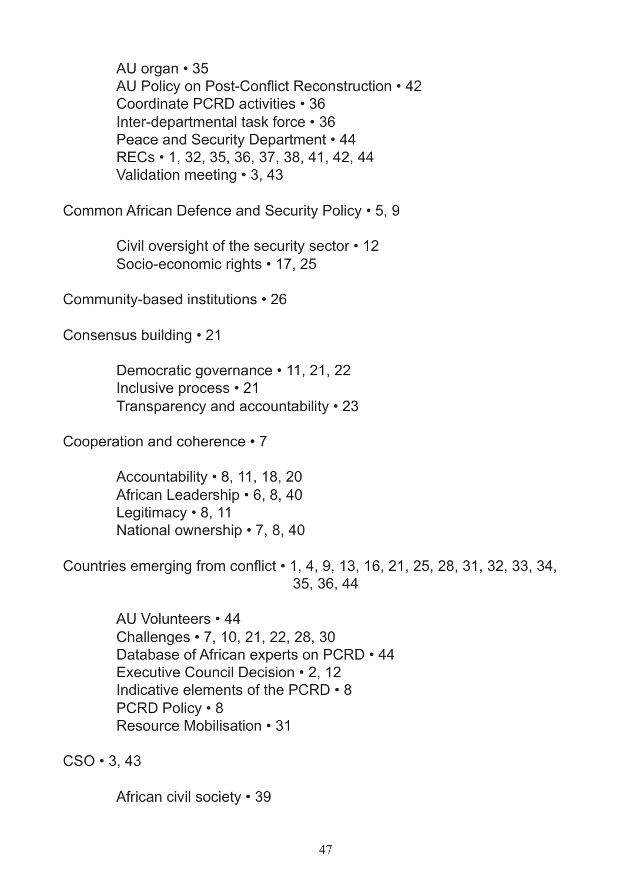AU organ • 35
AU Policy on Post-Conflict Reconstruction • 42
Coordinate PCRD activities • 36
Inter-departmental task force • 36
Peace and Security Department • 44
RECs • 1, 32, 35, 36, 37, 38, 41, 42, 44
Validation meeting • 3, 43

Common African Defence and Security Policy • 5, 9

Civil oversight of the security sector • 12
Socio-economic rights • 17, 25

Community-based institutions • 26

Consensus building • 21

Democratic governance • 11, 21, 22
Inclusive process • 21
Transparency and accountability • 23

Cooperation and coherence • 7

Accountability • 8, 11, 18, 20
African Leadership • 6, 8, 40
Legitimacy • 8, 11
National ownership • 7, 8, 40

Countries emerging from conflict • 1, 4, 9, 13, 16, 21, 25, 28, 31, 32, 33, 34, 35, 36, 44

AU Volunteers • 44
Challenges • 7, 10, 21, 22, 28, 30
Database of African experts on PCRD • 44
Executive Council Decision • 2, 12
Indicative elements of the PCRD • 8
PCRD Policy • 8
Resource Mobilisation • 31

CSO • 3, 43

African civil society • 39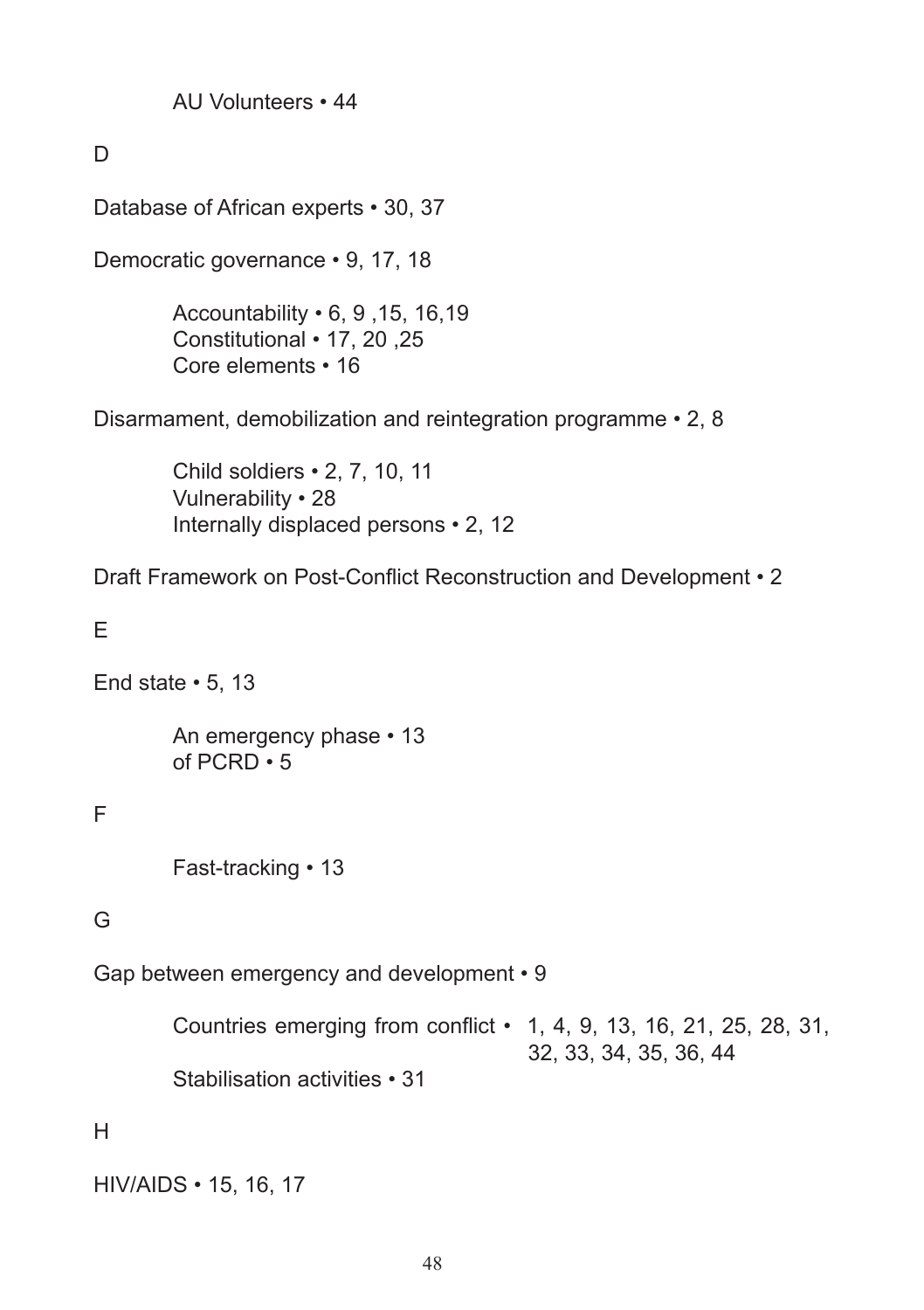AU Volunteers • 44

D

Database of African experts • 30, 37

Democratic governance • 9, 17, 18

Accountability • 6, 9 ,15, 16,19
Constitutional • 17, 20 ,25
Core elements • 16

Disarmament, demobilization and reintegration programme • 2, 8

Child soldiers • 2, 7, 10, 11
Vulnerability • 28
Internally displaced persons • 2, 12

Draft Framework on Post-Conflict Reconstruction and Development • 2

E

End state • 5, 13

An emergency phase • 13
of PCRD • 5

F

Fast-tracking • 13

G

Gap between emergency and development • 9

Countries emerging from conflict • 1, 4, 9, 13, 16, 21, 25, 28, 31, 32, 33, 34, 35, 36, 44
Stabilisation activities • 31

H

HIV/AIDS • 15, 16, 17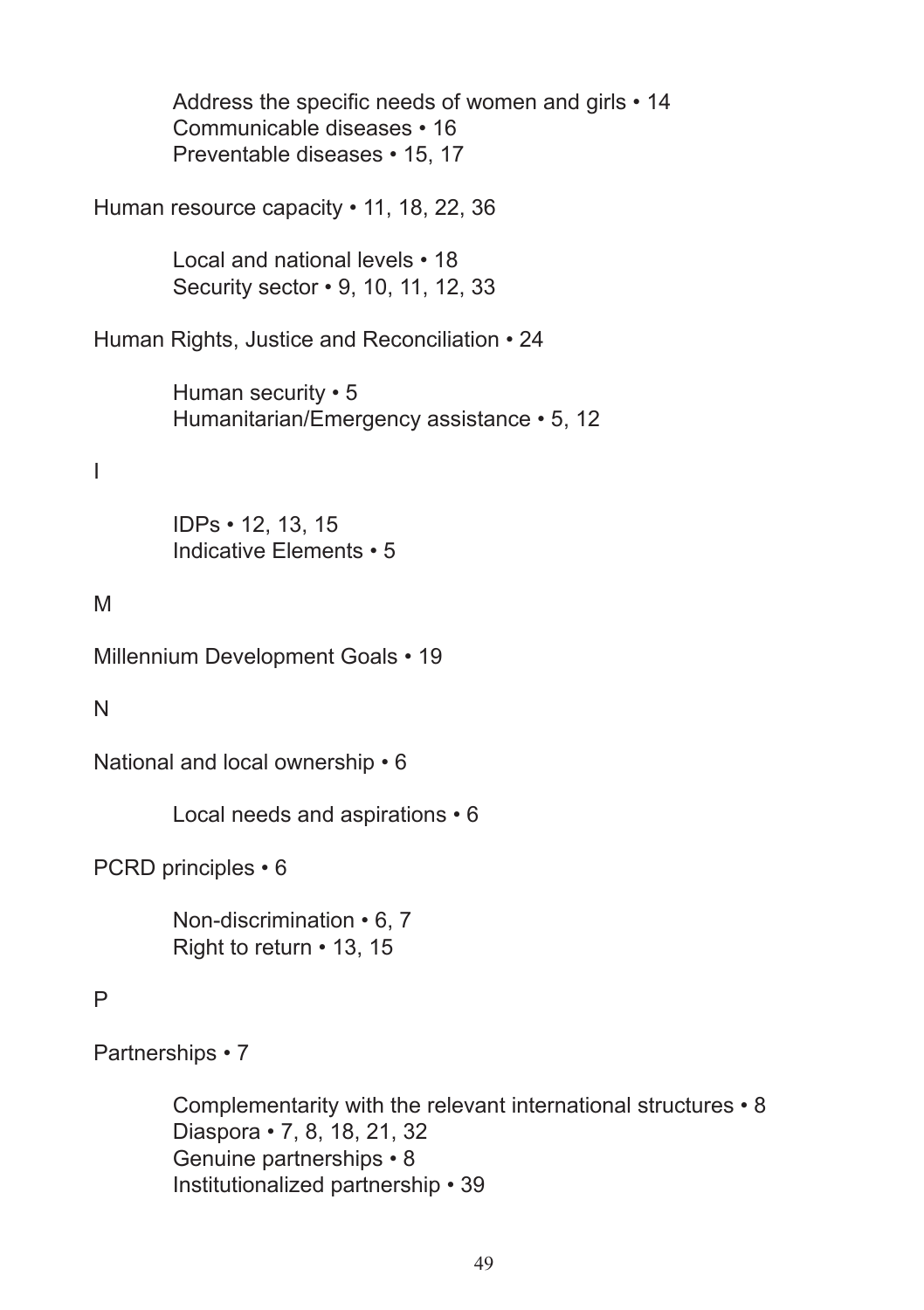- Address the specific needs of women and girls • 14
- Communicable diseases • 16
- Preventable diseases • 15, 17

Human resource capacity • 11, 18, 22, 36

- Local and national levels • 18
- Security sector • 9, 10, 11, 12, 33

Human Rights, Justice and Reconciliation • 24

- Human security • 5
- Humanitarian/Emergency assistance • 5, 12

I

- IDPs • 12, 13, 15
- Indicative Elements • 5

M

Millennium Development Goals • 19

N

National and local ownership • 6

- Local needs and aspirations • 6

PCRD principles • 6

- Non-discrimination • 6, 7
- Right to return • 13, 15

P

Partnerships • 7

- Complementarity with the relevant international structures • 8
- Diaspora • 7, 8, 18, 21, 32
- Genuine partnerships • 8
- Institutionalized partnership • 39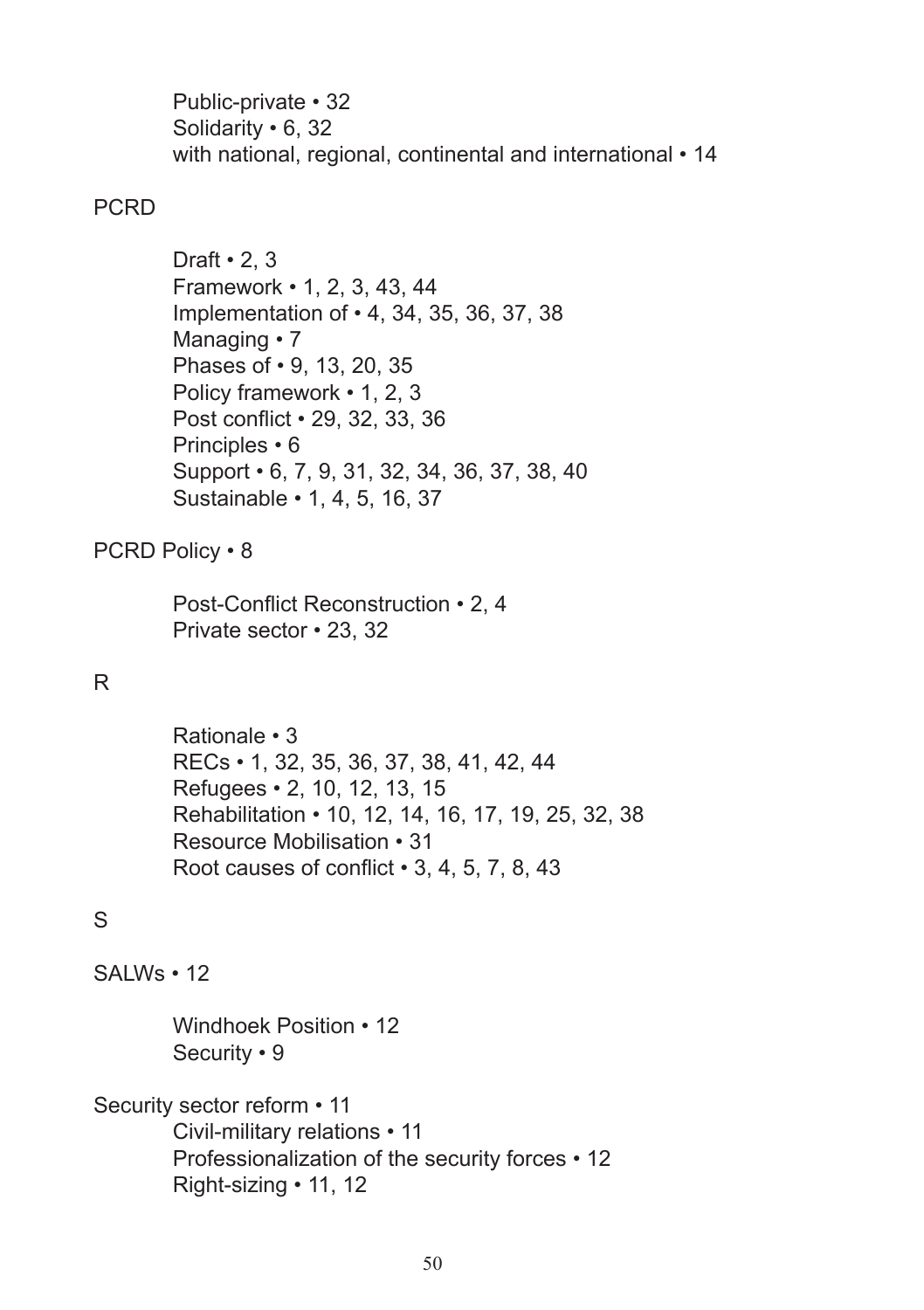Public-private • 32
Solidarity • 6, 32
with national, regional, continental and international • 14

PCRD

Draft • 2, 3
Framework • 1, 2, 3, 43, 44
Implementation of • 4, 34, 35, 36, 37, 38
Managing • 7
Phases of • 9, 13, 20, 35
Policy framework • 1, 2, 3
Post conflict • 29, 32, 33, 36
Principles • 6
Support • 6, 7, 9, 31, 32, 34, 36, 37, 38, 40
Sustainable • 1, 4, 5, 16, 37

PCRD Policy • 8

Post-Conflict Reconstruction • 2, 4
Private sector • 23, 32

R

Rationale • 3
RECs • 1, 32, 35, 36, 37, 38, 41, 42, 44
Refugees • 2, 10, 12, 13, 15
Rehabilitation • 10, 12, 14, 16, 17, 19, 25, 32, 38
Resource Mobilisation • 31
Root causes of conflict • 3, 4, 5, 7, 8, 43

S

SALWs • 12

Windhoek Position • 12
Security • 9

Security sector reform • 11
Civil-military relations • 11
Professionalization of the security forces • 12
Right-sizing • 11, 12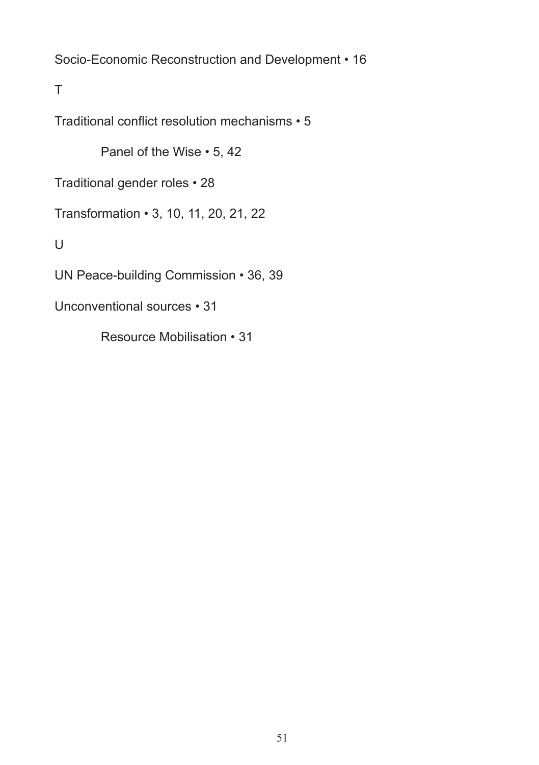Socio-Economic Reconstruction and Development • 16

T

Traditional conflict resolution mechanisms • 5

  Panel of the Wise • 5, 42

Traditional gender roles • 28

Transformation • 3, 10, 11, 20, 21, 22

U

UN Peace-building Commission • 36, 39

Unconventional sources • 31

  Resource Mobilisation • 31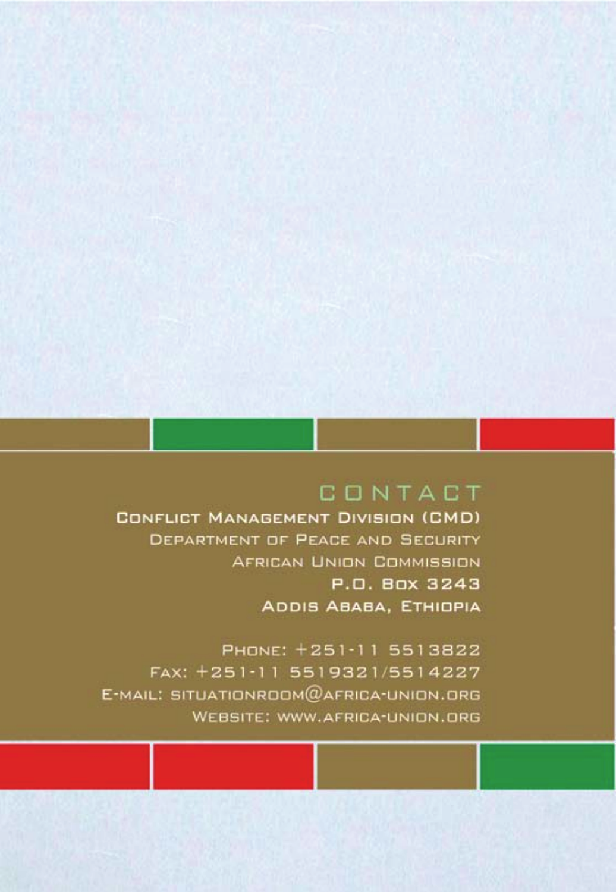# CONTACT

**CONFLICT MANAGEMENT DIVISION (CMD)**
DEPARTMENT OF PEACE AND SECURITY
AFRICAN UNION COMMISSION
**P.O. BOX 3243**
**ADDIS ABABA, ETHIOPIA**

PHONE: +251-11 5513822
FAX: +251-11 5519321/5514227
E-MAIL: SITUATIONROOM@AFRICA-UNION.ORG
WEBSITE: WWW.AFRICA-UNION.ORG